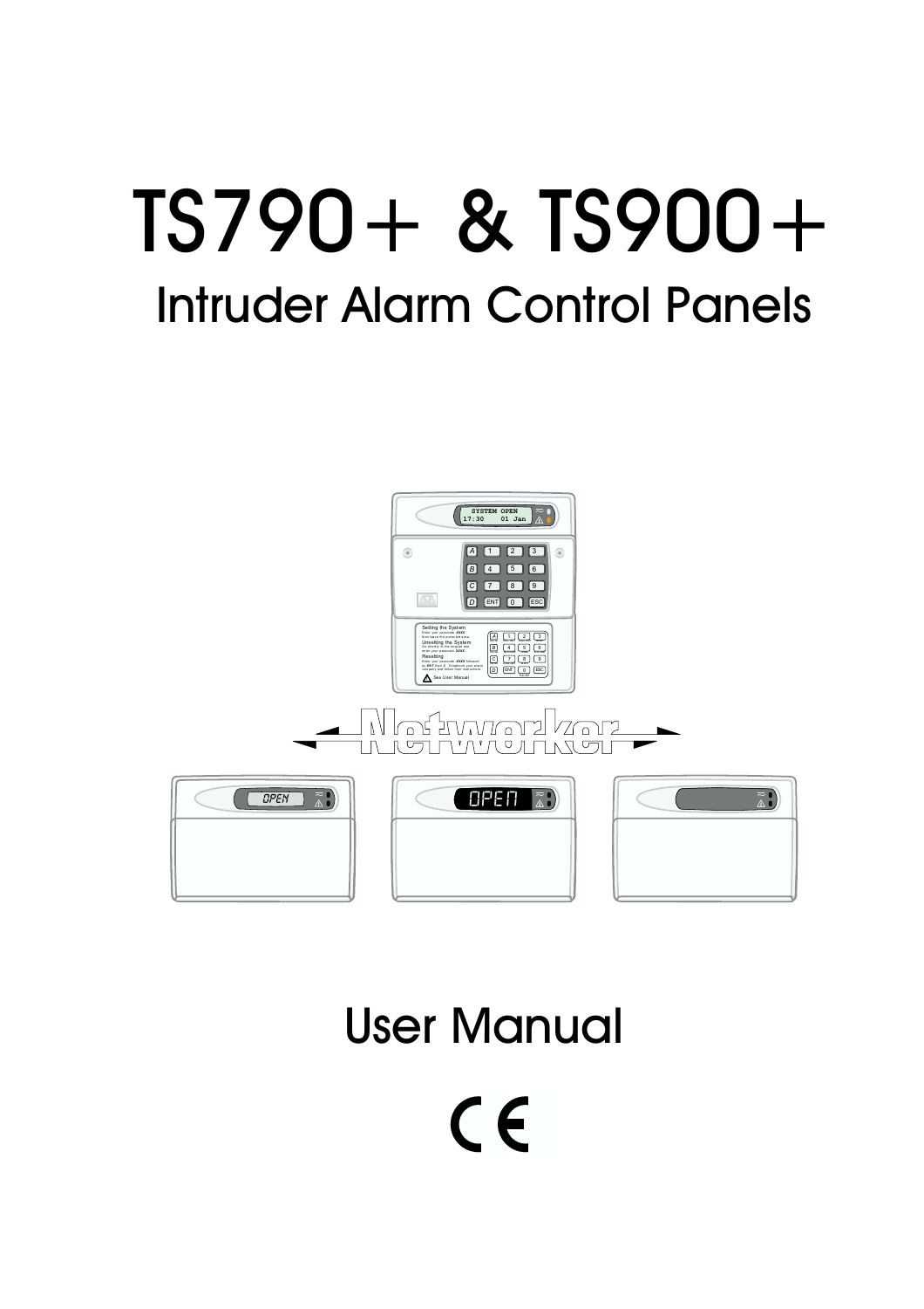# TS790+ & TS900+

## Intruder Alarm Control Panels

# User Manual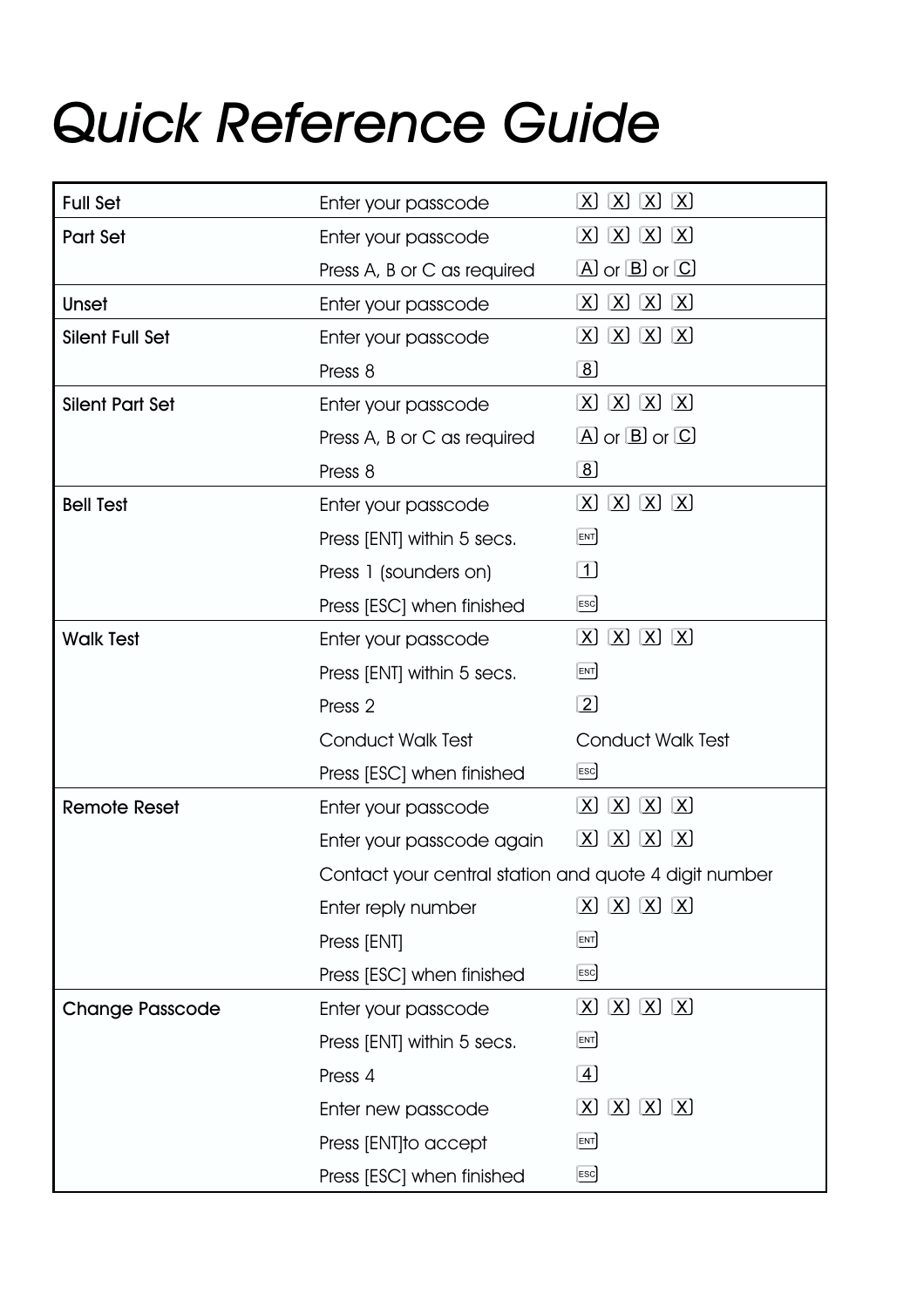# *Quick Reference Guide*

| | | |
|---|---|---|
| **Full Set** | Enter your passcode | [X] [X] [X] [X] |
| **Part Set** | Enter your passcode | [X] [X] [X] [X] |
| | Press A, B or C as required | [A] or [B] or [C] |
| **Unset** | Enter your passcode | [X] [X] [X] [X] |
| **Silent Full Set** | Enter your passcode | [X] [X] [X] [X] |
| | Press 8 | [8] |
| **Silent Part Set** | Enter your passcode | [X] [X] [X] [X] |
| | Press A, B or C as required | [A] or [B] or [C] |
| | Press 8 | [8] |
| **Bell Test** | Enter your passcode | [X] [X] [X] [X] |
| | Press [ENT] within 5 secs. | [ENT] |
| | Press 1 (sounders on) | [1] |
| | Press [ESC] when finished | [ESC] |
| **Walk Test** | Enter your passcode | [X] [X] [X] [X] |
| | Press [ENT] within 5 secs. | [ENT] |
| | Press 2 | [2] |
| | Conduct Walk Test | Conduct Walk Test |
| | Press [ESC] when finished | [ESC] |
| **Remote Reset** | Enter your passcode | [X] [X] [X] [X] |
| | Enter your passcode again | [X] [X] [X] [X] |
| | Contact your central station and quote 4 digit number | |
| | Enter reply number | [X] [X] [X] [X] |
| | Press [ENT] | [ENT] |
| | Press [ESC] when finished | [ESC] |
| **Change Passcode** | Enter your passcode | [X] [X] [X] [X] |
| | Press [ENT] within 5 secs. | [ENT] |
| | Press 4 | [4] |
| | Enter new passcode | [X] [X] [X] [X] |
| | Press [ENT]to accept | [ENT] |
| | Press [ESC] when finished | [ESC] |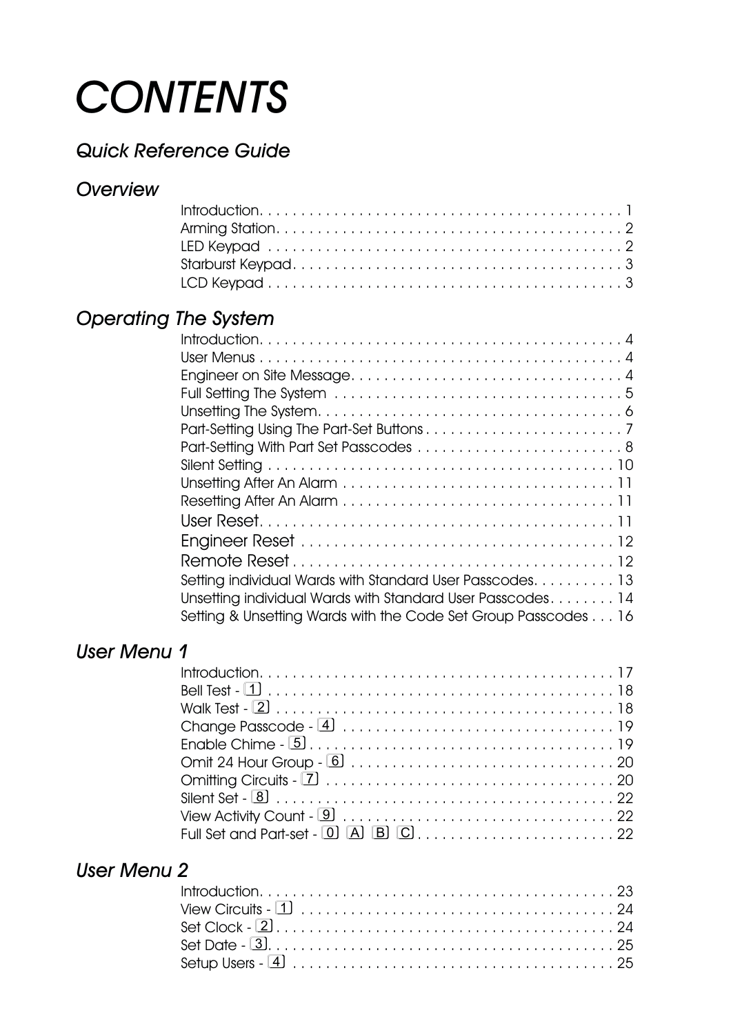# *CONTENTS*

## *Quick Reference Guide*

## *Overview*

Introduction. . . . . . . . . . . . . . . . . . . . . . . . . . . . . . . . . . . . . . . . . . . . . 1
Arming Station. . . . . . . . . . . . . . . . . . . . . . . . . . . . . . . . . . . . . . . . . . 2
LED Keypad . . . . . . . . . . . . . . . . . . . . . . . . . . . . . . . . . . . . . . . . . . . 2
Starburst Keypad. . . . . . . . . . . . . . . . . . . . . . . . . . . . . . . . . . . . . . . . 3
LCD Keypad . . . . . . . . . . . . . . . . . . . . . . . . . . . . . . . . . . . . . . . . . . . 3

## *Operating The System*

Introduction. . . . . . . . . . . . . . . . . . . . . . . . . . . . . . . . . . . . . . . . . . . . . 4
User Menus . . . . . . . . . . . . . . . . . . . . . . . . . . . . . . . . . . . . . . . . . . . . 4
Engineer on Site Message. . . . . . . . . . . . . . . . . . . . . . . . . . . . . . . . . 4
Full Setting The System . . . . . . . . . . . . . . . . . . . . . . . . . . . . . . . . . . . 5
Unsetting The System. . . . . . . . . . . . . . . . . . . . . . . . . . . . . . . . . . . . . 6
Part-Setting Using The Part-Set Buttons . . . . . . . . . . . . . . . . . . . . . . . . 7
Part-Setting With Part Set Passcodes . . . . . . . . . . . . . . . . . . . . . . . . . 8
Silent Setting . . . . . . . . . . . . . . . . . . . . . . . . . . . . . . . . . . . . . . . . . . 10
Unsetting After An Alarm . . . . . . . . . . . . . . . . . . . . . . . . . . . . . . . . . 11
Resetting After An Alarm . . . . . . . . . . . . . . . . . . . . . . . . . . . . . . . . . 11
User Reset. . . . . . . . . . . . . . . . . . . . . . . . . . . . . . . . . . . . . . . . . . . . 11
Engineer Reset . . . . . . . . . . . . . . . . . . . . . . . . . . . . . . . . . . . . . . . 12
Remote Reset . . . . . . . . . . . . . . . . . . . . . . . . . . . . . . . . . . . . . . . . 12
Setting individual Wards with Standard User Passcodes. . . . . . . . . . . 13
Unsetting individual Wards with Standard User Passcodes . . . . . . . . 14
Setting & Unsetting Wards with the Code Set Group Passcodes . . . 16

## *User Menu 1*

Introduction. . . . . . . . . . . . . . . . . . . . . . . . . . . . . . . . . . . . . . . . . . . 17
Bell Test - [1] . . . . . . . . . . . . . . . . . . . . . . . . . . . . . . . . . . . . . . . . . . 18
Walk Test - [2] . . . . . . . . . . . . . . . . . . . . . . . . . . . . . . . . . . . . . . . . . 18
Change Passcode - [4] . . . . . . . . . . . . . . . . . . . . . . . . . . . . . . . . . 19
Enable Chime - [5]. . . . . . . . . . . . . . . . . . . . . . . . . . . . . . . . . . . . . . 19
Omit 24 Hour Group - [6] . . . . . . . . . . . . . . . . . . . . . . . . . . . . . . . . 20
Omitting Circuits - [7] . . . . . . . . . . . . . . . . . . . . . . . . . . . . . . . . . . . 20
Silent Set - [8] . . . . . . . . . . . . . . . . . . . . . . . . . . . . . . . . . . . . . . . . . 22
View Activity Count - [9] . . . . . . . . . . . . . . . . . . . . . . . . . . . . . . . . . 22
Full Set and Part-set - [0] [A] [B] [C]. . . . . . . . . . . . . . . . . . . . . . . . . 22

## *User Menu 2*

Introduction. . . . . . . . . . . . . . . . . . . . . . . . . . . . . . . . . . . . . . . . . . . 23
View Circuits - [1] . . . . . . . . . . . . . . . . . . . . . . . . . . . . . . . . . . . . . . 24
Set Clock - [2]. . . . . . . . . . . . . . . . . . . . . . . . . . . . . . . . . . . . . . . . . 24
Set Date - [3]. . . . . . . . . . . . . . . . . . . . . . . . . . . . . . . . . . . . . . . . . . 25
Setup Users - [4] . . . . . . . . . . . . . . . . . . . . . . . . . . . . . . . . . . . . . . . 25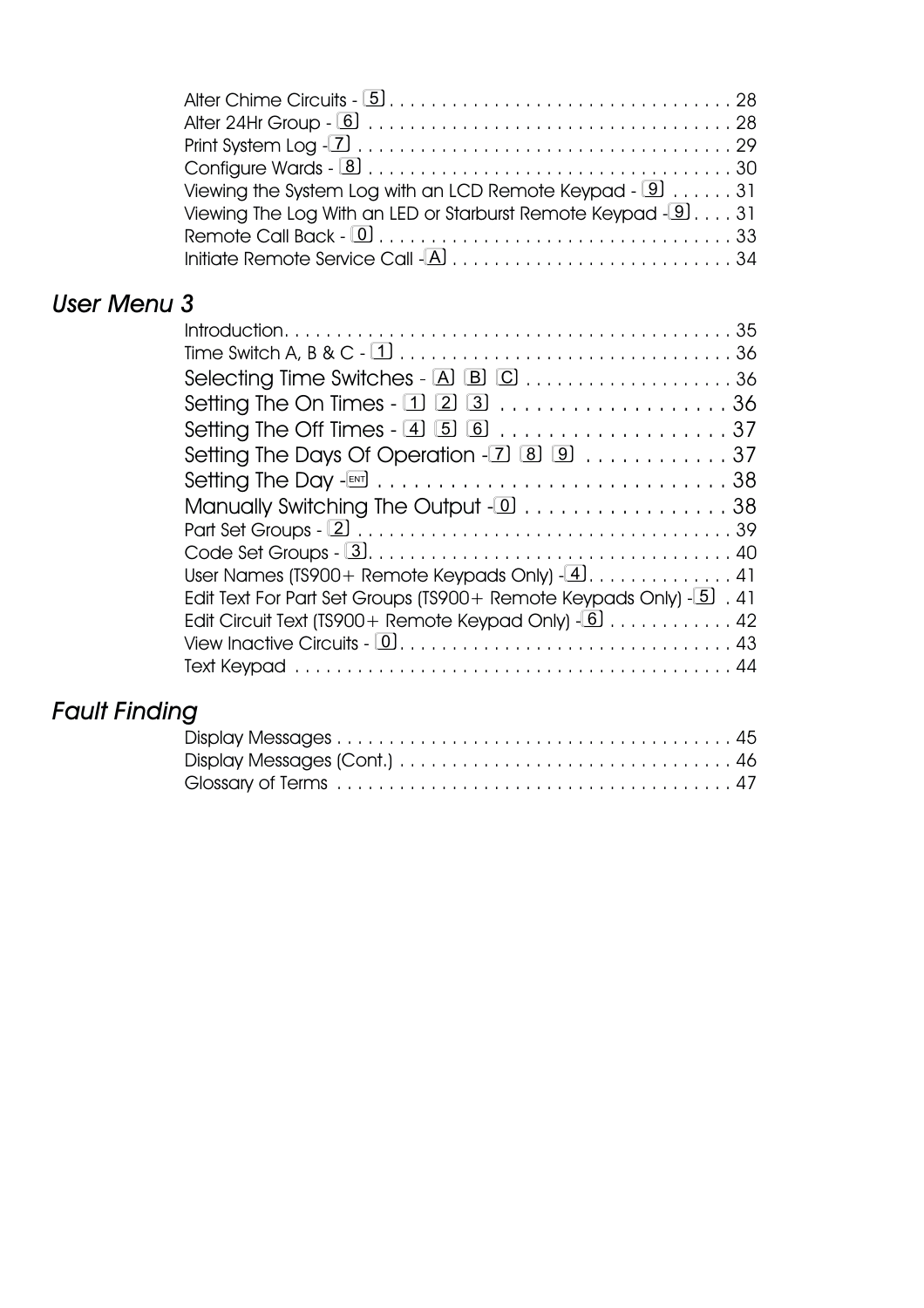Alter Chime Circuits - [5] . . . . . . . . . . . . . . . . . . . . . . . . . . . . . . . . . 28
Alter 24Hr Group - [6] . . . . . . . . . . . . . . . . . . . . . . . . . . . . . . . . . . 28
Print System Log -[7] . . . . . . . . . . . . . . . . . . . . . . . . . . . . . . . . . . . 29
Configure Wards - [8] . . . . . . . . . . . . . . . . . . . . . . . . . . . . . . . . . . 30
Viewing the System Log with an LCD Remote Keypad - [9] . . . . . . 31
Viewing The Log With an LED or Starburst Remote Keypad -[9] . . . . 31
Remote Call Back - [0] . . . . . . . . . . . . . . . . . . . . . . . . . . . . . . . . . . 33
Initiate Remote Service Call -[A] . . . . . . . . . . . . . . . . . . . . . . . . . . 34

## *User Menu 3*

Introduction. . . . . . . . . . . . . . . . . . . . . . . . . . . . . . . . . . . . . . . . . . . 35
Time Switch A, B & C - [1] . . . . . . . . . . . . . . . . . . . . . . . . . . . . . . . . 36
Selecting Time Switches - [A] [B] [C] . . . . . . . . . . . . . . . . . . . . 36
Setting The On Times - [1] [2] [3] . . . . . . . . . . . . . . . . . . . . 36
Setting The Off Times - [4] [5] [6] . . . . . . . . . . . . . . . . . . . . 37
Setting The Days Of Operation -[7] [8] [9] . . . . . . . . . . . . 37
Setting The Day -[ENT] . . . . . . . . . . . . . . . . . . . . . . . . . . . . . 38
Manually Switching The Output -[0] . . . . . . . . . . . . . . . . . . 38
Part Set Groups - [2] . . . . . . . . . . . . . . . . . . . . . . . . . . . . . . . . . . . 39
Code Set Groups - [3]. . . . . . . . . . . . . . . . . . . . . . . . . . . . . . . . . . . 40
User Names (TS900+ Remote Keypads Only) -[4]. . . . . . . . . . . . . . 41
Edit Text For Part Set Groups (TS900+ Remote Keypads Only) -[5] . 41
Edit Circuit Text (TS900+ Remote Keypad Only) -[6] . . . . . . . . . . . . 42
View Inactive Circuits - [0]. . . . . . . . . . . . . . . . . . . . . . . . . . . . . . . . 43
Text Keypad . . . . . . . . . . . . . . . . . . . . . . . . . . . . . . . . . . . . . . . . . . 44

## *Fault Finding*

Display Messages . . . . . . . . . . . . . . . . . . . . . . . . . . . . . . . . . . . . . . 45
Display Messages (Cont.) . . . . . . . . . . . . . . . . . . . . . . . . . . . . . . . . 46
Glossary of Terms . . . . . . . . . . . . . . . . . . . . . . . . . . . . . . . . . . . . . . 47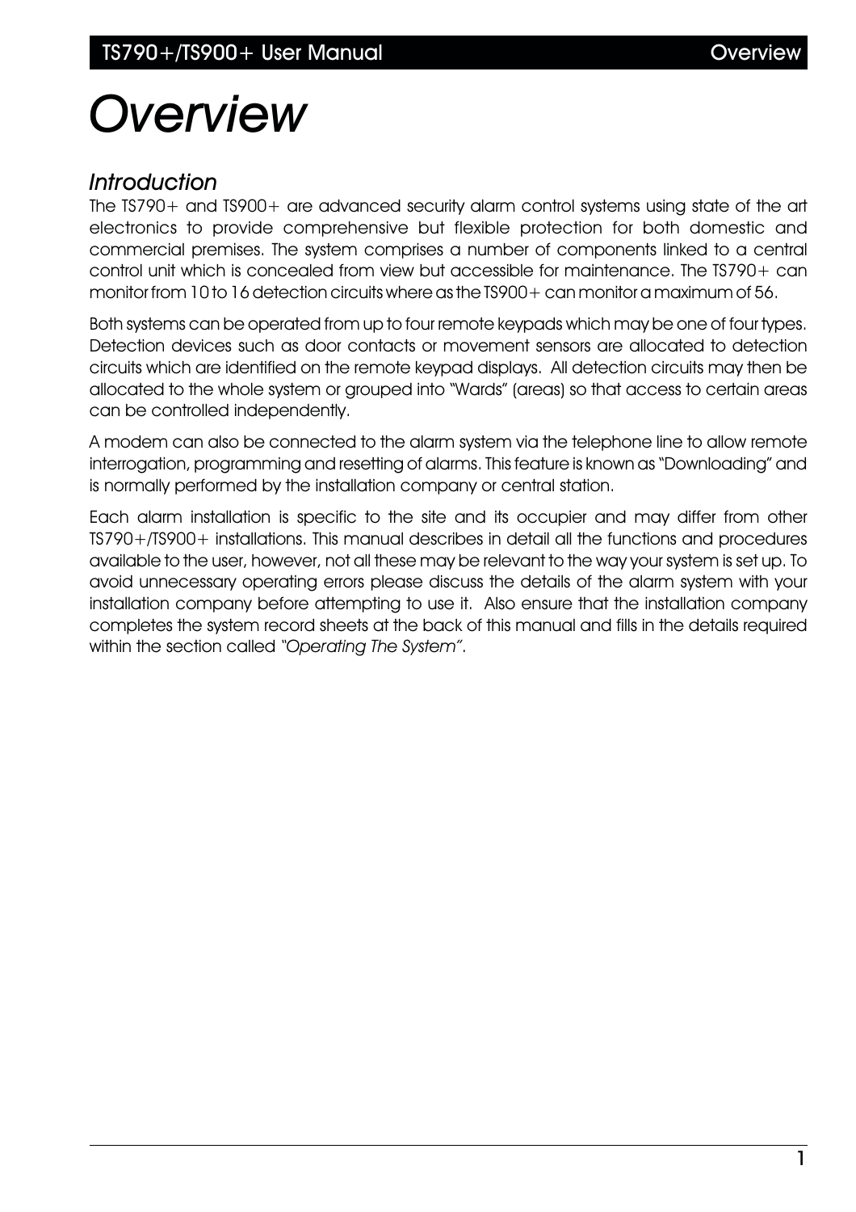# *Overview*

## *Introduction*

The TS790+ and TS900+ are advanced security alarm control systems using state of the art electronics to provide comprehensive but flexible protection for both domestic and commercial premises. The system comprises a number of components linked to a central control unit which is concealed from view but accessible for maintenance. The TS790+ can monitor from 10 to 16 detection circuits where as the TS900+ can monitor a maximum of 56.

Both systems can be operated from up to four remote keypads which may be one of four types. Detection devices such as door contacts or movement sensors are allocated to detection circuits which are identified on the remote keypad displays. All detection circuits may then be allocated to the whole system or grouped into "Wards" (areas) so that access to certain areas can be controlled independently.

A modem can also be connected to the alarm system via the telephone line to allow remote interrogation, programming and resetting of alarms. This feature is known as "Downloading" and is normally performed by the installation company or central station.

Each alarm installation is specific to the site and its occupier and may differ from other TS790+/TS900+ installations. This manual describes in detail all the functions and procedures available to the user, however, not all these may be relevant to the way your system is set up. To avoid unnecessary operating errors please discuss the details of the alarm system with your installation company before attempting to use it. Also ensure that the installation company completes the system record sheets at the back of this manual and fills in the details required within the section called *"Operating The System"*.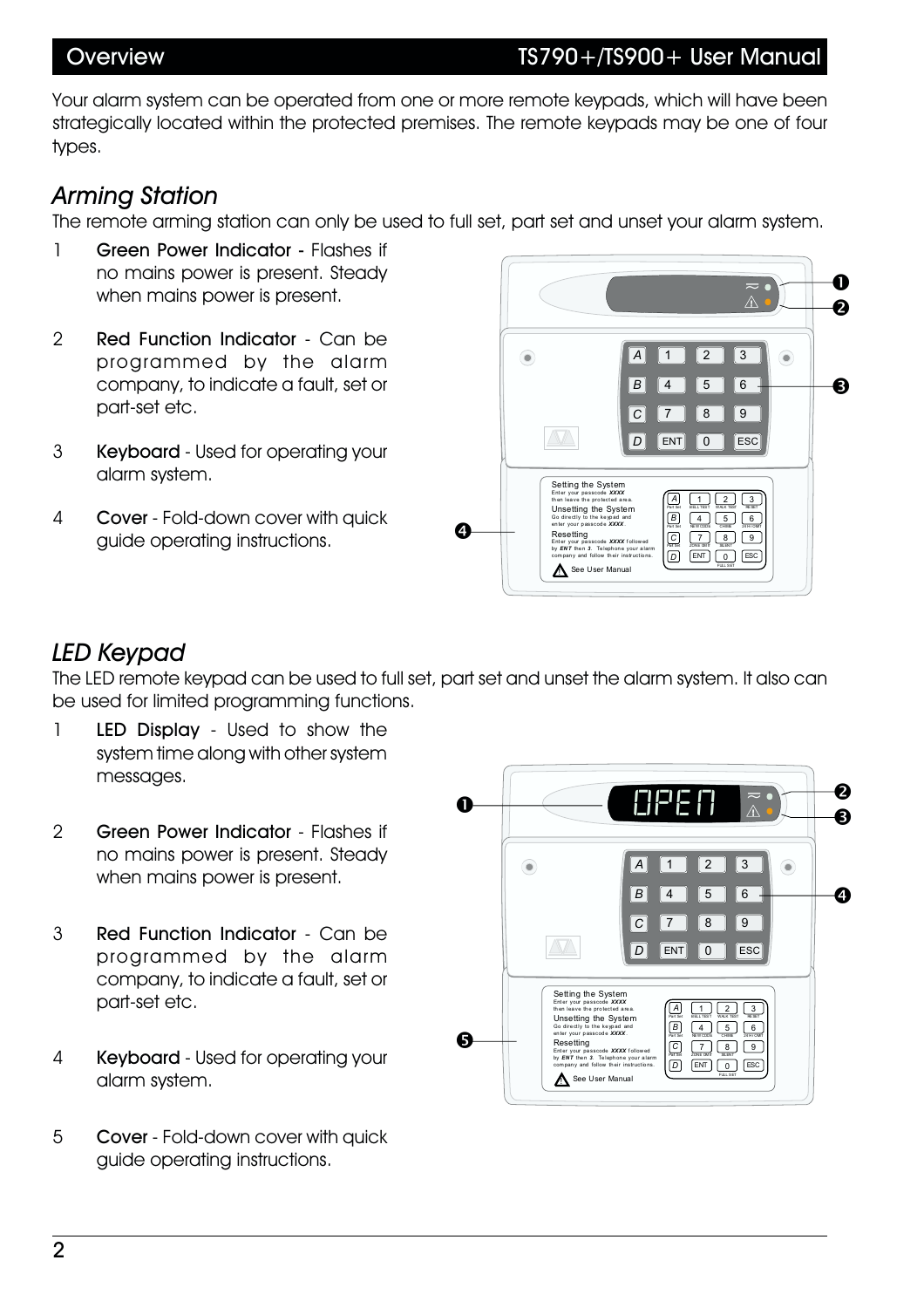Your alarm system can be operated from one or more remote keypads, which will have been strategically located within the protected premises. The remote keypads may be one of four types.

## *Arming Station*

The remote arming station can only be used to full set, part set and unset your alarm system.

1 **Green Power Indicator** - Flashes if no mains power is present. Steady when mains power is present.

2 **Red Function Indicator** - Can be programmed by the alarm company, to indicate a fault, set or part-set etc.

3 **Keyboard** - Used for operating your alarm system.

4 **Cover** - Fold-down cover with quick guide operating instructions.

## *LED Keypad*

The LED remote keypad can be used to full set, part set and unset the alarm system. It also can be used for limited programming functions.

1 **LED Display** - Used to show the system time along with other system messages.

2 **Green Power Indicator** - Flashes if no mains power is present. Steady when mains power is present.

3 **Red Function Indicator** - Can be programmed by the alarm company, to indicate a fault, set or part-set etc.

4 **Keyboard** - Used for operating your alarm system.

5 **Cover** - Fold-down cover with quick guide operating instructions.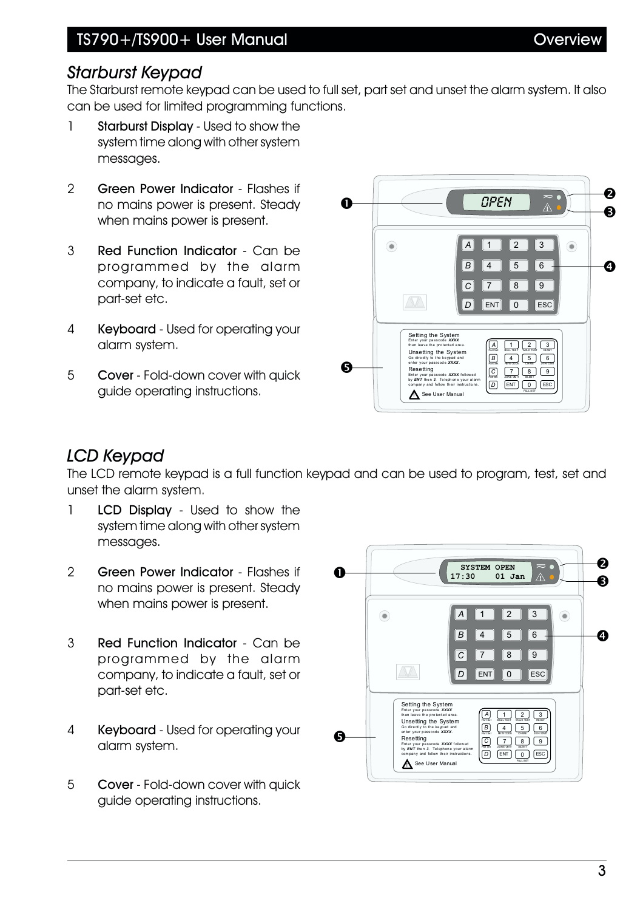## Starburst Keypad

The Starburst remote keypad can be used to full set, part set and unset the alarm system. It also can be used for limited programming functions.

1. **Starburst Display** - Used to show the system time along with other system messages.
2. **Green Power Indicator** - Flashes if no mains power is present. Steady when mains power is present.
3. **Red Function Indicator** - Can be programmed by the alarm company, to indicate a fault, set or part-set etc.
4. **Keyboard** - Used for operating your alarm system.
5. **Cover** - Fold-down cover with quick guide operating instructions.

## LCD Keypad

The LCD remote keypad is a full function keypad and can be used to program, test, set and unset the alarm system.

1. **LCD Display** - Used to show the system time along with other system messages.
2. **Green Power Indicator** - Flashes if no mains power is present. Steady when mains power is present.
3. **Red Function Indicator** - Can be programmed by the alarm company, to indicate a fault, set or part-set etc.
4. **Keyboard** - Used for operating your alarm system.
5. **Cover** - Fold-down cover with quick guide operating instructions.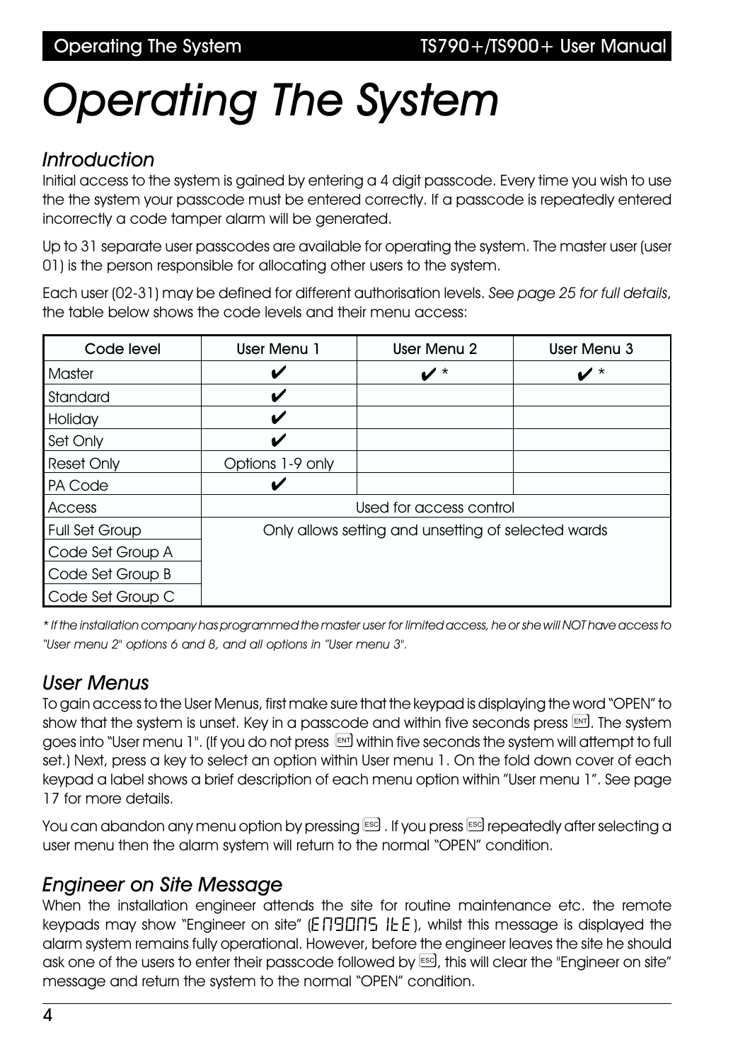# Operating The System

## Introduction

Initial access to the system is gained by entering a 4 digit passcode. Every time you wish to use the the system your passcode must be entered correctly. If a passcode is repeatedly entered incorrectly a code tamper alarm will be generated.

Up to 31 separate user passcodes are available for operating the system. The master user (user 01) is the person responsible for allocating other users to the system.

Each user (02-31) may be defined for different authorisation levels. *See page 25 for full details*, the table below shows the code levels and their menu access:

| Code level | User Menu 1 | User Menu 2 | User Menu 3 |
|---|---|---|---|
| Master | ✔ | ✔ * | ✔ * |
| Standard | ✔ | | |
| Holiday | ✔ | | |
| Set Only | ✔ | | |
| Reset Only | Options 1-9 only | | |
| PA Code | ✔ | | |
| Access | Used for access control | | |
| Full Set Group | Only allows setting and unsetting of selected wards | | |
| Code Set Group A | | | |
| Code Set Group B | | | |
| Code Set Group C | | | |

*\* If the installation company has programmed the master user for limited access, he or she will NOT have access to "User menu 2" options 6 and 8, and all options in "User menu 3".*

## User Menus

To gain access to the User Menus, first make sure that the keypad is displaying the word "OPEN" to show that the system is unset. Key in a passcode and within five seconds press ENT. The system goes into "User menu 1". (If you do not press ENT within five seconds the system will attempt to full set.) Next, press a key to select an option within User menu 1. On the fold down cover of each keypad a label shows a brief description of each menu option within "User menu 1". See page 17 for more details.

You can abandon any menu option by pressing ESC . If you press ESC repeatedly after selecting a user menu then the alarm system will return to the normal "OPEN" condition.

## Engineer on Site Message

When the installation engineer attends the site for routine maintenance etc. the remote keypads may show "Engineer on site" (ENGONS ItE), whilst this message is displayed the alarm system remains fully operational. However, before the engineer leaves the site he should ask one of the users to enter their passcode followed by ESC, this will clear the "Engineer on site" message and return the system to the normal "OPEN" condition.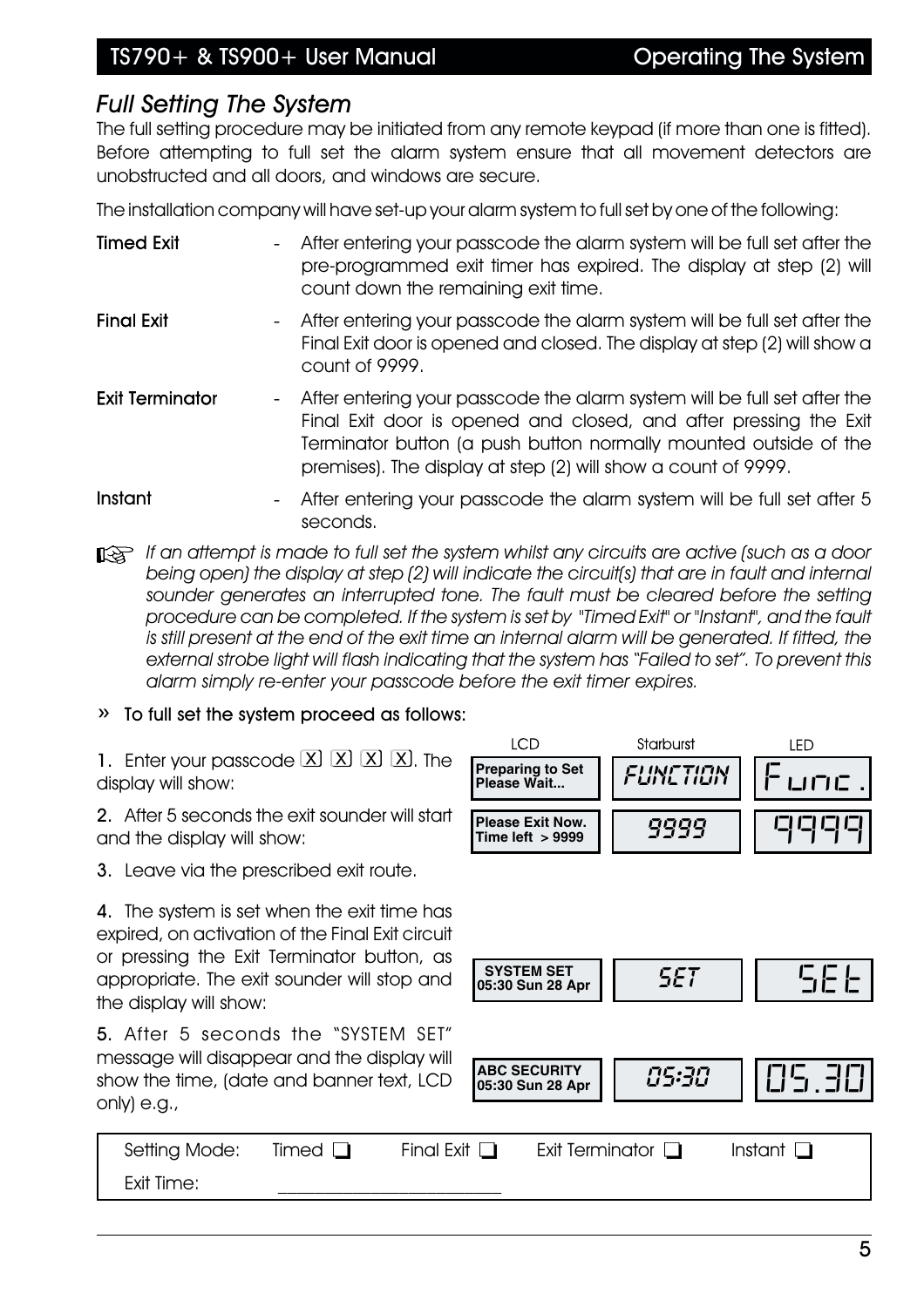## Full Setting The System

The full setting procedure may be initiated from any remote keypad (if more than one is fitted). Before attempting to full set the alarm system ensure that all movement detectors are unobstructed and all doors, and windows are secure.

The installation company will have set-up your alarm system to full set by one of the following:

**Timed Exit** - After entering your passcode the alarm system will be full set after the pre-programmed exit timer has expired. The display at step (2) will count down the remaining exit time.

**Final Exit** - After entering your passcode the alarm system will be full set after the Final Exit door is opened and closed. The display at step (2) will show a count of 9999.

**Exit Terminator** - After entering your passcode the alarm system will be full set after the Final Exit door is opened and closed, and after pressing the Exit Terminator button (a push button normally mounted outside of the premises). The display at step (2) will show a count of 9999.

**Instant** - After entering your passcode the alarm system will be full set after 5 seconds.

☞ *If an attempt is made to full set the system whilst any circuits are active (such as a door being open) the display at step (2) will indicate the circuit(s) that are in fault and internal sounder generates an interrupted tone. The fault must be cleared before the setting procedure can be completed. If the system is set by "Timed Exit" or "Instant", and the fault is still present at the end of the exit time an internal alarm will be generated. If fitted, the external strobe light will flash indicating that the system has "Failed to set". To prevent this alarm simply re-enter your passcode before the exit timer expires.*

» **To full set the system proceed as follows:**

| Step | LCD | Starburst | LED |
|---|---|---|---|
| **1.** Enter your passcode [X] [X] [X] [X]. The display will show: | Preparing to Set Please Wait... | FUNCTION | Func. |
| **2.** After 5 seconds the exit sounder will start and the display will show: | Please Exit Now. Time left > 9999 | 9999 | 9999 |
| **3.** Leave via the prescribed exit route. | | | |
| **4.** The system is set when the exit time has expired, on activation of the Final Exit circuit or pressing the Exit Terminator button, as appropriate. The exit sounder will stop and the display will show: | SYSTEM SET 05:30 Sun 28 Apr | SET | SEt |
| **5.** After 5 seconds the "SYSTEM SET" message will disappear and the display will show the time, (date and banner text, LCD only) e.g., | ABC SECURITY 05:30 Sun 28 Apr | 05:30 | 05.30 |

| Setting Mode: | Timed ❑ | Final Exit ❑ | Exit Terminator ❑ | Instant ❑ |
|---|---|---|---|---|
| Exit Time: | ____________________ | | | |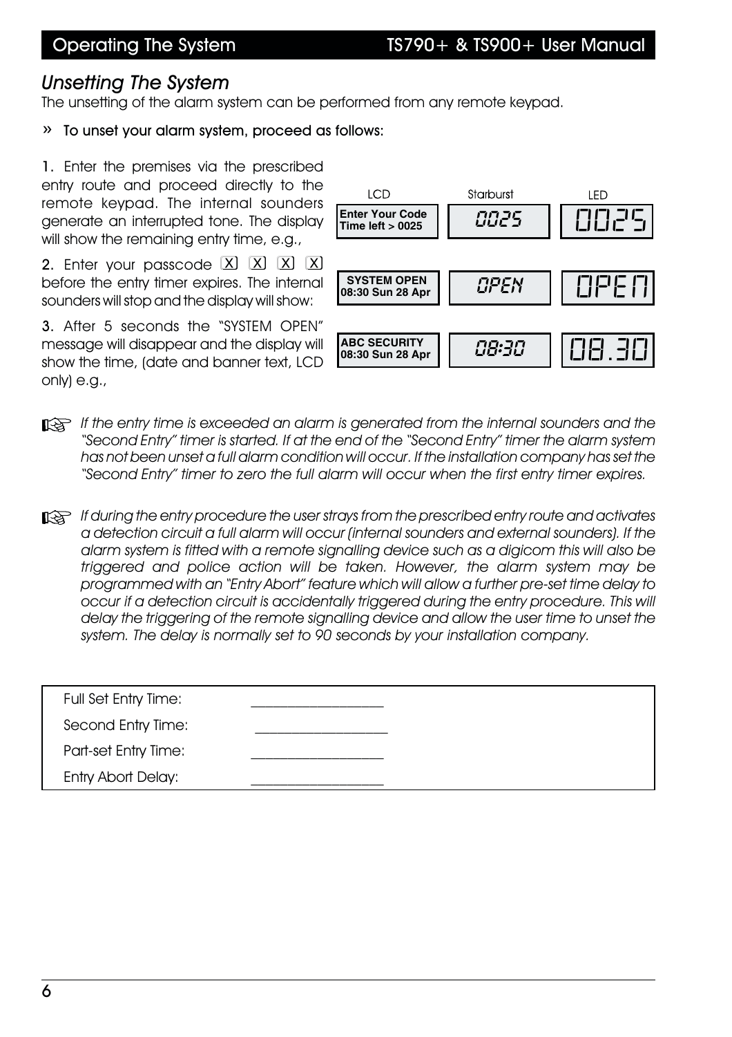## Unsetting The System

The unsetting of the alarm system can be performed from any remote keypad.

» **To unset your alarm system, proceed as follows:**

**1.** Enter the premises via the prescribed entry route and proceed directly to the remote keypad. The internal sounders generate an interrupted tone. The display will show the remaining entry time, e.g.,

| LCD | Starburst | LED |
|---|---|---|
| Enter Your Code<br>Time left > 0025 | 0025 | 0025 |

**2.** Enter your passcode [X] [X] [X] [X] before the entry timer expires. The internal sounders will stop and the display will show:

| LCD | Starburst | LED |
|---|---|---|
| SYSTEM OPEN<br>08:30 Sun 28 Apr | OPEN | OPEN |

**3.** After 5 seconds the "SYSTEM OPEN" message will disappear and the display will show the time, (date and banner text, LCD only) e.g.,

| LCD | Starburst | LED |
|---|---|---|
| ABC SECURITY<br>08:30 Sun 28 Apr | 08:30 | 08.30 |

☞ *If the entry time is exceeded an alarm is generated from the internal sounders and the "Second Entry" timer is started. If at the end of the "Second Entry" timer the alarm system has not been unset a full alarm condition will occur. If the installation company has set the "Second Entry" timer to zero the full alarm will occur when the first entry timer expires.*

☞ *If during the entry procedure the user strays from the prescribed entry route and activates a detection circuit a full alarm will occur (internal sounders and external sounders). If the alarm system is fitted with a remote signalling device such as a digicom this will also be triggered and police action will be taken. However, the alarm system may be programmed with an "Entry Abort" feature which will allow a further pre-set time delay to occur if a detection circuit is accidentally triggered during the entry procedure. This will delay the triggering of the remote signalling device and allow the user time to unset the system. The delay is normally set to 90 seconds by your installation company.*

| | |
|---|---|
| Full Set Entry Time: | __________________ |
| Second Entry Time: | __________________ |
| Part-set Entry Time: | __________________ |
| Entry Abort Delay: | __________________ |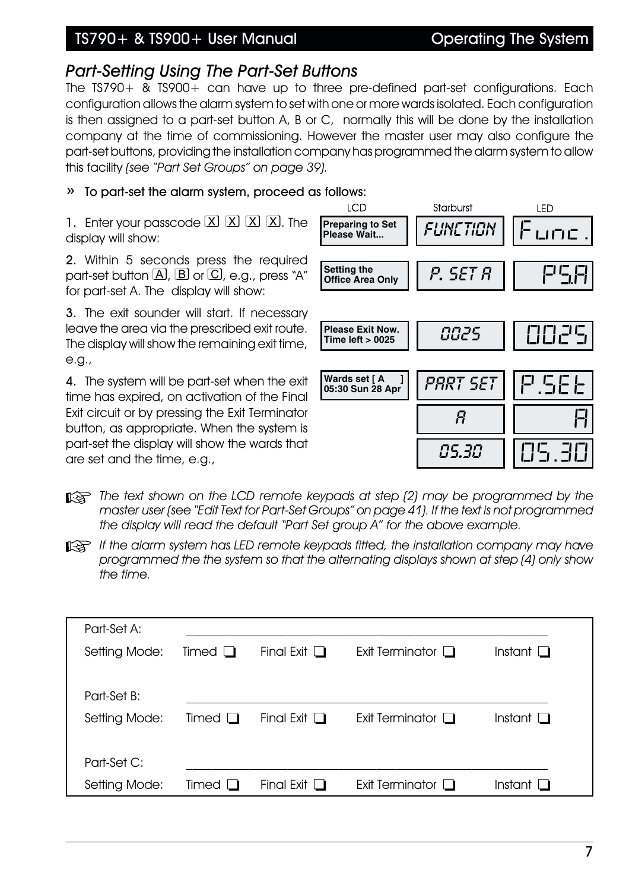## Part-Setting Using The Part-Set Buttons

The TS790+ & TS900+ can have up to three pre-defined part-set configurations. Each configuration allows the alarm system to set with one or more wards isolated. Each configuration is then assigned to a part-set button A, B or C, normally this will be done by the installation company at the time of commissioning. However the master user may also configure the part-set buttons, providing the installation company has programmed the alarm system to allow this facility *(see "Part Set Groups" on page 39).*

» To part-set the alarm system, proceed as follows:

1. Enter your passcode [X] [X] [X] [X]. The display will show:

2. Within 5 seconds press the required part-set button [A], [B] or [C], e.g., press "A" for part-set A. The display will show:

3. The exit sounder will start. If necessary leave the area via the prescribed exit route. The display will show the remaining exit time, e.g.,

4. The system will be part-set when the exit time has expired, on activation of the Final Exit circuit or by pressing the Exit Terminator button, as appropriate. When the system is part-set the display will show the wards that are set and the time, e.g.,

| Step | LCD | Starburst | LED |
|---|---|---|---|
| 1 | Preparing to Set Please Wait... | FUNCTION | Func. |
| 2 | Setting the Office Area Only | P. SET A | PS.A |
| 3 | Please Exit Now. Time left > 0025 | 0025 | 0025 |
| 4 | Wards set [ A ] 05:30 Sun 28 Apr | PART SET / A / 05.30 | P.SEt / A / 05.30 |

☞ *The text shown on the LCD remote keypads at step (2) may be programmed by the master user (see "Edit Text for Part-Set Groups" on page 41). If the text is not programmed the display will read the default "Part Set group A" for the above example.*

☞ *If the alarm system has LED remote keypads fitted, the installation company may have programmed the the system so that the alternating displays shown at step (4) only show the time.*

| | | | | |
|---|---|---|---|---|
| Part-Set A: | ________________ | | | |
| Setting Mode: | Timed ❑ | Final Exit ❑ | Exit Terminator ❑ | Instant ❑ |
| Part-Set B: | ________________ | | | |
| Setting Mode: | Timed ❑ | Final Exit ❑ | Exit Terminator ❑ | Instant ❑ |
| Part-Set C: | ________________ | | | |
| Setting Mode: | Timed ❑ | Final Exit ❑ | Exit Terminator ❑ | Instant ❑ |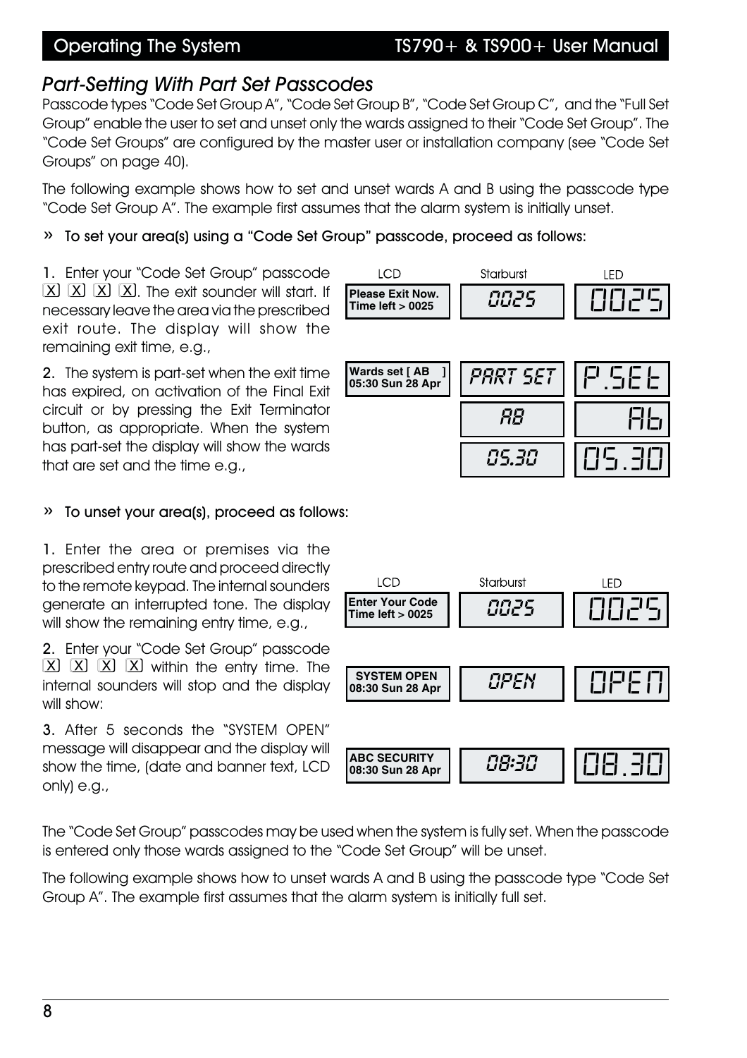## Part-Setting With Part Set Passcodes

Passcode types "Code Set Group A", "Code Set Group B", "Code Set Group C", and the "Full Set Group" enable the user to set and unset only the wards assigned to their "Code Set Group". The "Code Set Groups" are configured by the master user or installation company (see "Code Set Groups" on page 40).

The following example shows how to set and unset wards A and B using the passcode type "Code Set Group A". The example first assumes that the alarm system is initially unset.

» **To set your area(s) using a "Code Set Group" passcode, proceed as follows:**

**1.** Enter your "Code Set Group" passcode X X X X. The exit sounder will start. If necessary leave the area via the prescribed exit route. The display will show the remaining exit time, e.g.,

| LCD | Starburst | LED |
|---|---|---|
| Please Exit Now. Time left > 0025 | 0025 | 0025 |

**2.** The system is part-set when the exit time has expired, on activation of the Final Exit circuit or by pressing the Exit Terminator button, as appropriate. When the system has part-set the display will show the wards that are set and the time e.g.,

| LCD | Starburst | LED |
|---|---|---|
| Wards set [ AB ] 05:30 Sun 28 Apr | PART SET | P.SEt |
| | AB | Ab |
| | 05.30 | 05.30 |

» **To unset your area(s), proceed as follows:**

**1.** Enter the area or premises via the prescribed entry route and proceed directly to the remote keypad. The internal sounders generate an interrupted tone. The display will show the remaining entry time, e.g.,

| LCD | Starburst | LED |
|---|---|---|
| Enter Your Code Time left > 0025 | 0025 | 0025 |

**2.** Enter your "Code Set Group" passcode X X X X within the entry time. The internal sounders will stop and the display will show:

| LCD | Starburst | LED |
|---|---|---|
| SYSTEM OPEN 08:30 Sun 28 Apr | OPEN | OPEN |

**3.** After 5 seconds the "SYSTEM OPEN" message will disappear and the display will show the time, (date and banner text, LCD only) e.g.,

| LCD | Starburst | LED |
|---|---|---|
| ABC SECURITY 08:30 Sun 28 Apr | 08:30 | 08.30 |

The "Code Set Group" passcodes may be used when the system is fully set. When the passcode is entered only those wards assigned to the "Code Set Group" will be unset.

The following example shows how to unset wards A and B using the passcode type "Code Set Group A". The example first assumes that the alarm system is initially full set.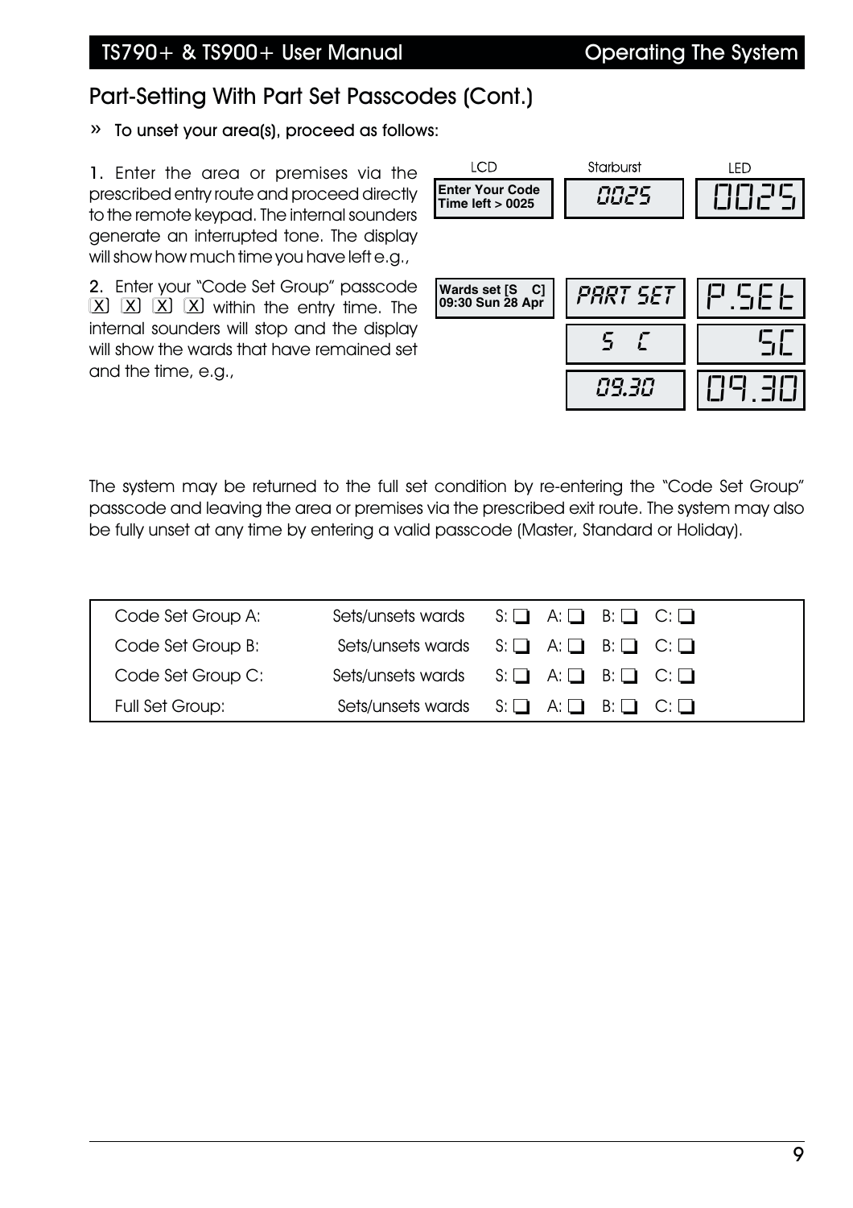## Part-Setting With Part Set Passcodes (Cont.)

» **To unset your area(s), proceed as follows:**

**1.** Enter the area or premises via the prescribed entry route and proceed directly to the remote keypad. The internal sounders generate an interrupted tone. The display will show how much time you have left e.g.,

| LCD | Starburst | LED |
|---|---|---|
| Enter Your Code<br>Time left > 0025 | 0025 | 0025 |

**2.** Enter your "Code Set Group" passcode X X X X within the entry time. The internal sounders will stop and the display will show the wards that have remained set and the time, e.g.,

| LCD | Starburst | LED |
|---|---|---|
| Wards set [S C]<br>09:30 Sun 28 Apr | PART SET | P.SEt |
| | S C | SC |
| | 09.30 | 09.30 |

The system may be returned to the full set condition by re-entering the "Code Set Group" passcode and leaving the area or premises via the prescribed exit route. The system may also be fully unset at any time by entering a valid passcode (Master, Standard or Holiday).

| | | |
|---|---|---|
| Code Set Group A: | Sets/unsets wards | S: ❑ A: ❑ B: ❑ C: ❑ |
| Code Set Group B: | Sets/unsets wards | S: ❑ A: ❑ B: ❑ C: ❑ |
| Code Set Group C: | Sets/unsets wards | S: ❑ A: ❑ B: ❑ C: ❑ |
| Full Set Group: | Sets/unsets wards | S: ❑ A: ❑ B: ❑ C: ❑ |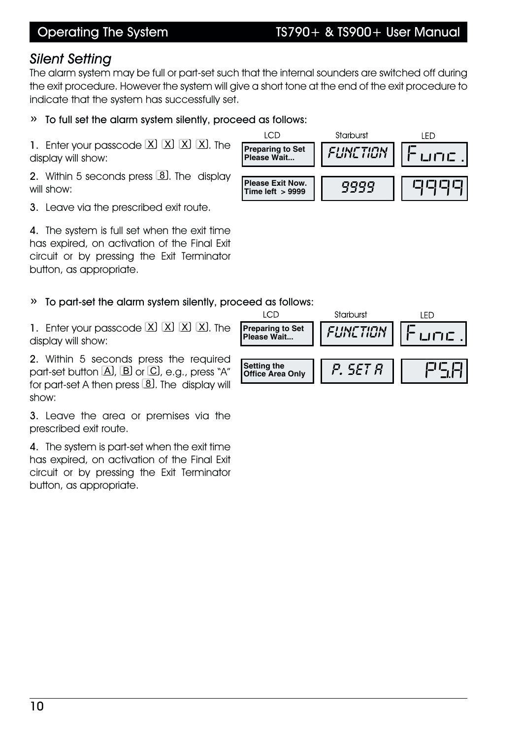## Silent Setting

The alarm system may be full or part-set such that the internal sounders are switched off during the exit procedure. However the system will give a short tone at the end of the exit procedure to indicate that the system has successfully set.

» To full set the alarm system silently, proceed as follows:

1. Enter your passcode [X] [X] [X] [X]. The display will show:

2. Within 5 seconds press [8]. The display will show:

| LCD | Starburst | LED |
|---|---|---|
| Preparing to Set Please Wait... | FUNCTION | Func. |
| Please Exit Now. Time left > 9999 | 9999 | 9999 |

3. Leave via the prescribed exit route.

4. The system is full set when the exit time has expired, on activation of the Final Exit circuit or by pressing the Exit Terminator button, as appropriate.

» To part-set the alarm system silently, proceed as follows:

1. Enter your passcode [X] [X] [X] [X]. The display will show:

2. Within 5 seconds press the required part-set button [A], [B] or [C], e.g., press "A" for part-set A then press [8]. The display will show:

| LCD | Starburst | LED |
|---|---|---|
| Preparing to Set Please Wait... | FUNCTION | Func. |
| Setting the Office Area Only | P. SET A | PS.A |

3. Leave the area or premises via the prescribed exit route.

4. The system is part-set when the exit time has expired, on activation of the Final Exit circuit or by pressing the Exit Terminator button, as appropriate.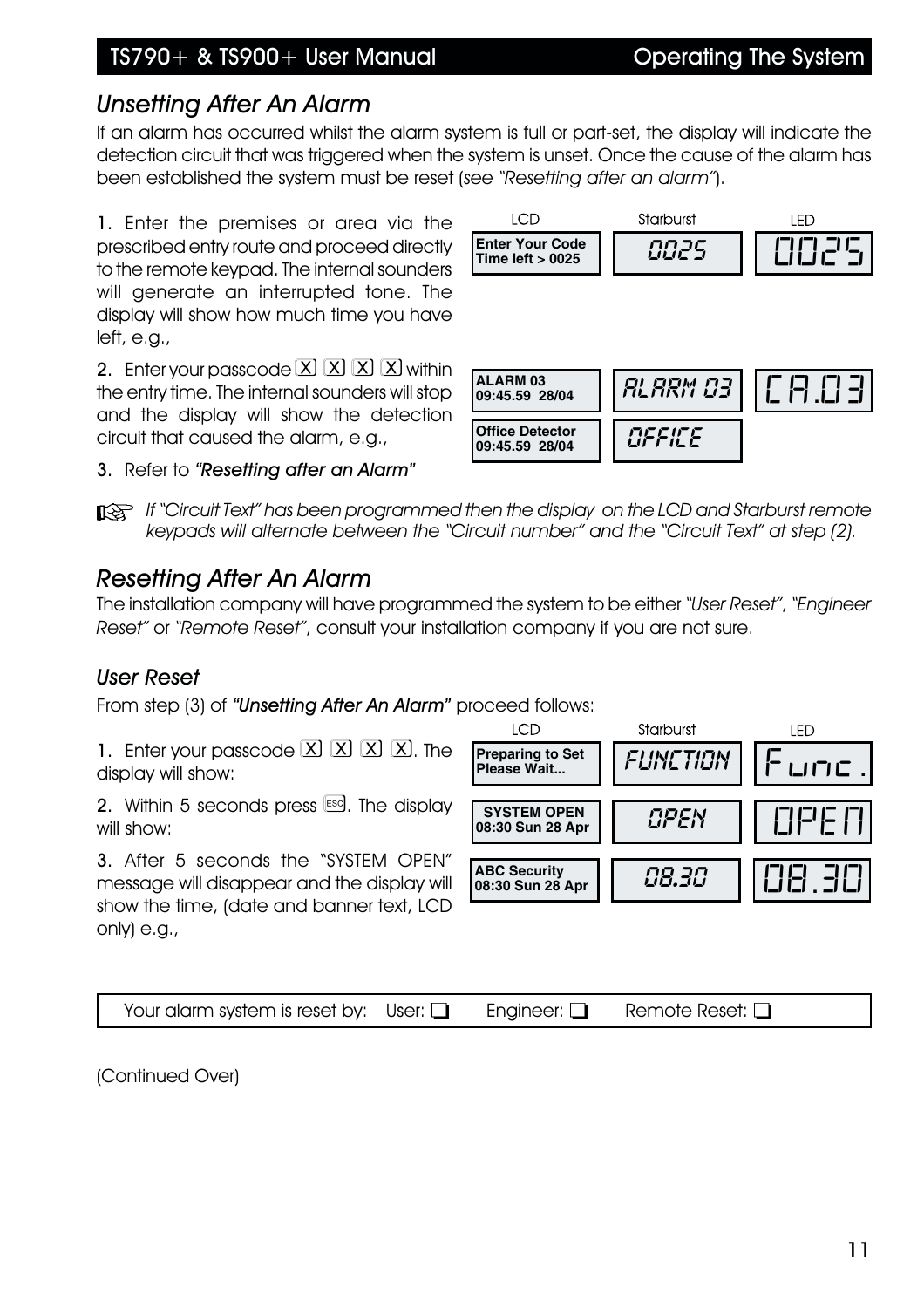## *Unsetting After An Alarm*

If an alarm has occurred whilst the alarm system is full or part-set, the display will indicate the detection circuit that was triggered when the system is unset. Once the cause of the alarm has been established the system must be reset (*see "Resetting after an alarm"*).

1. Enter the premises or area via the prescribed entry route and proceed directly to the remote keypad. The internal sounders will generate an interrupted tone. The display will show how much time you have left, e.g.,

| LCD | Starburst | LED |
|---|---|---|
| **Enter Your Code** **Time left > 0025** | 0025 | 0025 |

2. Enter your passcode [X] [X] [X] [X] within the entry time. The internal sounders will stop and the display will show the detection circuit that caused the alarm, e.g.,

| LCD | Starburst | LED |
|---|---|---|
| **ALARM 03** **09:45.59 28/04** | ALARM 03 | CA.03 |
| **Office Detector** **09:45.59 28/04** | OFFICE | |

3. Refer to ***"Resetting after an Alarm"***

☞ *If "Circuit Text" has been programmed then the display on the LCD and Starburst remote keypads will alternate between the "Circuit number" and the "Circuit Text" at step (2).*

## *Resetting After An Alarm*

The installation company will have programmed the system to be either *"User Reset"*, *"Engineer Reset"* or *"Remote Reset"*, consult your installation company if you are not sure.

### *User Reset*

From step (3) of ***"Unsetting After An Alarm"*** proceed follows:

1. Enter your passcode [X] [X] [X] [X]. The display will show:

2. Within 5 seconds press [ESC]. The display will show:

3. After 5 seconds the "SYSTEM OPEN" message will disappear and the display will show the time, (date and banner text, LCD only) e.g.,

| LCD | Starburst | LED |
|---|---|---|
| **Preparing to Set** **Please Wait...** | FUNCTION | Func. |
| **SYSTEM OPEN** **08:30 Sun 28 Apr** | OPEN | OPEN |
| **ABC Security** **08:30 Sun 28 Apr** | 08.30 | 08.30 |

Your alarm system is reset by: User: ❑ Engineer: ❑ Remote Reset: ❑

(Continued Over)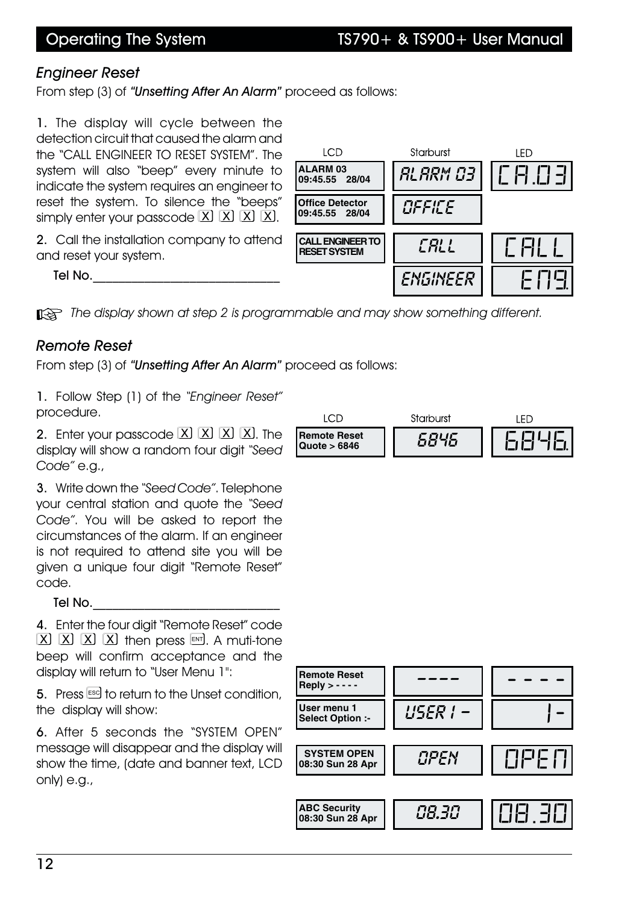## Engineer Reset

From step (3) of ***"Unsetting After An Alarm"*** proceed as follows:

1. The display will cycle between the detection circuit that caused the alarm and the "CALL ENGINEER TO RESET SYSTEM". The system will also "beep" every minute to indicate the system requires an engineer to reset the system. To silence the "beeps" simply enter your passcode [X] [X] [X] [X].

2. Call the installation company to attend and reset your system.

   Tel No.______________________________

| LCD | Starburst | LED |
|---|---|---|
| ALARM 03 09:45.55 28/04 | ALARM 03 | CA.03 |
| Office Detector 09:45.55 28/04 | OFFICE | |
| CALL ENGINEER TO RESET SYSTEM | CALL | CALL |
| | ENGINEER | EnG. |

☞ *The display shown at step 2 is programmable and may show something different.*

## Remote Reset

From step (3) of ***"Unsetting After An Alarm"*** proceed as follows:

1. Follow Step (1) of the *"Engineer Reset"* procedure.

2. Enter your passcode [X] [X] [X] [X]. The display will show a random four digit *"Seed Code"* e.g.,

| LCD | Starburst | LED |
|---|---|---|
| Remote Reset Quote > 6846 | 6846 | 6846. |

3. Write down the *"Seed Code"*. Telephone your central station and quote the *"Seed Code"*. You will be asked to report the circumstances of the alarm. If an engineer is not required to attend site you will be given a unique four digit "Remote Reset" code.

   Tel No.______________________________

4. Enter the four digit "Remote Reset" code [X] [X] [X] [X] then press [ENT]. A muti-tone beep will confirm acceptance and the display will return to "User Menu 1":

5. Press [ESC] to return to the Unset condition, the display will show:

6. After 5 seconds the "SYSTEM OPEN" message will disappear and the display will show the time, (date and banner text, LCD only) e.g.,

| LCD | Starburst | LED |
|---|---|---|
| Remote Reset Reply > - - - - | ---- | - - - - |
| User menu 1 Select Option :- | USER 1 - | 1- |
| SYSTEM OPEN 08:30 Sun 28 Apr | OPEN | OPEN |
| ABC Security 08:30 Sun 28 Apr | 08.30 | 08.30 |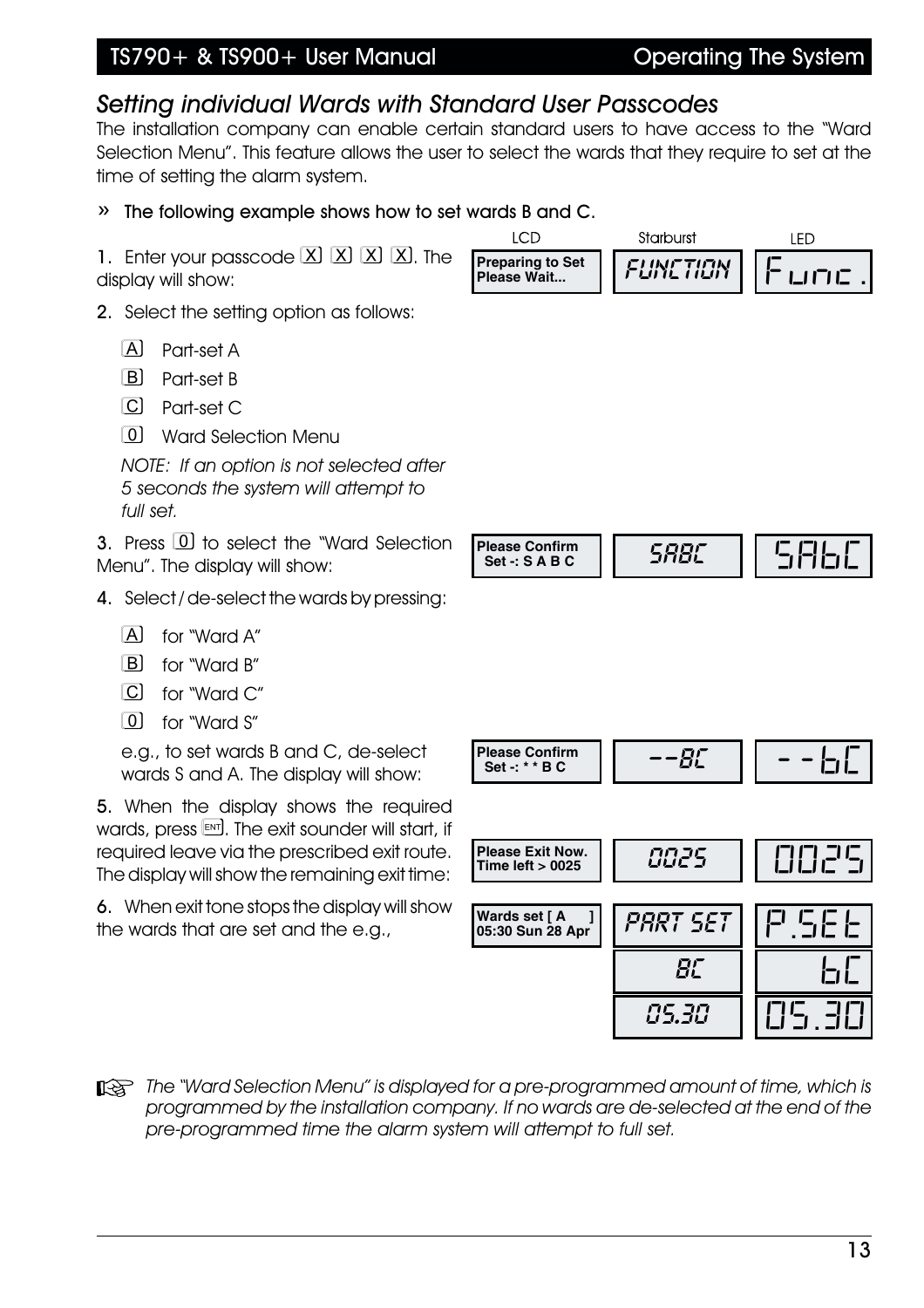## *Setting individual Wards with Standard User Passcodes*

The installation company can enable certain standard users to have access to the "Ward Selection Menu". This feature allows the user to select the wards that they require to set at the time of setting the alarm system.

» The following example shows how to set wards B and C.

| LCD | Starburst | LED |
|---|---|---|
| Preparing to Set Please Wait... | FUNCTION | Func. |

1. Enter your passcode X X X X. The display will show:

2. Select the setting option as follows:

   A Part-set A

   B Part-set B

   C Part-set C

   0 Ward Selection Menu

   *NOTE: If an option is not selected after 5 seconds the system will attempt to full set.*

3. Press 0 to select the "Ward Selection Menu". The display will show:

| LCD | Starburst | LED |
|---|---|---|
| Please Confirm Set -: S A B C | SABC | SAbC |

4. Select / de-select the wards by pressing:

   A for "Ward A"

   B for "Ward B"

   C for "Ward C"

   0 for "Ward S"

   e.g., to set wards B and C, de-select wards S and A. The display will show:

| LCD | Starburst | LED |
|---|---|---|
| Please Confirm Set -: * * B C | --BC | --bC |

5. When the display shows the required wards, press ENT. The exit sounder will start, if required leave via the prescribed exit route. The display will show the remaining exit time:

| LCD | Starburst | LED |
|---|---|---|
| Please Exit Now. Time left > 0025 | 0025 | 0025 |

6. When exit tone stops the display will show the wards that are set and the e.g.,

| LCD | Starburst | LED |
|---|---|---|
| Wards set [ A ] 05:30 Sun 28 Apr | PART SET | P.SEt |
| | BC | bC |
| | 05.30 | 05.30 |

☞ *The "Ward Selection Menu" is displayed for a pre-programmed amount of time, which is programmed by the installation company. If no wards are de-selected at the end of the pre-programmed time the alarm system will attempt to full set.*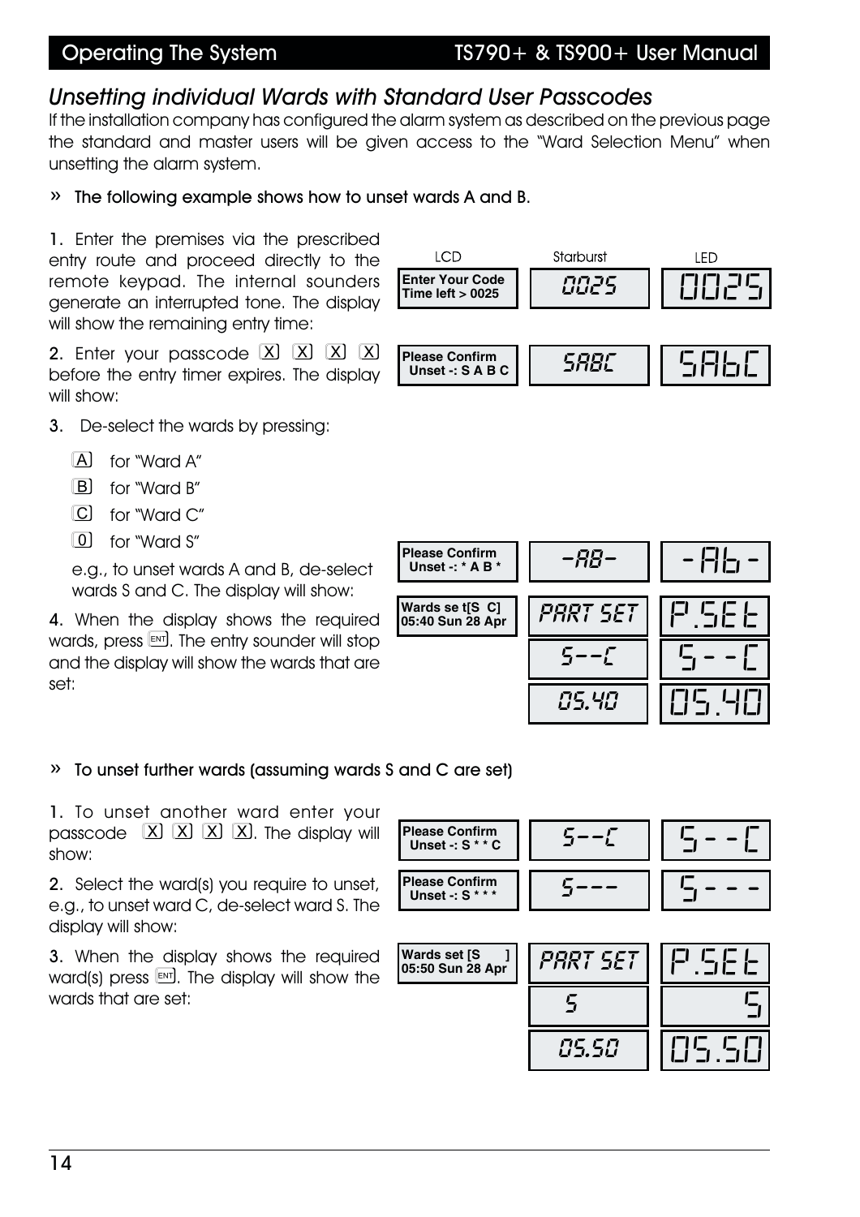## Unsetting individual Wards with Standard User Passcodes

If the installation company has configured the alarm system as described on the previous page the standard and master users will be given access to the "Ward Selection Menu" when unsetting the alarm system.

» **The following example shows how to unset wards A and B.**

1. Enter the premises via the prescribed entry route and proceed directly to the remote keypad. The internal sounders generate an interrupted tone. The display will show the remaining entry time:

| LCD | Starburst | LED |
|---|---|---|
| Enter Your Code<br>Time left > 0025 | 0025 | 0025 |

2. Enter your passcode X X X X before the entry timer expires. The display will show:

| LCD | Starburst | LED |
|---|---|---|
| Please Confirm<br>Unset -: S A B C | SABC | SAbC |

3. De-select the wards by pressing:

   - A for "Ward A"
   - B for "Ward B"
   - C for "Ward C"
   - 0 for "Ward S"

   e.g., to unset wards A and B, de-select wards S and C. The display will show:

| LCD | Starburst | LED |
|---|---|---|
| Please Confirm<br>Unset -: * A B * | -AB- | -Ab- |

4. When the display shows the required wards, press ENT. The entry sounder will stop and the display will show the wards that are set:

| LCD | Starburst | LED |
|---|---|---|
| Wards se t[S  C]<br>05:40 Sun 28 Apr | PART SET | P.SEt |
| | S--C | S--C |
| | 05.40 | 05.40 |

» **To unset further wards (assuming wards S and C are set)**

1. To unset another ward enter your passcode X X X X. The display will show:

| LCD | Starburst | LED |
|---|---|---|
| Please Confirm<br>Unset -: S * * C | S--C | S--C |

2. Select the ward(s) you require to unset, e.g., to unset ward C, de-select ward S. The display will show:

| LCD | Starburst | LED |
|---|---|---|
| Please Confirm<br>Unset -: S * * * | S--- | S--- |

3. When the display shows the required ward(s) press ENT. The display will show the wards that are set:

| LCD | Starburst | LED |
|---|---|---|
| Wards set [S      ]<br>05:50 Sun 28 Apr | PART SET | P.SEt |
| | S | S |
| | 05.50 | 05.50 |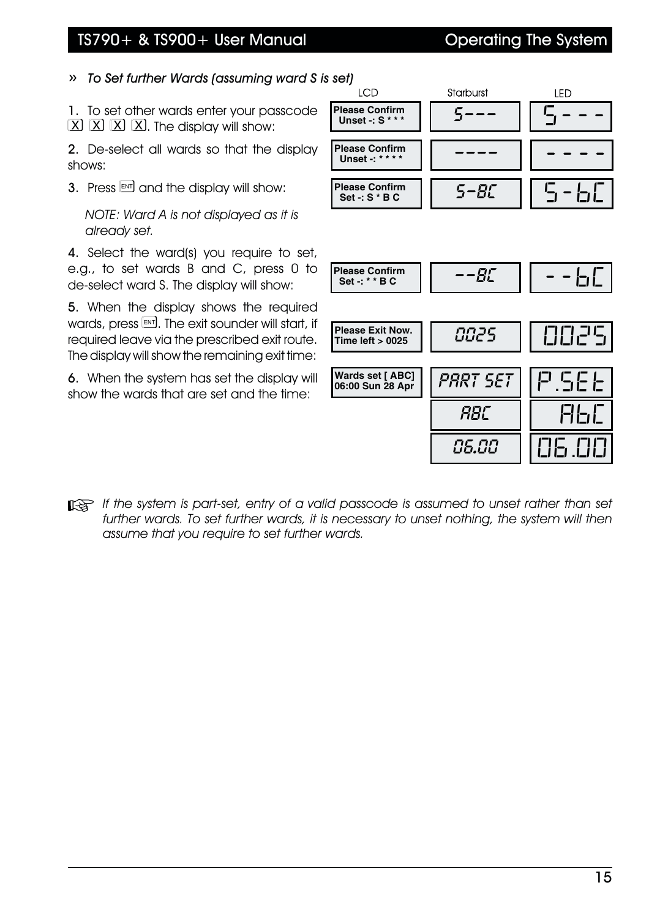### » *To Set further Wards (assuming ward S is set)*

| Step | LCD | Starburst | LED |
|---|---|---|---|
| 1. To set other wards enter your passcode [X] [X] [X] [X]. The display will show: | Please Confirm Unset -: S * * * | S--- | S - - - |
| 2. De-select all wards so that the display shows: | Please Confirm Unset -: * * * * | ---- | - - - - |
| 3. Press [ENT] and the display will show: *NOTE: Ward A is not displayed as it is already set.* | Please Confirm Set -: S * B C | S-BC | S - bC |
| 4. Select the ward(s) you require to set, e.g., to set wards B and C, press 0 to de-select ward S. The display will show: | Please Confirm Set -: * * B C | --BC | - - bC |
| 5. When the display shows the required wards, press [ENT]. The exit sounder will start, if required leave via the prescribed exit route. The display will show the remaining exit time: | Please Exit Now. Time left > 0025 | 0025 | 0025 |
| 6. When the system has set the display will show the wards that are set and the time: | Wards set [ ABC] 06:00 Sun 28 Apr | PART SET / ABC / 06.00 | P.SEt / AbC / 06.00 |

☞ *If the system is part-set, entry of a valid passcode is assumed to unset rather than set further wards. To set further wards, it is necessary to unset nothing, the system will then assume that you require to set further wards.*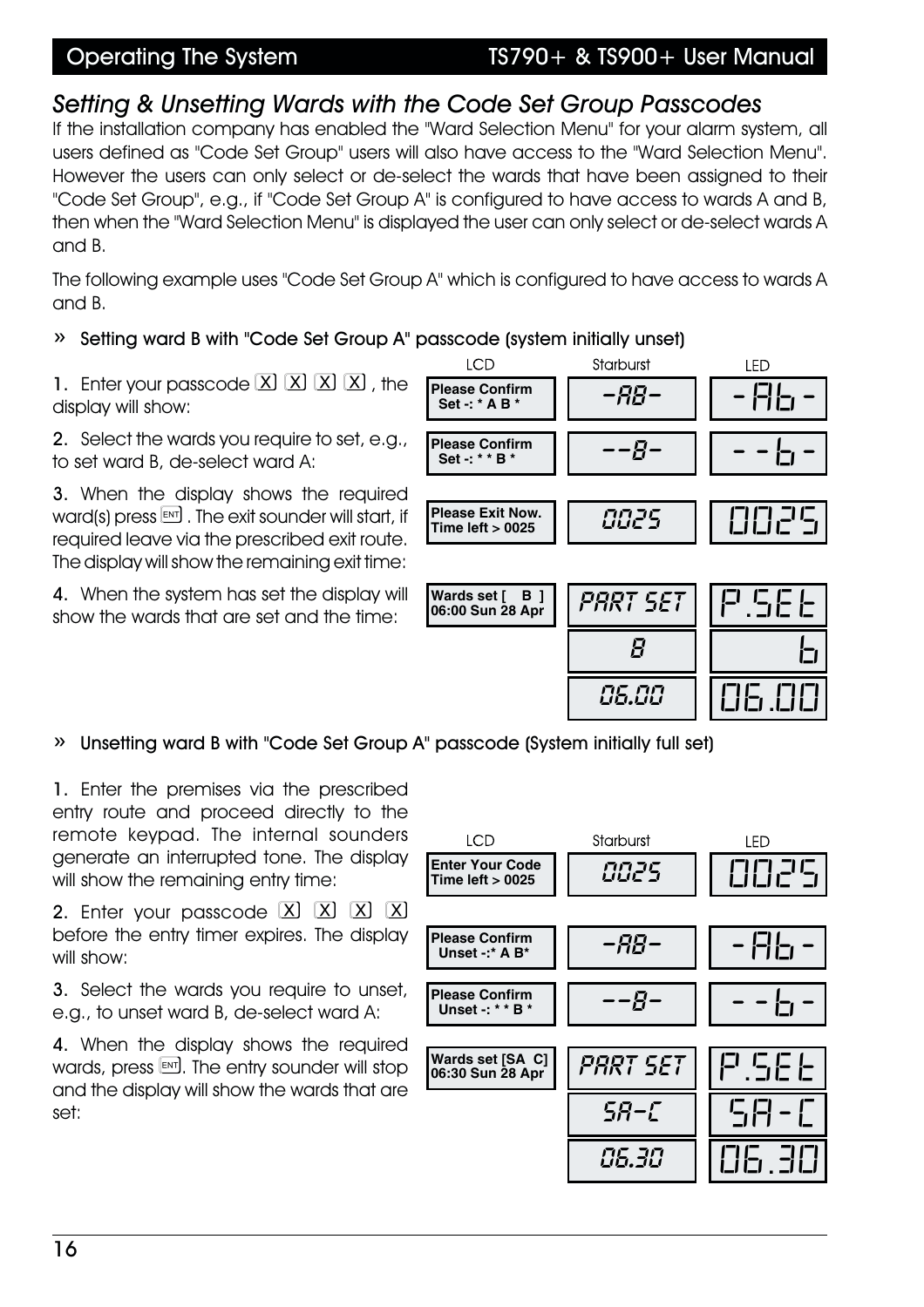## Setting & Unsetting Wards with the Code Set Group Passcodes

If the installation company has enabled the "Ward Selection Menu" for your alarm system, all users defined as "Code Set Group" users will also have access to the "Ward Selection Menu". However the users can only select or de-select the wards that have been assigned to their "Code Set Group", e.g., if "Code Set Group A" is configured to have access to wards A and B, then when the "Ward Selection Menu" is displayed the user can only select or de-select wards A and B.

The following example uses "Code Set Group A" which is configured to have access to wards A and B.

### » Setting ward B with "Code Set Group A" passcode (system initially unset)

| Step | LCD | Starburst | LED |
|---|---|---|---|
| 1. Enter your passcode X X X X, the display will show: | Please Confirm<br>Set -: * A B * | -AB- | -Ab- |
| 2. Select the wards you require to set, e.g., to set ward B, de-select ward A: | Please Confirm<br>Set -: * * B * | --B- | --b- |
| 3. When the display shows the required ward(s) press ENT. The exit sounder will start, if required leave via the prescribed exit route. The display will show the remaining exit time: | Please Exit Now.<br>Time left > 0025 | 0025 | 0025 |
| 4. When the system has set the display will show the wards that are set and the time: | Wards set [ B ]<br>06:00 Sun 28 Apr | PART SET<br>B<br>06.00 | P.SEt<br>b<br>06.00 |

### » Unsetting ward B with "Code Set Group A" passcode (System initially full set)

| Step | LCD | Starburst | LED |
|---|---|---|---|
| 1. Enter the premises via the prescribed entry route and proceed directly to the remote keypad. The internal sounders generate an interrupted tone. The display will show the remaining entry time: | Enter Your Code<br>Time left > 0025 | 0025 | 0025 |
| 2. Enter your passcode X X X X before the entry timer expires. The display will show: | Please Confirm<br>Unset -:* A B* | -AB- | -Ab- |
| 3. Select the wards you require to unset, e.g., to unset ward B, de-select ward A: | Please Confirm<br>Unset -: * * B * | --B- | --b- |
| 4. When the display shows the required wards, press ENT. The entry sounder will stop and the display will show the wards that are set: | Wards set [SA C]<br>06:30 Sun 28 Apr | PART SET<br>SA-C<br>06.30 | P.SEt<br>SA-C<br>06.30 |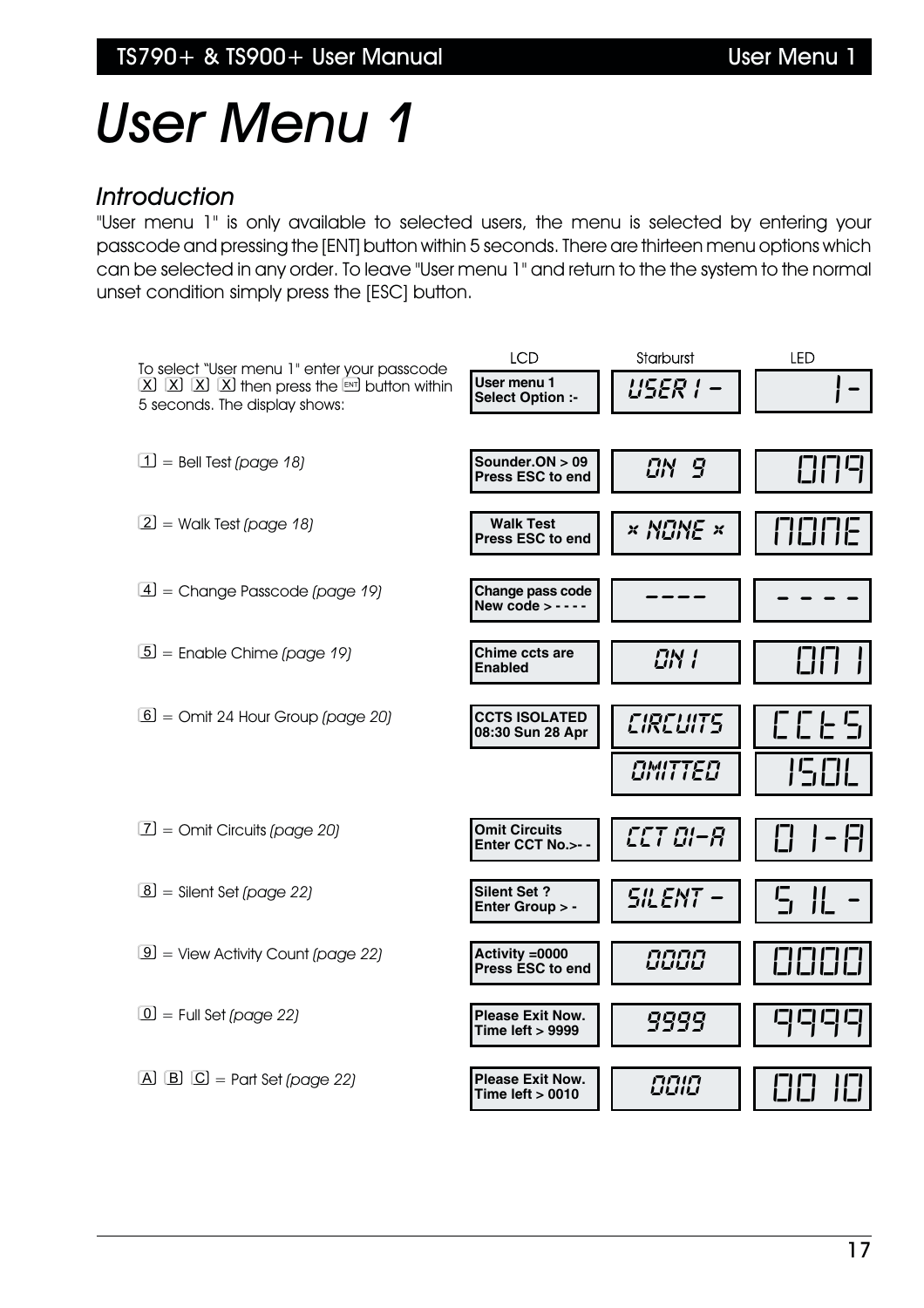# User Menu 1

## Introduction

"User menu 1" is only available to selected users, the menu is selected by entering your passcode and pressing the [ENT] button within 5 seconds. There are thirteen menu options which can be selected in any order. To leave "User menu 1" and return to the the system to the normal unset condition simply press the [ESC] button.

| | LCD | Starburst | LED |
|---|---|---|---|
| To select "User menu 1" enter your passcode [X] [X] [X] [X] then press the [ENT] button within 5 seconds. The display shows: | User menu 1<br>Select Option :- | USER 1 - | 1- |
| [1] = Bell Test *(page 18)* | Sounder.ON > 09<br>Press ESC to end | ON 9 | ON9 |
| [2] = Walk Test *(page 18)* | Walk Test<br>Press ESC to end | * NONE * | NONE |
| [4] = Change Passcode *(page 19)* | Change pass code<br>New code > - - - - | - - - - | - - - - |
| [5] = Enable Chime *(page 19)* | Chime ccts are<br>Enabled | ON 1 | ON 1 |
| [6] = Omit 24 Hour Group *(page 20)* | CCTS ISOLATED<br>08:30 Sun 28 Apr | CIRCUITS<br>OMITTED | CCtS<br>ISOL |
| [7] = Omit Circuits *(page 20)* | Omit Circuits<br>Enter CCT No.>- - | CCT 01-A | 01-A |
| [8] = Silent Set *(page 22)* | Silent Set ?<br>Enter Group > - | SILENT - | SIL - |
| [9] = View Activity Count *(page 22)* | Activity =0000<br>Press ESC to end | 0000 | 0000 |
| [0] = Full Set *(page 22)* | Please Exit Now.<br>Time left > 9999 | 9999 | 9999 |
| [A] [B] [C] = Part Set *(page 22)* | Please Exit Now.<br>Time left > 0010 | 0010 | 0010 |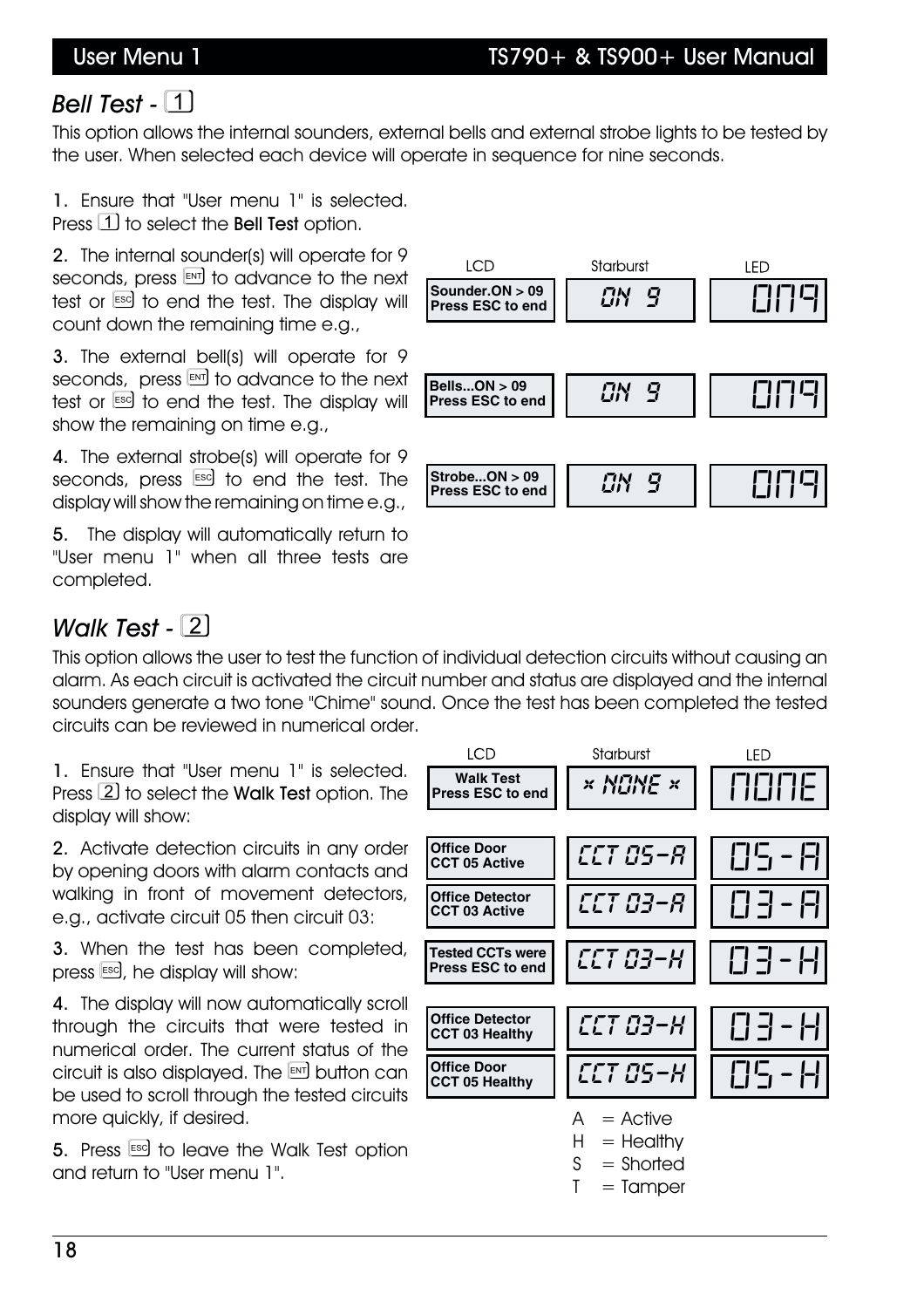## Bell Test - 1

This option allows the internal sounders, external bells and external strobe lights to be tested by the user. When selected each device will operate in sequence for nine seconds.

1. Ensure that "User menu 1" is selected. Press 1 to select the **Bell Test** option.

2. The internal sounder(s) will operate for 9 seconds, press ENT to advance to the next test or ESC to end the test. The display will count down the remaining time e.g.,

3. The external bell(s) will operate for 9 seconds, press ENT to advance to the next test or ESC to end the test. The display will show the remaining on time e.g.,

4. The external strobe(s) will operate for 9 seconds, press ESC to end the test. The display will show the remaining on time e.g.,

5. The display will automatically return to "User menu 1" when all three tests are completed.

| LCD | Starburst | LED |
|---|---|---|
| Sounder.ON > 09 Press ESC to end | ON 9 | On9 |
| Bells...ON > 09 Press ESC to end | ON 9 | On9 |
| Strobe...ON > 09 Press ESC to end | ON 9 | On9 |

## Walk Test - 2

This option allows the user to test the function of individual detection circuits without causing an alarm. As each circuit is activated the circuit number and status are displayed and the internal sounders generate a two tone "Chime" sound. Once the test has been completed the tested circuits can be reviewed in numerical order.

1. Ensure that "User menu 1" is selected. Press 2 to select the **Walk Test** option. The display will show:

2. Activate detection circuits in any order by opening doors with alarm contacts and walking in front of movement detectors, e.g., activate circuit 05 then circuit 03:

3. When the test has been completed, press ESC, he display will show:

4. The display will now automatically scroll through the circuits that were tested in numerical order. The current status of the circuit is also displayed. The ENT button can be used to scroll through the tested circuits more quickly, if desired.

5. Press ESC to leave the Walk Test option and return to "User menu 1".

| LCD | Starburst | LED |
|---|---|---|
| Walk Test Press ESC to end | * NONE * | nonE |
| Office Door CCT 05 Active | CCT 05-A | 05-A |
| Office Detector CCT 03 Active | CCT 03-A | 03-A |
| Tested CCTs were Press ESC to end | CCT 03-H | 03-H |
| Office Detector CCT 03 Healthy | CCT 03-H | 03-H |
| Office Door CCT 05 Healthy | CCT 05-H | 05-H |

A = Active
H = Healthy
S = Shorted
T = Tamper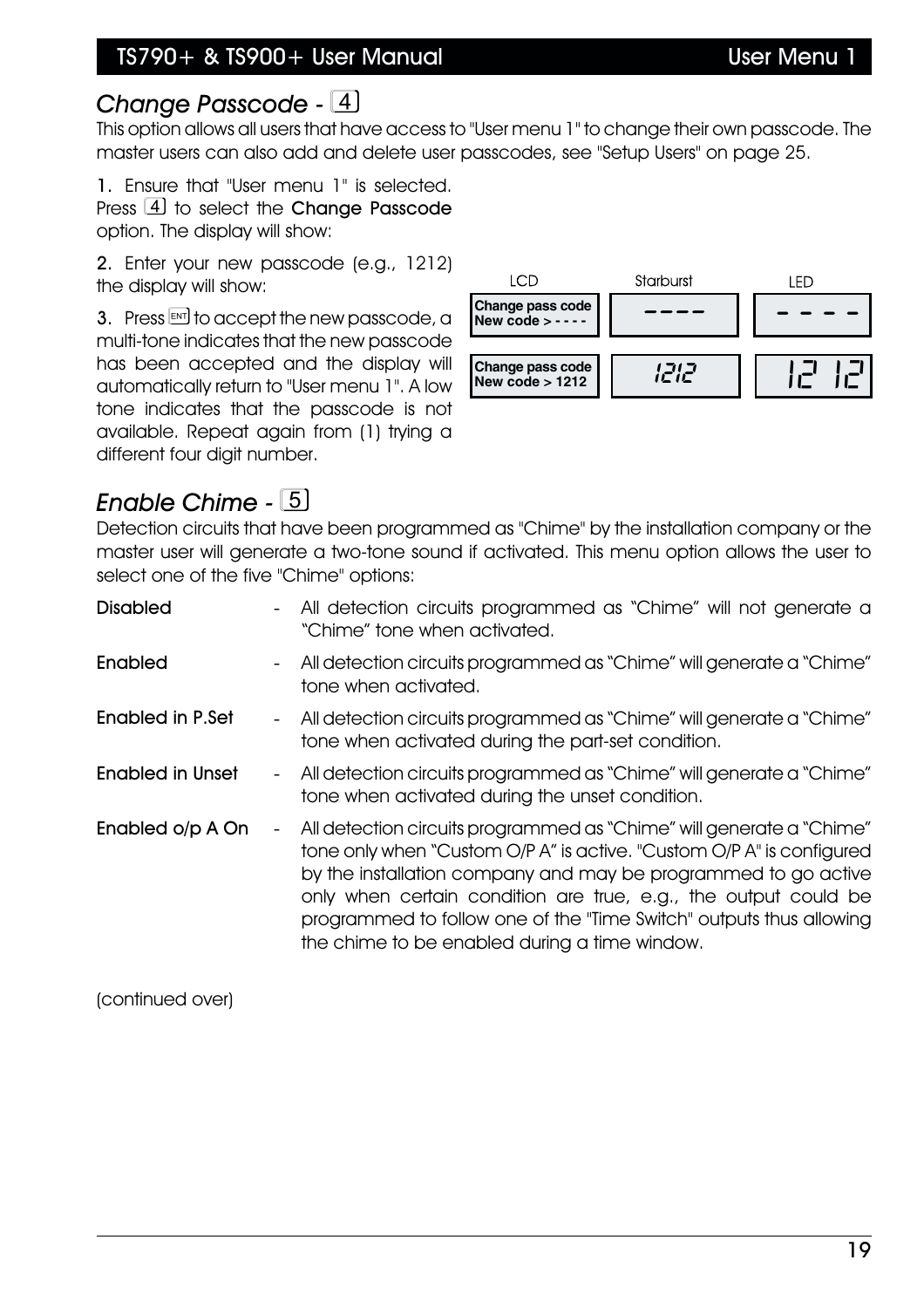## *Change Passcode* - 4

This option allows all users that have access to "User menu 1" to change their own passcode. The master users can also add and delete user passcodes, see "Setup Users" on page 25.

**1.** Ensure that "User menu 1" is selected. Press 4 to select the **Change Passcode** option. The display will show:

**2.** Enter your new passcode (e.g., 1212) the display will show:

**3.** Press ENT to accept the new passcode, a multi-tone indicates that the new passcode has been accepted and the display will automatically return to "User menu 1". A low tone indicates that the passcode is not available. Repeat again from (1) trying a different four digit number.

| LCD | Starburst | LED |
|---|---|---|
| **Change pass code New code > - - - -** | ---- | - - - - |
| **Change pass code New code > 1212** | 1212 | 12 12 |

## *Enable Chime* - 5

Detection circuits that have been programmed as "Chime" by the installation company or the master user will generate a two-tone sound if activated. This menu option allows the user to select one of the five "Chime" options:

**Disabled** - All detection circuits programmed as "Chime" will not generate a "Chime" tone when activated.

**Enabled** - All detection circuits programmed as "Chime" will generate a "Chime" tone when activated.

**Enabled in P.Set** - All detection circuits programmed as "Chime" will generate a "Chime" tone when activated during the part-set condition.

**Enabled in Unset** - All detection circuits programmed as "Chime" will generate a "Chime" tone when activated during the unset condition.

**Enabled o/p A On** - All detection circuits programmed as "Chime" will generate a "Chime" tone only when "Custom O/P A" is active. "Custom O/P A" is configured by the installation company and may be programmed to go active only when certain condition are true, e.g., the output could be programmed to follow one of the "Time Switch" outputs thus allowing the chime to be enabled during a time window.

(continued over)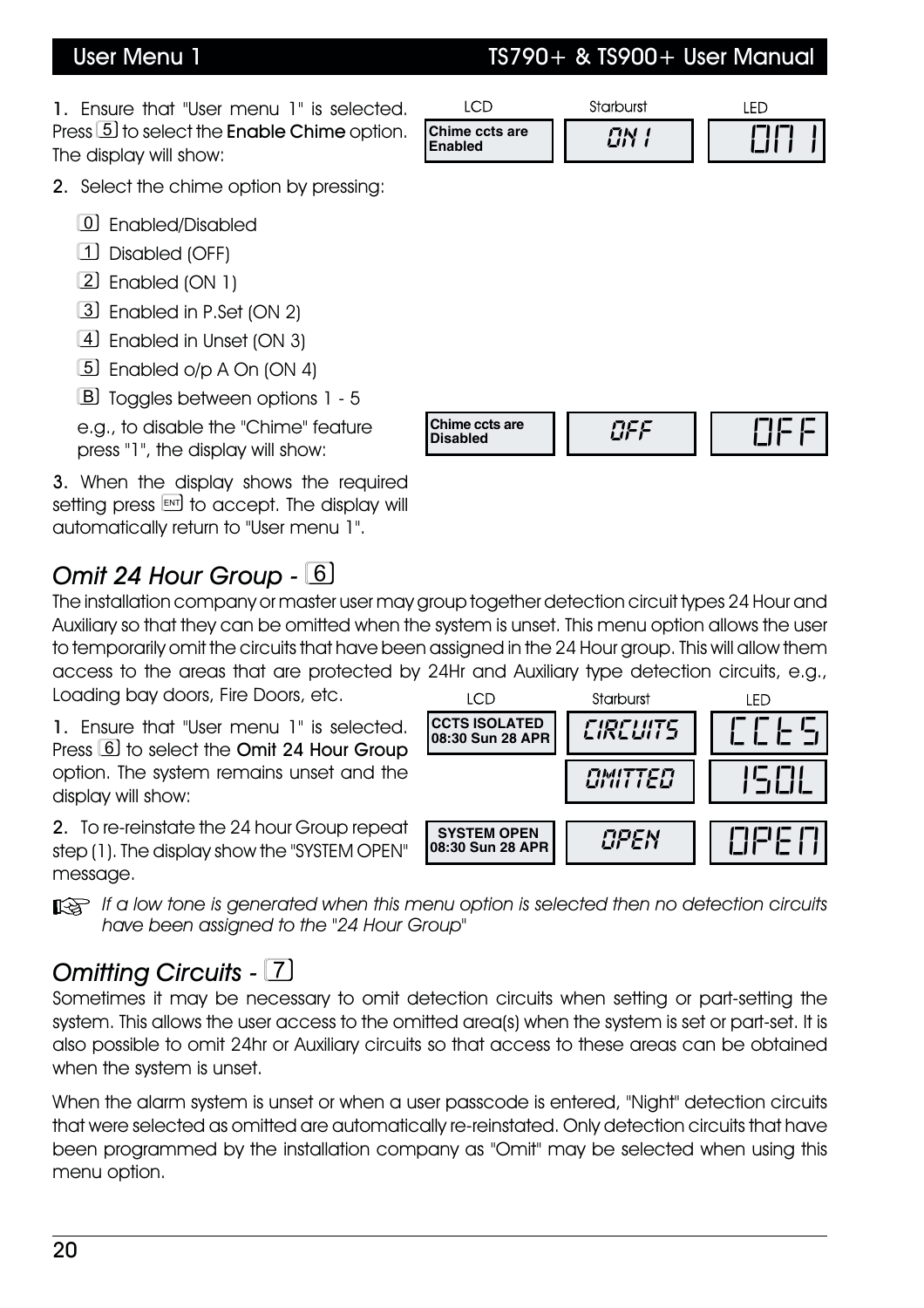1. Ensure that "User menu 1" is selected. Press 5 to select the **Enable Chime** option. The display will show:

| LCD | Starburst | LED |
|---|---|---|
| Chime ccts are Enabled | ON 1 | ON 1 |

2. Select the chime option by pressing:

   0 Enabled/Disabled

   1 Disabled (OFF)

   2 Enabled (ON 1)

   3 Enabled in P.Set (ON 2)

   4 Enabled in Unset (ON 3)

   5 Enabled o/p A On (ON 4)

   B Toggles between options 1 - 5

   e.g., to disable the "Chime" feature press "1", the display will show:

| LCD | Starburst | LED |
|---|---|---|
| Chime ccts are Disabled | OFF | OFF |

3. When the display shows the required setting press ENT to accept. The display will automatically return to "User menu 1".

## *Omit 24 Hour Group - 6*

The installation company or master user may group together detection circuit types 24 Hour and Auxiliary so that they can be omitted when the system is unset. This menu option allows the user to temporarily omit the circuits that have been assigned in the 24 Hour group. This will allow them access to the areas that are protected by 24Hr and Auxiliary type detection circuits, e.g., Loading bay doors, Fire Doors, etc.

1. Ensure that "User menu 1" is selected. Press 6 to select the **Omit 24 Hour Group** option. The system remains unset and the display will show:

| LCD | Starburst | LED |
|---|---|---|
| CCTS ISOLATED 08:30 Sun 28 APR | CIRCUITS | CCtS |
| | OMITTED | ISOL |

2. To re-reinstate the 24 hour Group repeat step (1). The display show the "SYSTEM OPEN" message.

| LCD | Starburst | LED |
|---|---|---|
| SYSTEM OPEN 08:30 Sun 28 APR | OPEN | OPEN |

☞ *If a low tone is generated when this menu option is selected then no detection circuits have been assigned to the "24 Hour Group"*

## *Omitting Circuits - 7*

Sometimes it may be necessary to omit detection circuits when setting or part-setting the system. This allows the user access to the omitted area(s) when the system is set or part-set. It is also possible to omit 24hr or Auxiliary circuits so that access to these areas can be obtained when the system is unset.

When the alarm system is unset or when a user passcode is entered, "Night" detection circuits that were selected as omitted are automatically re-reinstated. Only detection circuits that have been programmed by the installation company as "Omit" may be selected when using this menu option.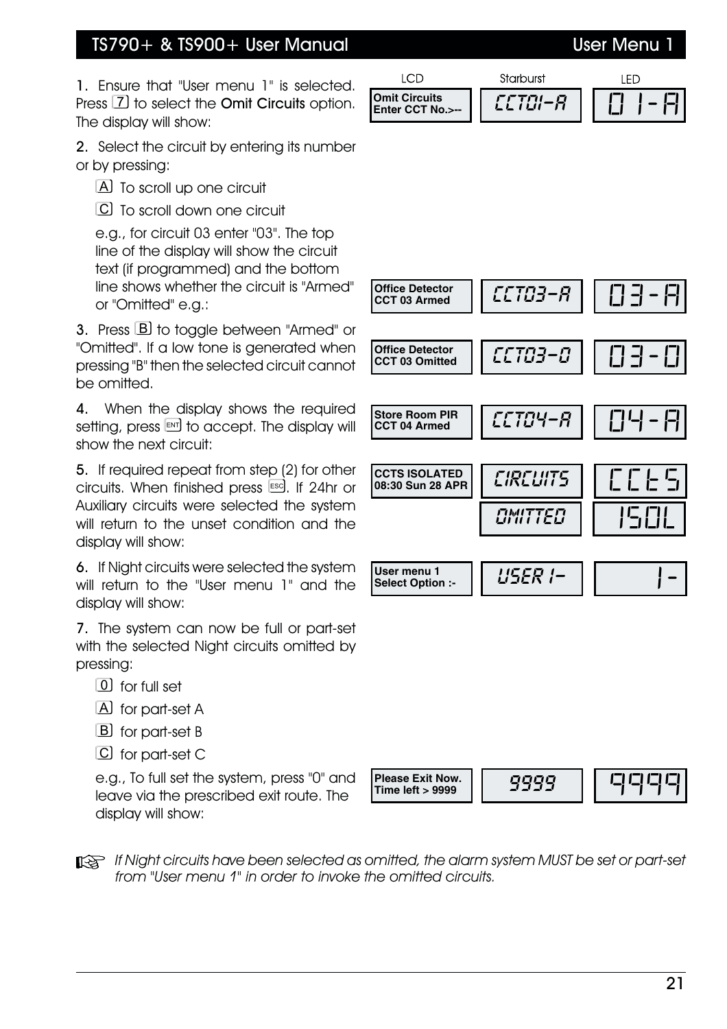| LCD | Starburst | LED |
|---|---|---|
| Omit Circuits<br>Enter CCT No.>-- | CCT01-A | 01-A |

1. Ensure that "User menu 1" is selected. Press 7 to select the **Omit Circuits** option. The display will show:

2. Select the circuit by entering its number or by pressing:

   A To scroll up one circuit

   C To scroll down one circuit

   e.g., for circuit 03 enter "03". The top line of the display will show the circuit text (if programmed) and the bottom line shows whether the circuit is "Armed" or "Omitted" e.g.:

| LCD | Starburst | LED |
|---|---|---|
| Office Detector<br>CCT 03 Armed | CCT03-A | 03-A |

3. Press B to toggle between "Armed" or "Omitted". If a low tone is generated when pressing "B" then the selected circuit cannot be omitted.

| LCD | Starburst | LED |
|---|---|---|
| Office Detector<br>CCT 03 Omitted | CCT03-O | 03-O |

4. When the display shows the required setting, press ENT to accept. The display will show the next circuit:

| LCD | Starburst | LED |
|---|---|---|
| Store Room PIR<br>CCT 04 Armed | CCT04-A | 04-A |

5. If required repeat from step (2) for other circuits. When finished press ESC. If 24hr or Auxiliary circuits were selected the system will return to the unset condition and the display will show:

| LCD | Starburst | LED |
|---|---|---|
| CCTS ISOLATED<br>08:30 Sun 28 APR | CIRCUITS<br>OMITTED | CCtS<br>ISOL |

6. If Night circuits were selected the system will return to the "User menu 1" and the display will show:

| LCD | Starburst | LED |
|---|---|---|
| User menu 1<br>Select Option :- | USER 1- | 1- |

7. The system can now be full or part-set with the selected Night circuits omitted by pressing:

   0 for full set

   A for part-set A

   B for part-set B

   C for part-set C

   e.g., To full set the system, press "0" and leave via the prescribed exit route. The display will show:

| LCD | Starburst | LED |
|---|---|---|
| Please Exit Now.<br>Time left > 9999 | 9999 | 9999 |

☞ *If Night circuits have been selected as omitted, the alarm system MUST be set or part-set from "User menu 1" in order to invoke the omitted circuits.*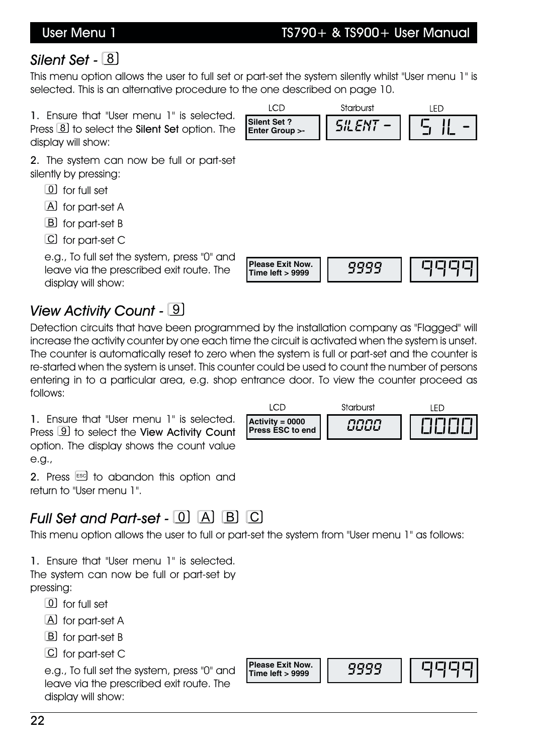## *Silent Set* - 8

This menu option allows the user to full set or part-set the system silently whilst "User menu 1" is selected. This is an alternative procedure to the one described on page 10.

**1.** Ensure that "User menu 1" is selected. Press 8 to select the **Silent Set** option. The display will show:

| LCD | Starburst | LED |
|---|---|---|
| Silent Set ? Enter Group >- | SILENT - | 5 IL - |

**2.** The system can now be full or part-set silently by pressing:

- 0 for full set
- A for part-set A
- B for part-set B
- C for part-set C

e.g., To full set the system, press "0" and leave via the prescribed exit route. The display will show:

| LCD | Starburst | LED |
|---|---|---|
| Please Exit Now. Time left > 9999 | 9999 | 9999 |

## *View Activity Count* - 9

Detection circuits that have been programmed by the installation company as "Flagged" will increase the activity counter by one each time the circuit is activated when the system is unset. The counter is automatically reset to zero when the system is full or part-set and the counter is re-started when the system is unset. This counter could be used to count the number of persons entering in to a particular area, e.g. shop entrance door. To view the counter proceed as follows:

**1.** Ensure that "User menu 1" is selected. Press 9 to select the **View Activity Count** option. The display shows the count value e.g.,

| LCD | Starburst | LED |
|---|---|---|
| Activity = 0000 Press ESC to end | 0000 | 0000 |

**2.** Press ESC to abandon this option and return to "User menu 1".

## *Full Set and Part-set* - 0 A B C

This menu option allows the user to full or part-set the system from "User menu 1" as follows:

**1.** Ensure that "User menu 1" is selected. The system can now be full or part-set by pressing:

- 0 for full set
- A for part-set A
- B for part-set B
- C for part-set C

e.g., To full set the system, press "0" and leave via the prescribed exit route. The display will show:

| LCD | Starburst | LED |
|---|---|---|
| Please Exit Now. Time left > 9999 | 9999 | 9999 |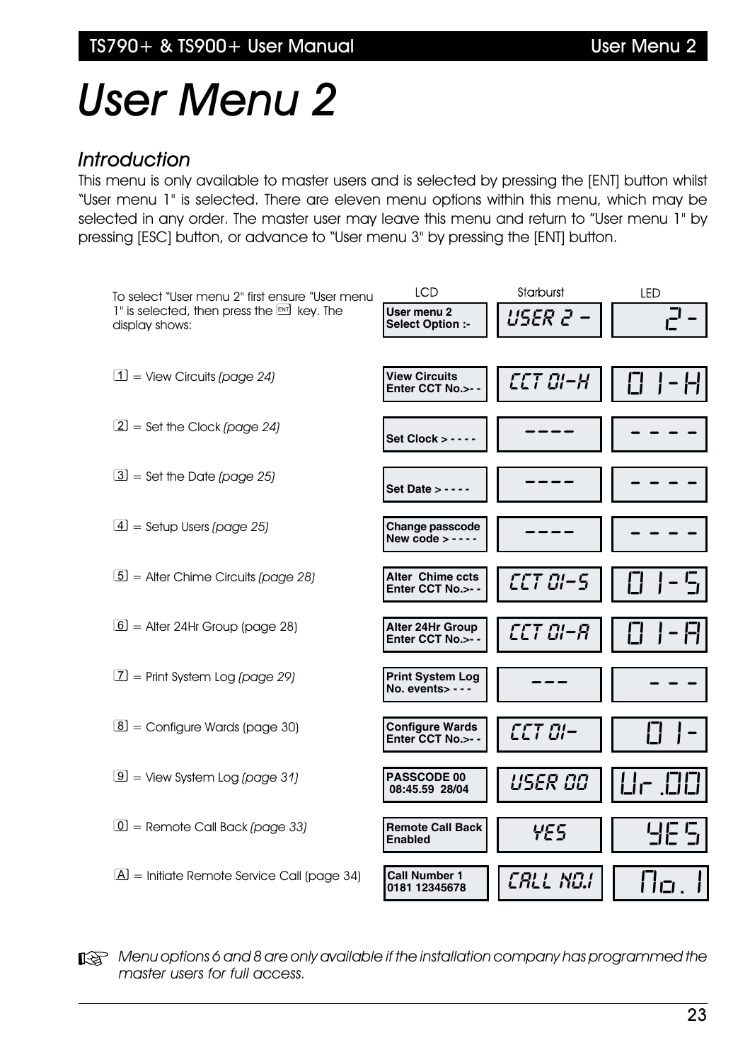# User Menu 2

## Introduction

This menu is only available to master users and is selected by pressing the [ENT] button whilst "User menu 1" is selected. There are eleven menu options within this menu, which may be selected in any order. The master user may leave this menu and return to "User menu 1" by pressing [ESC] button, or advance to "User menu 3" by pressing the [ENT] button.

| | LCD | Starburst | LED |
|---|---|---|---|
| To select "User menu 2" first ensure "User menu 1" is selected, then press the [ENT] key. The display shows: | User menu 2 Select Option :- | USER 2 - | 2 - |
| [1] = View Circuits *(page 24)* | View Circuits Enter CCT No.>- - | CCT 01-H | 01-H |
| [2] = Set the Clock *(page 24)* | Set Clock > - - - - | - - - - | - - - - |
| [3] = Set the Date *(page 25)* | Set Date > - - - - | - - - - | - - - - |
| [4] = Setup Users *(page 25)* | Change passcode New code > - - - - | - - - - | - - - - |
| [5] = Alter Chime Circuits *(page 28)* | Alter Chime ccts Enter CCT No.>- - | CCT 01-S | 01-S |
| [6] = Alter 24Hr Group (page 28) | Alter 24Hr Group Enter CCT No.>- - | CCT 01-A | 01-A |
| [7] = Print System Log *(page 29)* | Print System Log No. events> - - - | - - - | - - - |
| [8] = Configure Wards (page 30) | Configure Wards Enter CCT No.>- - | CCT 01- | 01- |
| [9] = View System Log *(page 31)* | PASSCODE 00 08:45.59 28/04 | USER 00 | Ur.00 |
| [0] = Remote Call Back *(page 33)* | Remote Call Back Enabled | YES | YES |
| [A] = Initiate Remote Service Call (page 34) | Call Number 1 0181 12345678 | CALL NO.1 | No.1 |

☞ *Menu options 6 and 8 are only available if the installation company has programmed the master users for full access.*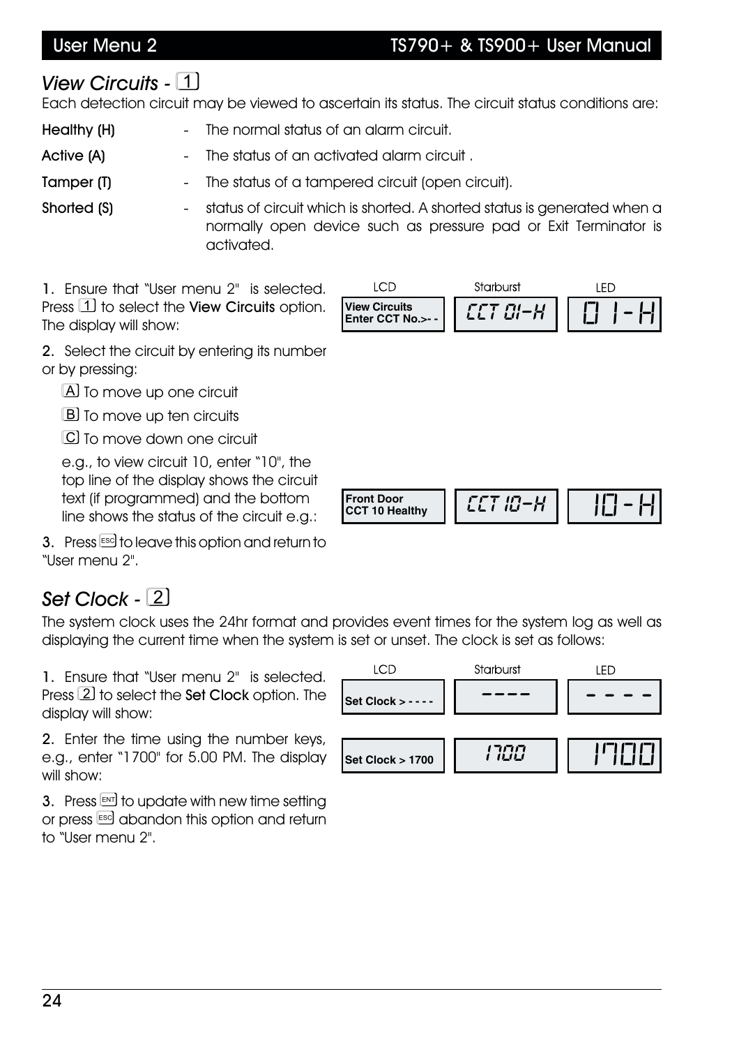## *View Circuits* - 1

Each detection circuit may be viewed to ascertain its status. The circuit status conditions are:

- **Healthy (H)** - The normal status of an alarm circuit.
- **Active (A)** - The status of an activated alarm circuit .
- **Tamper (T)** - The status of a tampered circuit (open circuit).
- **Shorted (S)** - status of circuit which is shorted. A shorted status is generated when a normally open device such as pressure pad or Exit Terminator is activated.

1. Ensure that "User menu 2" is selected. Press 1 to select the **View Circuits** option. The display will show:

| LCD | Starburst | LED |
|---|---|---|
| View Circuits<br>Enter CCT No.>- - | CCT 01-H | 01-H |

2. Select the circuit by entering its number or by pressing:

   A To move up one circuit

   B To move up ten circuits

   C To move down one circuit

   e.g., to view circuit 10, enter "10", the top line of the display shows the circuit text (if programmed) and the bottom line shows the status of the circuit e.g.:

| LCD | Starburst | LED |
|---|---|---|
| Front Door<br>CCT 10 Healthy | CCT 10-H | 10-H |

3. Press ESC to leave this option and return to "User menu 2".

## *Set Clock* - 2

The system clock uses the 24hr format and provides event times for the system log as well as displaying the current time when the system is set or unset. The clock is set as follows:

1. Ensure that "User menu 2" is selected. Press 2 to select the **Set Clock** option. The display will show:

| LCD | Starburst | LED |
|---|---|---|
| Set Clock > - - - - | ---- | - - - - |

2. Enter the time using the number keys, e.g., enter "1700" for 5.00 PM. The display will show:

| LCD | Starburst | LED |
|---|---|---|
| Set Clock > 1700 | 1700 | 1700 |

3. Press ENT to update with new time setting or press ESC abandon this option and return to "User menu 2".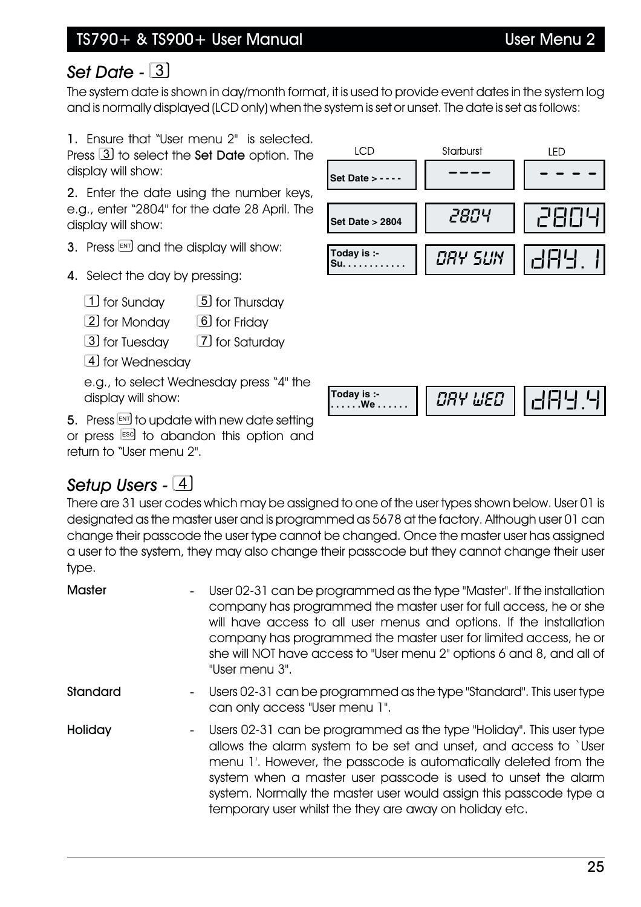## *Set Date* - 3

The system date is shown in day/month format, it is used to provide event dates in the system log and is normally displayed (LCD only) when the system is set or unset. The date is set as follows:

1. Ensure that "User menu 2" is selected. Press 3 to select the **Set Date** option. The display will show:

| LCD | Starburst | LED |
|---|---|---|
| Set Date > - - - - | ---- | - - - - |

2. Enter the date using the number keys, e.g., enter "2804" for the date 28 April. The display will show:

| LCD | Starburst | LED |
|---|---|---|
| Set Date > 2804 | 2804 | 2804 |

3. Press ENT and the display will show:

| LCD | Starburst | LED |
|---|---|---|
| Today is :- Su. . . . . . . . . . . . | DAY SUN | dAY. 1 |

4. Select the day by pressing:

   - 1 for Sunday
   - 2 for Monday
   - 3 for Tuesday
   - 4 for Wednesday
   - 5 for Thursday
   - 6 for Friday
   - 7 for Saturday

   e.g., to select Wednesday press "4" the display will show:

| LCD | Starburst | LED |
|---|---|---|
| Today is :- . . . . . .We . . . . . . | DAY WED | dAY.4 |

5. Press ENT to update with new date setting or press ESC to abandon this option and return to "User menu 2".

## *Setup Users* - 4

There are 31 user codes which may be assigned to one of the user types shown below. User 01 is designated as the master user and is programmed as 5678 at the factory. Although user 01 can change their passcode the user type cannot be changed. Once the master user has assigned a user to the system, they may also change their passcode but they cannot change their user type.

**Master** - User 02-31 can be programmed as the type "Master". If the installation company has programmed the master user for full access, he or she will have access to all user menus and options. If the installation company has programmed the master user for limited access, he or she will NOT have access to "User menu 2" options 6 and 8, and all of "User menu 3".

**Standard** - Users 02-31 can be programmed as the type "Standard". This user type can only access "User menu 1".

**Holiday** - Users 02-31 can be programmed as the type "Holiday". This user type allows the alarm system to be set and unset, and access to `User menu 1'. However, the passcode is automatically deleted from the system when a master user passcode is used to unset the alarm system. Normally the master user would assign this passcode type a temporary user whilst the they are away on holiday etc.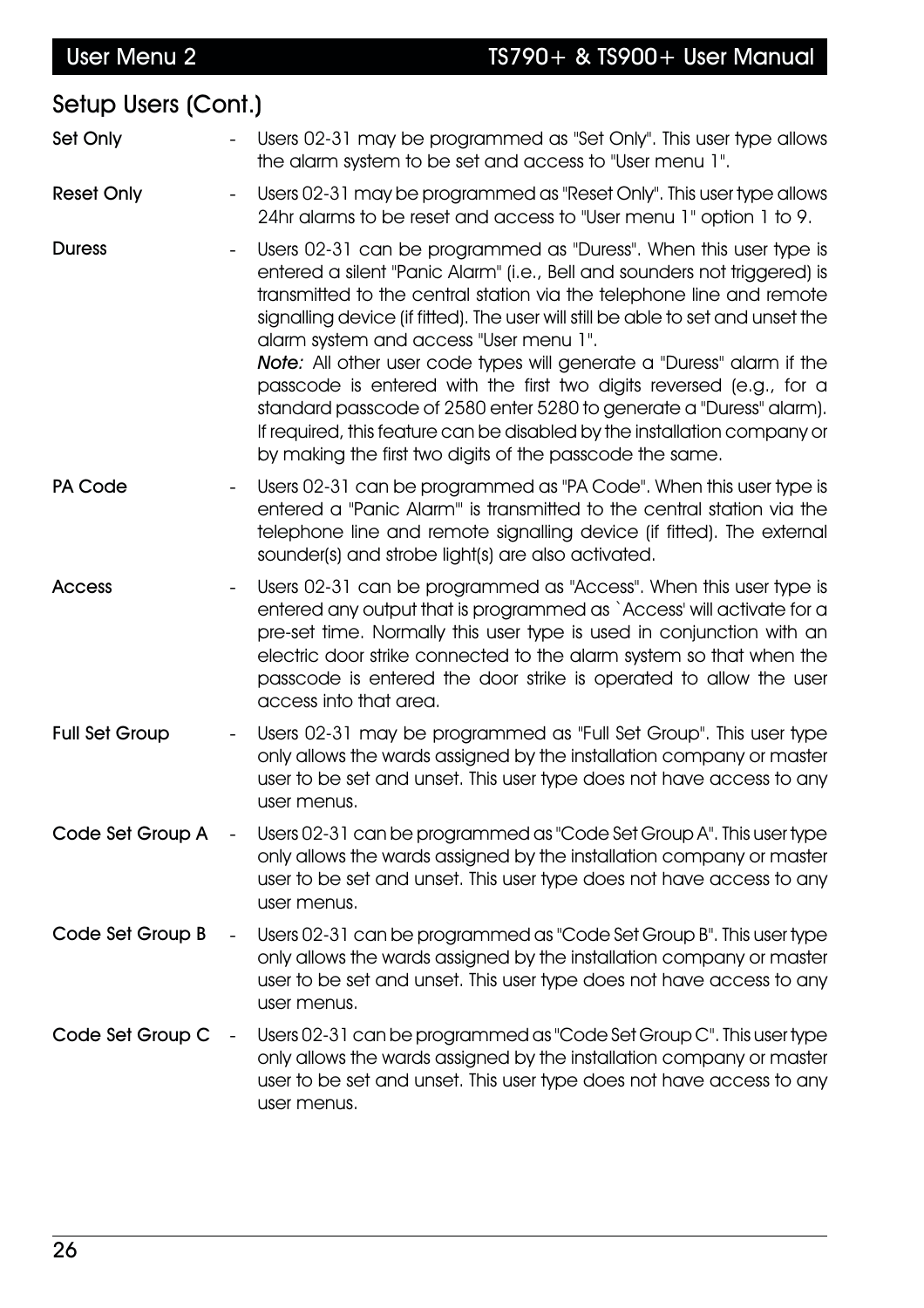## Setup Users (Cont.)

**Set Only** - Users 02-31 may be programmed as "Set Only". This user type allows the alarm system to be set and access to "User menu 1".

**Reset Only** - Users 02-31 may be programmed as "Reset Only". This user type allows 24hr alarms to be reset and access to "User menu 1" option 1 to 9.

**Duress** - Users 02-31 can be programmed as "Duress". When this user type is entered a silent "Panic Alarm" (i.e., Bell and sounders not triggered) is transmitted to the central station via the telephone line and remote signalling device (if fitted). The user will still be able to set and unset the alarm system and access "User menu 1".
***Note:*** All other user code types will generate a "Duress" alarm if the passcode is entered with the first two digits reversed (e.g., for a standard passcode of 2580 enter 5280 to generate a "Duress" alarm). If required, this feature can be disabled by the installation company or by making the first two digits of the passcode the same.

**PA Code** - Users 02-31 can be programmed as "PA Code". When this user type is entered a "Panic Alarm"' is transmitted to the central station via the telephone line and remote signalling device (if fitted). The external sounder(s) and strobe light(s) are also activated.

**Access** - Users 02-31 can be programmed as "Access". When this user type is entered any output that is programmed as `Access' will activate for a pre-set time. Normally this user type is used in conjunction with an electric door strike connected to the alarm system so that when the passcode is entered the door strike is operated to allow the user access into that area.

**Full Set Group** - Users 02-31 may be programmed as "Full Set Group". This user type only allows the wards assigned by the installation company or master user to be set and unset. This user type does not have access to any user menus.

**Code Set Group A** - Users 02-31 can be programmed as "Code Set Group A". This user type only allows the wards assigned by the installation company or master user to be set and unset. This user type does not have access to any user menus.

**Code Set Group B** - Users 02-31 can be programmed as "Code Set Group B". This user type only allows the wards assigned by the installation company or master user to be set and unset. This user type does not have access to any user menus.

**Code Set Group C** - Users 02-31 can be programmed as "Code Set Group C". This user type only allows the wards assigned by the installation company or master user to be set and unset. This user type does not have access to any user menus.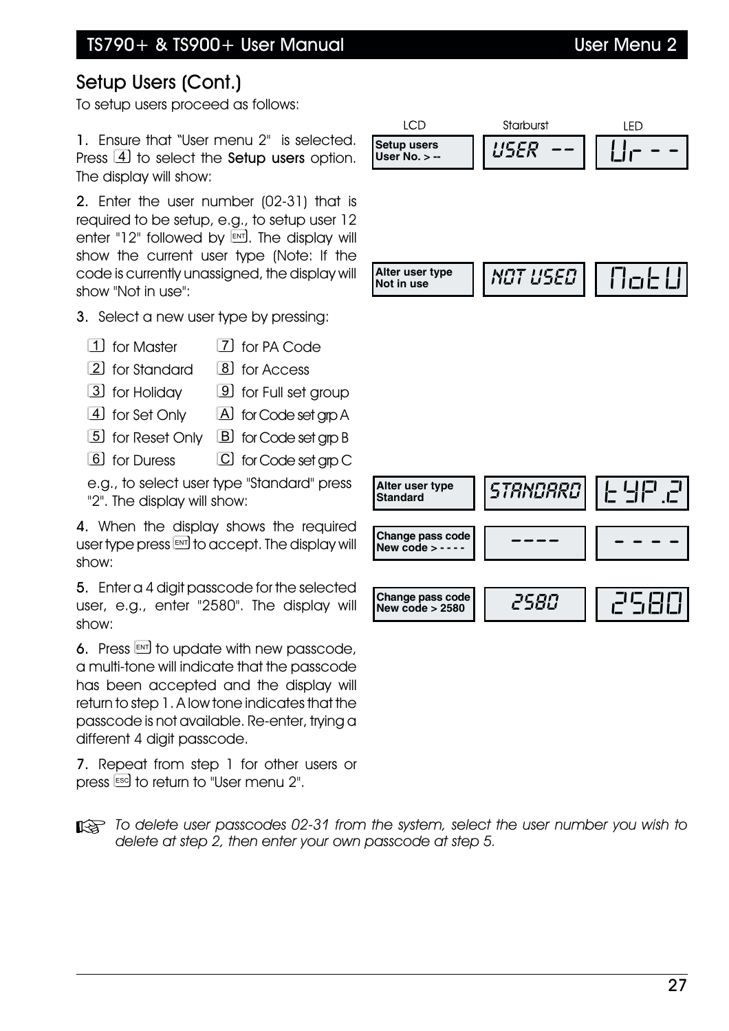## Setup Users (Cont.)

To setup users proceed as follows:

1. Ensure that "User menu 2" is selected. Press [4] to select the **Setup users** option. The display will show:

| LCD | Starburst | LED |
|---|---|---|
| Setup users User No. > -- | USER -- | Ur - - |

2. Enter the user number (02-31) that is required to be setup, e.g., to setup user 12 enter "12" followed by [ENT]. The display will show the current user type (Note: If the code is currently unassigned, the display will show "Not in use":

| LCD | Starburst | LED |
|---|---|---|
| Alter user type Not in use | NOT USED | NotU |

3. Select a new user type by pressing:

| | |
|---|---|
| [1] for Master | [7] for PA Code |
| [2] for Standard | [8] for Access |
| [3] for Holiday | [9] for Full set group |
| [4] for Set Only | [A] for Code set grp A |
| [5] for Reset Only | [B] for Code set grp B |
| [6] for Duress | [C] for Code set grp C |

e.g., to select user type "Standard" press "2". The display will show:

| LCD | Starburst | LED |
|---|---|---|
| Alter user type Standard | STANDARD | tYP.2 |

4. When the display shows the required user type press [ENT] to accept. The display will show:

| LCD | Starburst | LED |
|---|---|---|
| Change pass code New code > - - - - | ---- | - - - - |

5. Enter a 4 digit passcode for the selected user, e.g., enter "2580". The display will show:

| LCD | Starburst | LED |
|---|---|---|
| Change pass code New code > 2580 | 2580 | 2580 |

6. Press [ENT] to update with new passcode, a multi-tone will indicate that the passcode has been accepted and the display will return to step 1. A low tone indicates that the passcode is not available. Re-enter, trying a different 4 digit passcode.

7. Repeat from step 1 for other users or press [ESC] to return to "User menu 2".

☞ *To delete user passcodes 02-31 from the system, select the user number you wish to delete at step 2, then enter your own passcode at step 5.*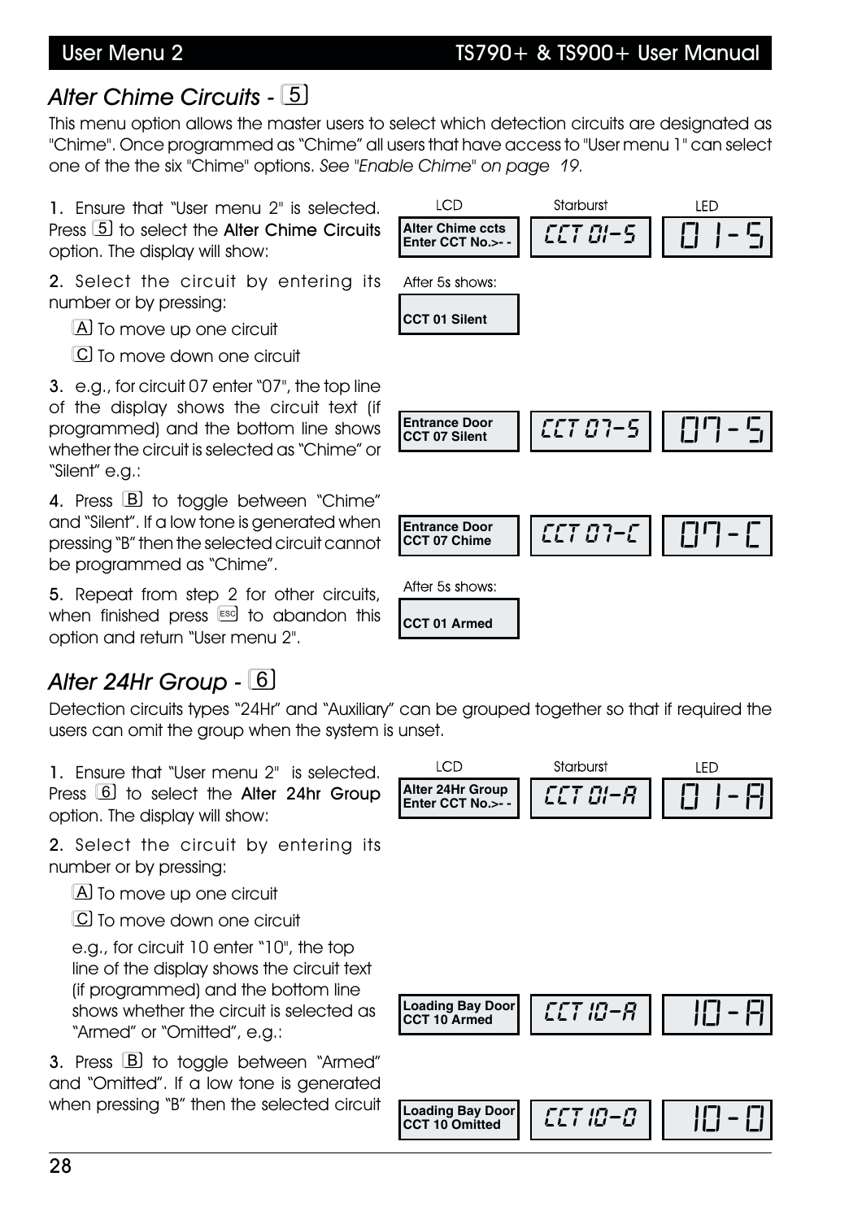## *Alter Chime Circuits* - 5

This menu option allows the master users to select which detection circuits are designated as "Chime". Once programmed as "Chime" all users that have access to "User menu 1" can select one of the the six "Chime" options. *See "Enable Chime" on page 19.*

1. Ensure that "User menu 2" is selected. Press 5 to select the **Alter Chime Circuits** option. The display will show:

| LCD | Starburst | LED |
|---|---|---|
| **Alter Chime ccts Enter CCT No.>- -** | CCT 01-S | 01-S |

After 5s shows:

**CCT 01 Silent**

2. Select the circuit by entering its number or by pressing:

   A To move up one circuit

   C To move down one circuit

3. e.g., for circuit 07 enter "07", the top line of the display shows the circuit text (if programmed) and the bottom line shows whether the circuit is selected as "Chime" or "Silent" e.g.:

| LCD | Starburst | LED |
|---|---|---|
| **Entrance Door CCT 07 Silent** | CCT 07-S | 07-S |

4. Press B to toggle between "Chime" and "Silent". If a low tone is generated when pressing "B" then the selected circuit cannot be programmed as "Chime".

| LCD | Starburst | LED |
|---|---|---|
| **Entrance Door CCT 07 Chime** | CCT 07-C | 07-C |

5. Repeat from step 2 for other circuits, when finished press ESC to abandon this option and return "User menu 2".

After 5s shows:

**CCT 01 Armed**

## *Alter 24Hr Group* - 6

Detection circuits types "24Hr" and "Auxiliary" can be grouped together so that if required the users can omit the group when the system is unset.

1. Ensure that "User menu 2" is selected. Press 6 to select the **Alter 24hr Group** option. The display will show:

| LCD | Starburst | LED |
|---|---|---|
| **Alter 24Hr Group Enter CCT No.>- -** | CCT 01-A | 01-A |

2. Select the circuit by entering its number or by pressing:

   A To move up one circuit

   C To move down one circuit

   e.g., for circuit 10 enter "10", the top line of the display shows the circuit text (if programmed) and the bottom line shows whether the circuit is selected as "Armed" or "Omitted", e.g.:

| LCD | Starburst | LED |
|---|---|---|
| **Loading Bay Door CCT 10 Armed** | CCT 10-A | 10-A |

3. Press B to toggle between "Armed" and "Omitted". If a low tone is generated when pressing "B" then the selected circuit

| LCD | Starburst | LED |
|---|---|---|
| **Loading Bay Door CCT 10 Omitted** | CCT 10-O | 10-O |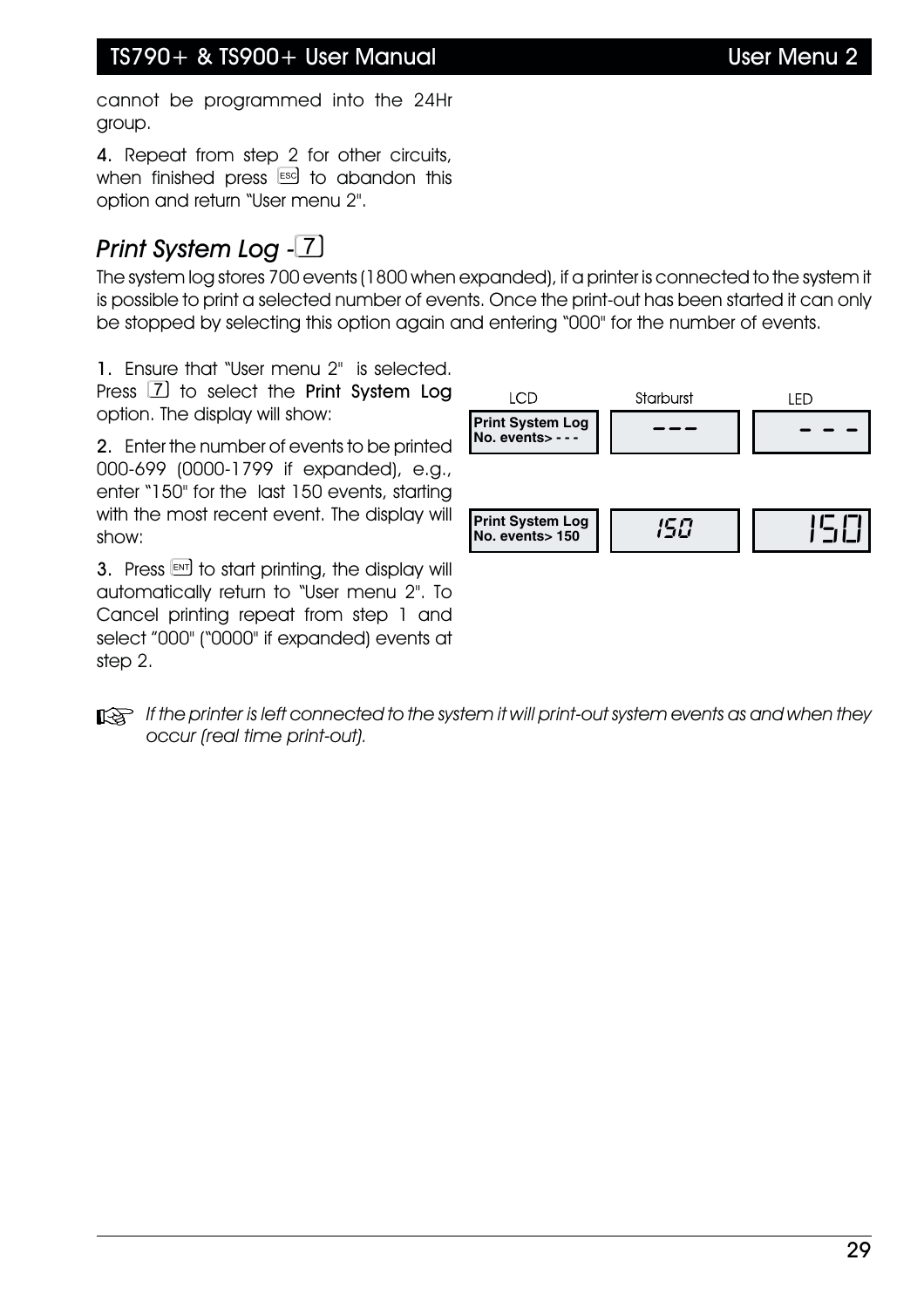cannot be programmed into the 24Hr group.

**4.** Repeat from step 2 for other circuits, when finished press ESC to abandon this option and return "User menu 2".

## *Print System Log - 7*

The system log stores 700 events (1800 when expanded), if a printer is connected to the system it is possible to print a selected number of events. Once the print-out has been started it can only be stopped by selecting this option again and entering "000" for the number of events.

**1.** Ensure that "User menu 2" is selected. Press 7 to select the **Print System Log** option. The display will show:

| LCD | Starburst | LED |
|---|---|---|
| Print System Log<br>No. events> - - - | --- | - - - |

**2.** Enter the number of events to be printed 000-699 (0000-1799 if expanded), e.g., enter "150" for the last 150 events, starting with the most recent event. The display will show:

| LCD | Starburst | LED |
|---|---|---|
| Print System Log<br>No. events> 150 | 150 | 150 |

**3.** Press ENT to start printing, the display will automatically return to "User menu 2". To Cancel printing repeat from step 1 and select "000" ("0000" if expanded) events at step 2.

☞ *If the printer is left connected to the system it will print-out system events as and when they occur (real time print-out).*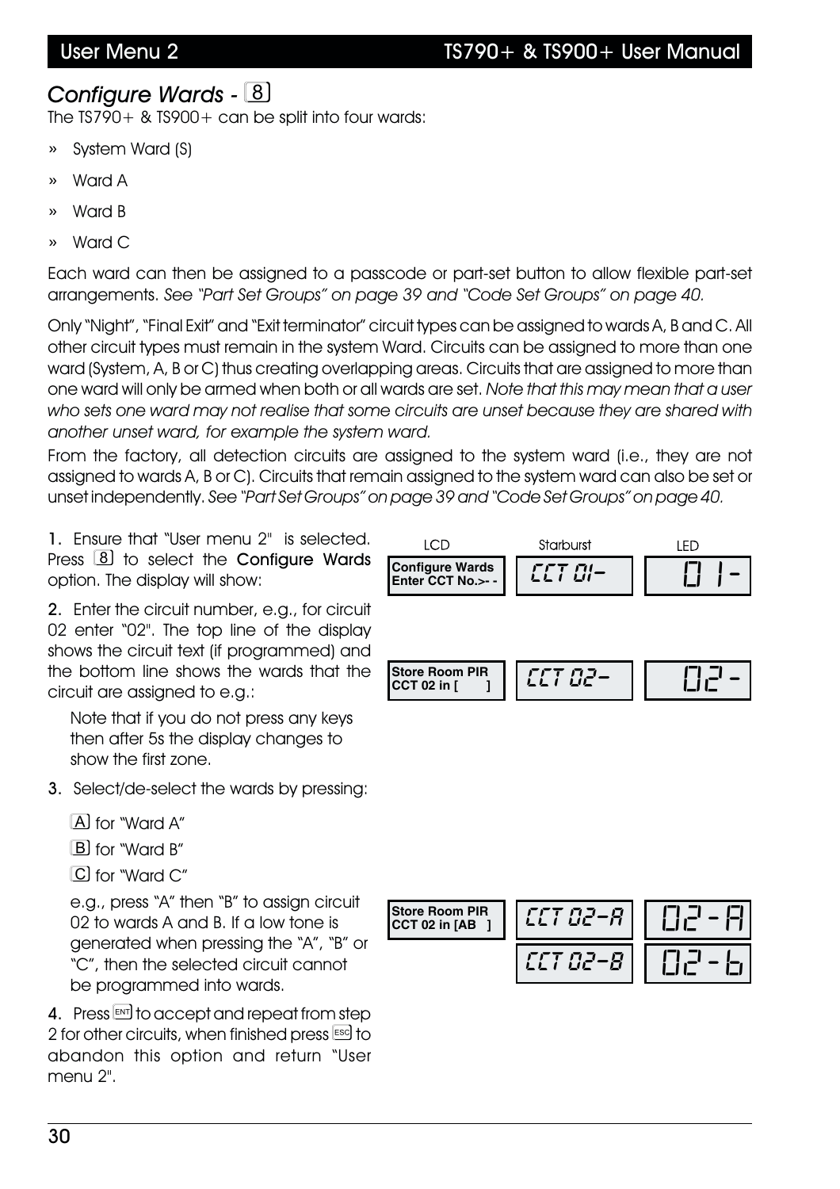## Configure Wards - 8

The TS790+ & TS900+ can be split into four wards:

- » System Ward (S)
- » Ward A
- » Ward B
- » Ward C

Each ward can then be assigned to a passcode or part-set button to allow flexible part-set arrangements. *See "Part Set Groups" on page 39 and "Code Set Groups" on page 40.*

Only "Night", "Final Exit" and "Exit terminator" circuit types can be assigned to wards A, B and C. All other circuit types must remain in the system Ward. Circuits can be assigned to more than one ward (System, A, B or C) thus creating overlapping areas. Circuits that are assigned to more than one ward will only be armed when both or all wards are set. *Note that this may mean that a user who sets one ward may not realise that some circuits are unset because they are shared with another unset ward, for example the system ward.*

From the factory, all detection circuits are assigned to the system ward (i.e., they are not assigned to wards A, B or C). Circuits that remain assigned to the system ward can also be set or unset independently. *See "Part Set Groups" on page 39 and "Code Set Groups" on page 40.*

1. Ensure that "User menu 2" is selected. Press 8 to select the **Configure Wards** option. The display will show:

| LCD | Starburst | LED |
|---|---|---|
| Configure Wards<br>Enter CCT No.>- - | CCT 01- | 01- |

2. Enter the circuit number, e.g., for circuit 02 enter "02". The top line of the display shows the circuit text (if programmed) and the bottom line shows the wards that the circuit are assigned to e.g.:

| LCD | Starburst | LED |
|---|---|---|
| Store Room PIR<br>CCT 02 in [ ] | CCT 02- | 02- |

Note that if you do not press any keys then after 5s the display changes to show the first zone.

3. Select/de-select the wards by pressing:

   A for "Ward A"

   B for "Ward B"

   C for "Ward C"

   e.g., press "A" then "B" to assign circuit 02 to wards A and B. If a low tone is generated when pressing the "A", "B" or "C", then the selected circuit cannot be programmed into wards.

| LCD | Starburst | LED |
|---|---|---|
| Store Room PIR<br>CCT 02 in [AB ] | CCT 02-A<br>CCT 02-B | 02-A<br>02-b |

4. Press ENT to accept and repeat from step 2 for other circuits, when finished press ESC to abandon this option and return "User menu 2".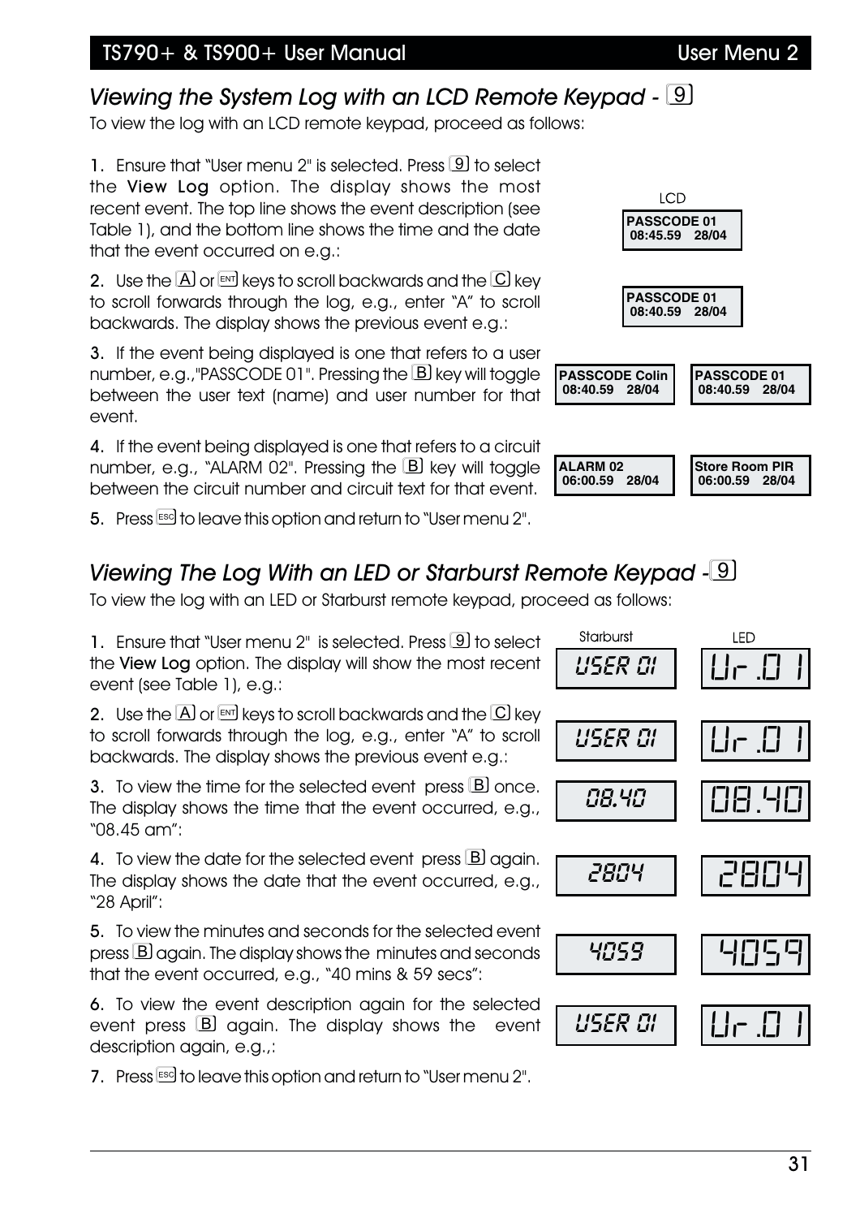## *Viewing the System Log with an LCD Remote Keypad - 9*

To view the log with an LCD remote keypad, proceed as follows:

1. Ensure that "User menu 2" is selected. Press 9 to select the **View Log** option. The display shows the most recent event. The top line shows the event description (see Table 1), and the bottom line shows the time and the date that the event occurred on e.g.:

LCD

```
PASSCODE 01
 08:45.59   28/04
```

2. Use the A or ENT keys to scroll backwards and the C key to scroll forwards through the log, e.g., enter "A" to scroll backwards. The display shows the previous event e.g.:

```
PASSCODE 01
 08:40.59   28/04
```

3. If the event being displayed is one that refers to a user number, e.g.,"PASSCODE 01". Pressing the B key will toggle between the user text (name) and user number for that event.

```
PASSCODE Colin
 08:40.59   28/04
```

```
PASSCODE 01
 08:40.59   28/04
```

4. If the event being displayed is one that refers to a circuit number, e.g., "ALARM 02". Pressing the B key will toggle between the circuit number and circuit text for that event.

```
ALARM 02
 06:00.59   28/04
```

```
Store Room PIR
 06:00.59   28/04
```

5. Press ESC to leave this option and return to "User menu 2".

## *Viewing The Log With an LED or Starburst Remote Keypad - 9*

To view the log with an LED or Starburst remote keypad, proceed as follows:

1. Ensure that "User menu 2" is selected. Press 9 to select the **View Log** option. The display will show the most recent event (see Table 1), e.g.:

| Starburst | LED |
|---|---|
| USER 01 | Ur.01 |

2. Use the A or ENT keys to scroll backwards and the C key to scroll forwards through the log, e.g., enter "A" to scroll backwards. The display shows the previous event e.g.:

| Starburst | LED |
|---|---|
| USER 01 | Ur.01 |

3. To view the time for the selected event press B once. The display shows the time that the event occurred, e.g., "08.45 am":

| Starburst | LED |
|---|---|
| 08.40 | 08.40 |

4. To view the date for the selected event press B again. The display shows the date that the event occurred, e.g., "28 April":

| Starburst | LED |
|---|---|
| 2804 | 2804 |

5. To view the minutes and seconds for the selected event press B again. The display shows the minutes and seconds that the event occurred, e.g., "40 mins & 59 secs":

| Starburst | LED |
|---|---|
| 4059 | 4059 |

6. To view the event description again for the selected event press B again. The display shows the event description again, e.g.,:

| Starburst | LED |
|---|---|
| USER 01 | Ur.01 |

7. Press ESC to leave this option and return to "User menu 2".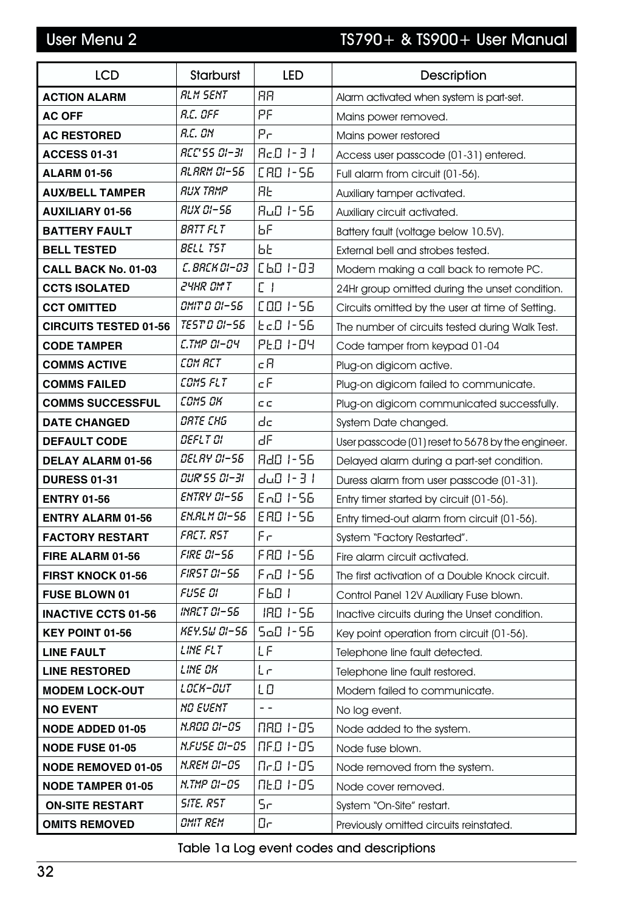| LCD | Starburst | LED | Description |
|---|---|---|---|
| **ACTION ALARM** | ALM SENT | AA | Alarm activated when system is part-set. |
| **AC OFF** | A.C. OFF | PF | Mains power removed. |
| **AC RESTORED** | A.C. ON | Pr | Mains power restored |
| **ACCESS 01-31** | ACC'SS 01-31 | Ac.0 1-3 1 | Access user passcode (01-31) entered. |
| **ALARM 01-56** | ALARM 01-56 | CA0 1-56 | Full alarm from circuit (01-56). |
| **AUX/BELL TAMPER** | AUX TAMP | At | Auxiliary tamper activated. |
| **AUXILIARY 01-56** | AUX 01-56 | Au0 1-56 | Auxiliary circuit activated. |
| **BATTERY FAULT** | BATT FLT | bF | Battery fault (voltage below 10.5V). |
| **BELL TESTED** | BELL TST | bt | External bell and strobes tested. |
| **CALL BACK No. 01-03** | C.BACK 01-03 | Cb0 1-03 | Modem making a call back to remote PC. |
| **CCTS ISOLATED** | 24HR OM'T | C I | 24Hr group omitted during the unset condition. |
| **CCT OMITTED** | OMIT'D 01-56 | CO0 1-56 | Circuits omitted by the user at time of Setting. |
| **CIRCUITS TESTED 01-56** | TEST'D 01-56 | tc.0 1-56 | The number of circuits tested during Walk Test. |
| **CODE TAMPER** | C.TMP 01-04 | Pt.0 1-04 | Code tamper from keypad 01-04 |
| **COMMS ACTIVE** | COM ACT | cA | Plug-on digicom active. |
| **COMMS FAILED** | COMS FLT | cF | Plug-on digicom failed to communicate. |
| **COMMS SUCCESSFUL** | COMS OK | cc | Plug-on digicom communicated successfully. |
| **DATE CHANGED** | DATE CHG | dc | System Date changed. |
| **DEFAULT CODE** | DEFLT 01 | dF | User passcode (01) reset to 5678 by the engineer. |
| **DELAY ALARM 01-56** | DELAY 01-56 | Ad0 1-56 | Delayed alarm during a part-set condition. |
| **DURESS 01-31** | DUR'SS 01-31 | du0 1-3 1 | Duress alarm from user passcode (01-31). |
| **ENTRY 01-56** | ENTRY 01-56 | En0 1-56 | Entry timer started by circuit (01-56). |
| **ENTRY ALARM 01-56** | EN.ALM 01-56 | EA0 1-56 | Entry timed-out alarm from circuit (01-56). |
| **FACTORY RESTART** | FACT. RST | Fr | System "Factory Restarted". |
| **FIRE ALARM 01-56** | FIRE 01-56 | FA0 1-56 | Fire alarm circuit activated. |
| **FIRST KNOCK 01-56** | FIRST 01-56 | Fn0 1-56 | The first activation of a Double Knock circuit. |
| **FUSE BLOWN 01** | FUSE 01 | Fb0 1 | Control Panel 12V Auxiliary Fuse blown. |
| **INACTIVE CCTS 01-56** | INACT 01-56 | IA0 1-56 | Inactive circuits during the Unset condition. |
| **KEY POINT 01-56** | KEY.SW 01-56 | So0 1-56 | Key point operation from circuit (01-56). |
| **LINE FAULT** | LINE FLT | LF | Telephone line fault detected. |
| **LINE RESTORED** | LINE OK | Lr | Telephone line fault restored. |
| **MODEM LOCK-OUT** | LOCK-OUT | LO | Modem failed to communicate. |
| **NO EVENT** | NO EVENT | - - | No log event. |
| **NODE ADDED 01-05** | N.ADD 01-05 | nA0 1-05 | Node added to the system. |
| **NODE FUSE 01-05** | N.FUSE 01-05 | nF.0 1-05 | Node fuse blown. |
| **NODE REMOVED 01-05** | N.REM 01-05 | nr.0 1-05 | Node removed from the system. |
| **NODE TAMPER 01-05** | N.TMP 01-05 | nt.0 1-05 | Node cover removed. |
| **ON-SITE RESTART** | SITE. RST | Sr | System "On-Site" restart. |
| **OMITS REMOVED** | OMIT REM | Or | Previously omitted circuits reinstated. |

Table 1a Log event codes and descriptions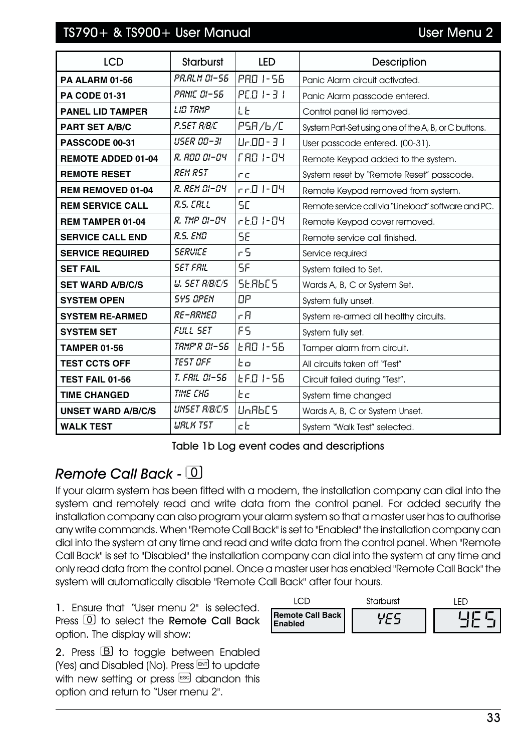| LCD | Starburst | LED | Description |
|---|---|---|---|
| **PA ALARM 01-56** | PA.ALM 01-56 | PA.0 1-56 | Panic Alarm circuit activated. |
| **PA CODE 01-31** | PANIC 01-56 | PC.0 1-3 1 | Panic Alarm passcode entered. |
| **PANEL LID TAMPER** | LID TAMP | Lt | Control panel lid removed. |
| **PART SET A/B/C** | P.SET A/B/C | PS.A/b/C | System Part-Set using one of the A, B, or C buttons. |
| **PASSCODE 00-31** | USER 00-31 | Ur.00-3 1 | User passcode entered. (00-31). |
| **REMOTE ADDED 01-04** | R. ADD 01-04 | rA.0 1-04 | Remote Keypad added to the system. |
| **REMOTE RESET** | REM RST | rc | System reset by "Remote Reset" passcode. |
| **REM REMOVED 01-04** | R. REM 01-04 | rr.0 1-04 | Remote Keypad removed from system. |
| **REM SERVICE CALL** | R.S. CALL | SC | Remote service call via "Lineload" software and PC. |
| **REM TAMPER 01-04** | R. TMP 01-04 | rt.0 1-04 | Remote Keypad cover removed. |
| **SERVICE CALL END** | R.S. END | SE | Remote service call finished. |
| **SERVICE REQUIRED** | SERVICE | rS | Service required |
| **SET FAIL** | SET FAIL | SF | System failed to Set. |
| **SET WARD A/B/C/S** | W. SET A/B/C/S | St.AbCS | Wards A, B, C or System Set. |
| **SYSTEM OPEN** | SYS OPEN | OP | System fully unset. |
| **SYSTEM RE-ARMED** | RE-ARMED | rA | System re-armed all healthy circuits. |
| **SYSTEM SET** | FULL SET | FS | System fully set. |
| **TAMPER 01-56** | TAMP'R 01-56 | tA.0 1-56 | Tamper alarm from circuit. |
| **TEST CCTS OFF** | TEST OFF | to | All circuits taken off "Test" |
| **TEST FAIL 01-56** | T. FAIL 01-56 | tF.0 1-56 | Circuit failed during "Test". |
| **TIME CHANGED** | TIME CHG | tc | System time changed |
| **UNSET WARD A/B/C/S** | UNSET A/B/C/S | Un.AbCS | Wards A, B, C or System Unset. |
| **WALK TEST** | WALK TST | ct | System "Walk Test" selected. |

Table 1b Log event codes and descriptions

## *Remote Call Back - 0*

If your alarm system has been fitted with a modem, the installation company can dial into the system and remotely read and write data from the control panel. For added security the installation company can also program your alarm system so that a master user has to authorise any write commands. When "Remote Call Back" is set to "Enabled" the installation company can dial into the system at any time and read and write data from the control panel. When "Remote Call Back" is set to "Disabled" the installation company can dial into the system at any time and only read data from the control panel. Once a master user has enabled "Remote Call Back" the system will automatically disable "Remote Call Back" after four hours.

**1.** Ensure that "User menu 2" is selected. Press 0 to select the **Remote Call Back** option. The display will show:

| LCD | Starburst | LED |
|---|---|---|
| **Remote Call Back Enabled** | YES | YES |

**2.** Press B to toggle between Enabled (Yes) and Disabled (No). Press ENT to update with new setting or press ESC abandon this option and return to "User menu 2".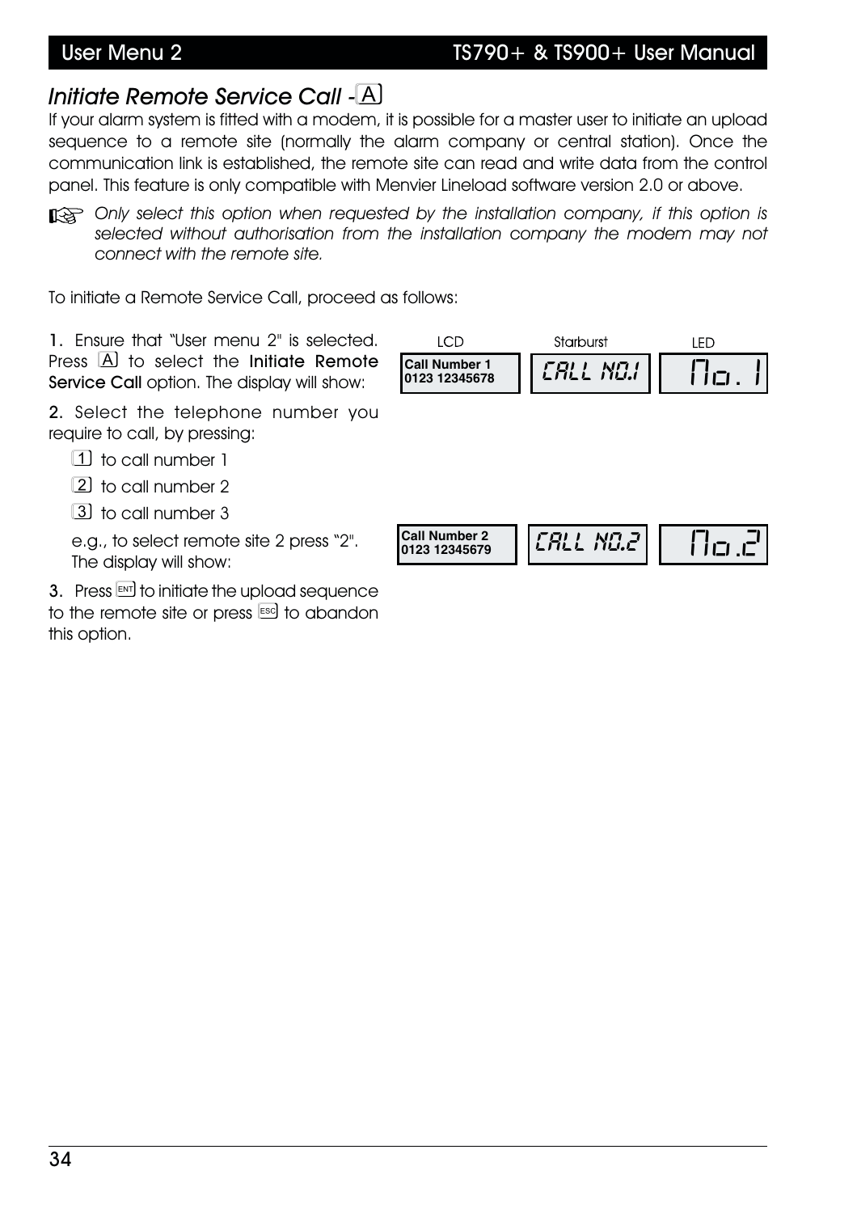## *Initiate Remote Service Call* - A

If your alarm system is fitted with a modem, it is possible for a master user to initiate an upload sequence to a remote site (normally the alarm company or central station). Once the communication link is established, the remote site can read and write data from the control panel. This feature is only compatible with Menvier Lineload software version 2.0 or above.

☞ *Only select this option when requested by the installation company, if this option is selected without authorisation from the installation company the modem may not connect with the remote site.*

To initiate a Remote Service Call, proceed as follows:

1. Ensure that "User menu 2" is selected. Press A to select the **Initiate Remote Service Call** option. The display will show:

| LCD | Starburst | LED |
|---|---|---|
| Call Number 1<br>0123 12345678 | CALL NO.1 | No. 1 |

2. Select the telephone number you require to call, by pressing:

   - 1 to call number 1
   - 2 to call number 2
   - 3 to call number 3

   e.g., to select remote site 2 press "2". The display will show:

| LCD | Starburst | LED |
|---|---|---|
| Call Number 2<br>0123 12345679 | CALL NO.2 | No.2 |

3. Press ENT to initiate the upload sequence to the remote site or press ESC to abandon this option.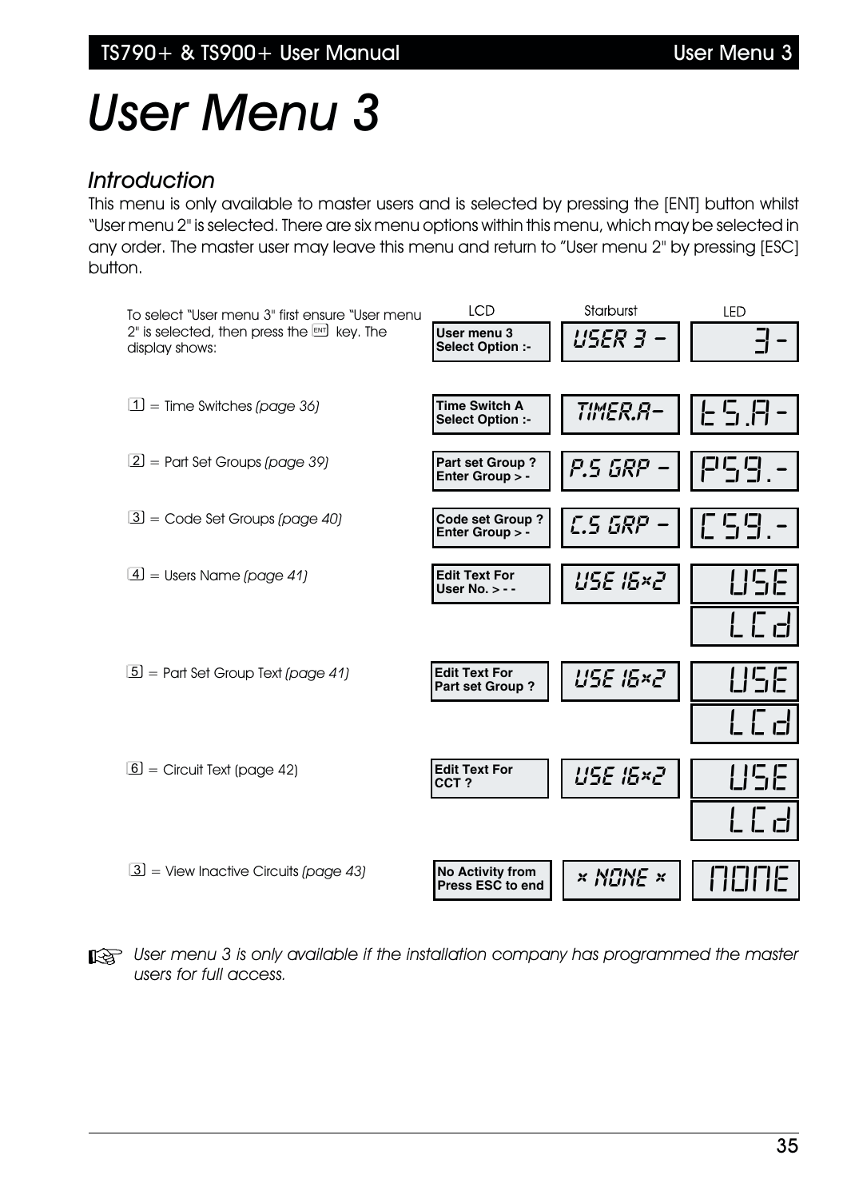# User Menu 3

## Introduction

This menu is only available to master users and is selected by pressing the [ENT] button whilst "User menu 2" is selected. There are six menu options within this menu, which may be selected in any order. The master user may leave this menu and return to "User menu 2" by pressing [ESC] button.

| | LCD | Starburst | LED |
|---|---|---|---|
| To select "User menu 3" first ensure "User menu 2" is selected, then press the [ENT] key. The display shows: | User menu 3 Select Option :- | USER 3 - | 3 - |
| [1] = Time Switches *(page 36)* | Time Switch A Select Option :- | TIMER.A- | t5.A - |
| [2] = Part Set Groups *(page 39)* | Part set Group ? Enter Group > - | P.S GRP - | P59. - |
| [3] = Code Set Groups *(page 40)* | Code set Group ? Enter Group > - | C.S GRP - | C59. - |
| [4] = Users Name *(page 41)* | Edit Text For User No. > - - | USE 16x2 | USE LCd |
| [5] = Part Set Group Text *(page 41)* | Edit Text For Part set Group ? | USE 16x2 | USE LCd |
| [6] = Circuit Text (page 42) | Edit Text For CCT ? | USE 16x2 | USE LCd |
| [3] = View Inactive Circuits *(page 43)* | No Activity from Press ESC to end | * NONE * | nOnE |

*User menu 3 is only available if the installation company has programmed the master users for full access.*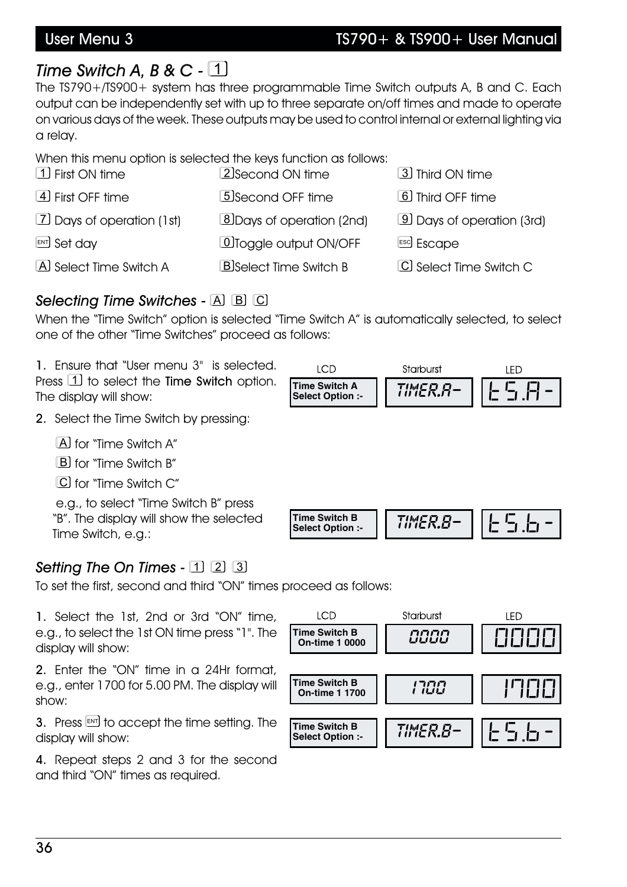## *Time Switch A, B & C* - [1]

The TS790+/TS900+ system has three programmable Time Switch outputs A, B and C. Each output can be independently set with up to three separate on/off times and made to operate on various days of the week. These outputs may be used to control internal or external lighting via a relay.

When this menu option is selected the keys function as follows:

| | | |
|---|---|---|
| [1] First ON time | [2] Second ON time | [3] Third ON time |
| [4] First OFF time | [5] Second OFF time | [6] Third OFF time |
| [7] Days of operation (1st) | [8] Days of operation (2nd) | [9] Days of operation (3rd) |
| [ENT] Set day | [0] Toggle output ON/OFF | [ESC] Escape |
| [A] Select Time Switch A | [B] Select Time Switch B | [C] Select Time Switch C |

### *Selecting Time Switches* - [A] [B] [C]

When the "Time Switch" option is selected "Time Switch A" is automatically selected, to select one of the other "Time Switches" proceed as follows:

1. Ensure that "User menu 3" is selected. Press [1] to select the **Time Switch** option. The display will show:

| LCD | Starburst | LED |
|---|---|---|
| Time Switch A<br>Select Option :- | TIMER.A- | tS.A- |

2. Select the Time Switch by pressing:

   [A] for "Time Switch A"

   [B] for "Time Switch B"

   [C] for "Time Switch C"

   e.g., to select "Time Switch B" press "B". The display will show the selected Time Switch, e.g.:

| LCD | Starburst | LED |
|---|---|---|
| Time Switch B<br>Select Option :- | TIMER.B- | tS.b- |

### *Setting The On Times* - [1] [2] [3]

To set the first, second and third "ON" times proceed as follows:

1. Select the 1st, 2nd or 3rd "ON" time, e.g., to select the 1st ON time press "1". The display will show:

| LCD | Starburst | LED |
|---|---|---|
| Time Switch B<br>On-time 1 0000 | 0000 | 0000 |

2. Enter the "ON" time in a 24Hr format, e.g., enter 1700 for 5.00 PM. The display will show:

| LCD | Starburst | LED |
|---|---|---|
| Time Switch B<br>On-time 1 1700 | 1700 | 1700 |

3. Press [ENT] to accept the time setting. The display will show:

| LCD | Starburst | LED |
|---|---|---|
| Time Switch B<br>Select Option :- | TIMER.B- | tS.b- |

4. Repeat steps 2 and 3 for the second and third "ON" times as required.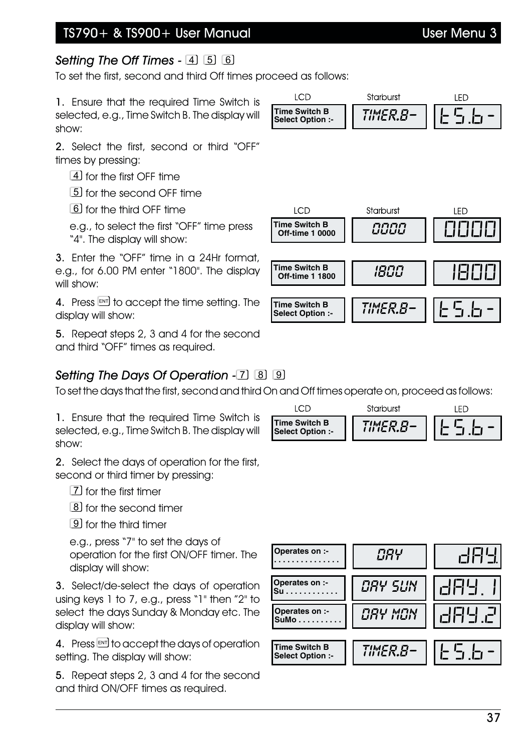## *Setting The Off Times -* [4] [5] [6]

To set the first, second and third Off times proceed as follows:

1. Ensure that the required Time Switch is selected, e.g., Time Switch B. The display will show:

| LCD | Starburst | LED |
|---|---|---|
| Time Switch B Select Option :- | TIMER.B- | t5.b- |

2. Select the first, second or third "OFF" times by pressing:

   [4] for the first OFF time

   [5] for the second OFF time

   [6] for the third OFF time

   e.g., to select the first "OFF" time press "4". The display will show:

| LCD | Starburst | LED |
|---|---|---|
| Time Switch B Off-time 1 0000 | 0000 | 0000 |

3. Enter the "OFF" time in a 24Hr format, e.g., for 6.00 PM enter "1800". The display will show:

| LCD | Starburst | LED |
|---|---|---|
| Time Switch B Off-time 1 1800 | 1800 | 1800 |

4. Press [ENT] to accept the time setting. The display will show:

| LCD | Starburst | LED |
|---|---|---|
| Time Switch B Select Option :- | TIMER.B- | t5.b- |

5. Repeat steps 2, 3 and 4 for the second and third "OFF" times as required.

## *Setting The Days Of Operation -* [7] [8] [9]

To set the days that the first, second and third On and Off times operate on, proceed as follows:

1. Ensure that the required Time Switch is selected, e.g., Time Switch B. The display will show:

| LCD | Starburst | LED |
|---|---|---|
| Time Switch B Select Option :- | TIMER.B- | t5.b- |

2. Select the days of operation for the first, second or third timer by pressing:

   [7] for the first timer

   [8] for the second timer

   [9] for the third timer

   e.g., press "7" to set the days of operation for the first ON/OFF timer. The display will show:

| LCD | Starburst | LED |
|---|---|---|
| Operates on :- . . . . . . . . . . . . . . | DAY | dAY. |

3. Select/de-select the days of operation using keys 1 to 7, e.g., press "1" then "2" to select the days Sunday & Monday etc. The display will show:

| LCD | Starburst | LED |
|---|---|---|
| Operates on :- Su . . . . . . . . . . . . | DAY SUN | dAY. 1 |
| Operates on :- SuMo . . . . . . . . . . | DAY MON | dAY.2 |

4. Press [ENT] to accept the days of operation setting. The display will show:

| LCD | Starburst | LED |
|---|---|---|
| Time Switch B Select Option :- | TIMER.B- | t5.b- |

5. Repeat steps 2, 3 and 4 for the second and third ON/OFF times as required.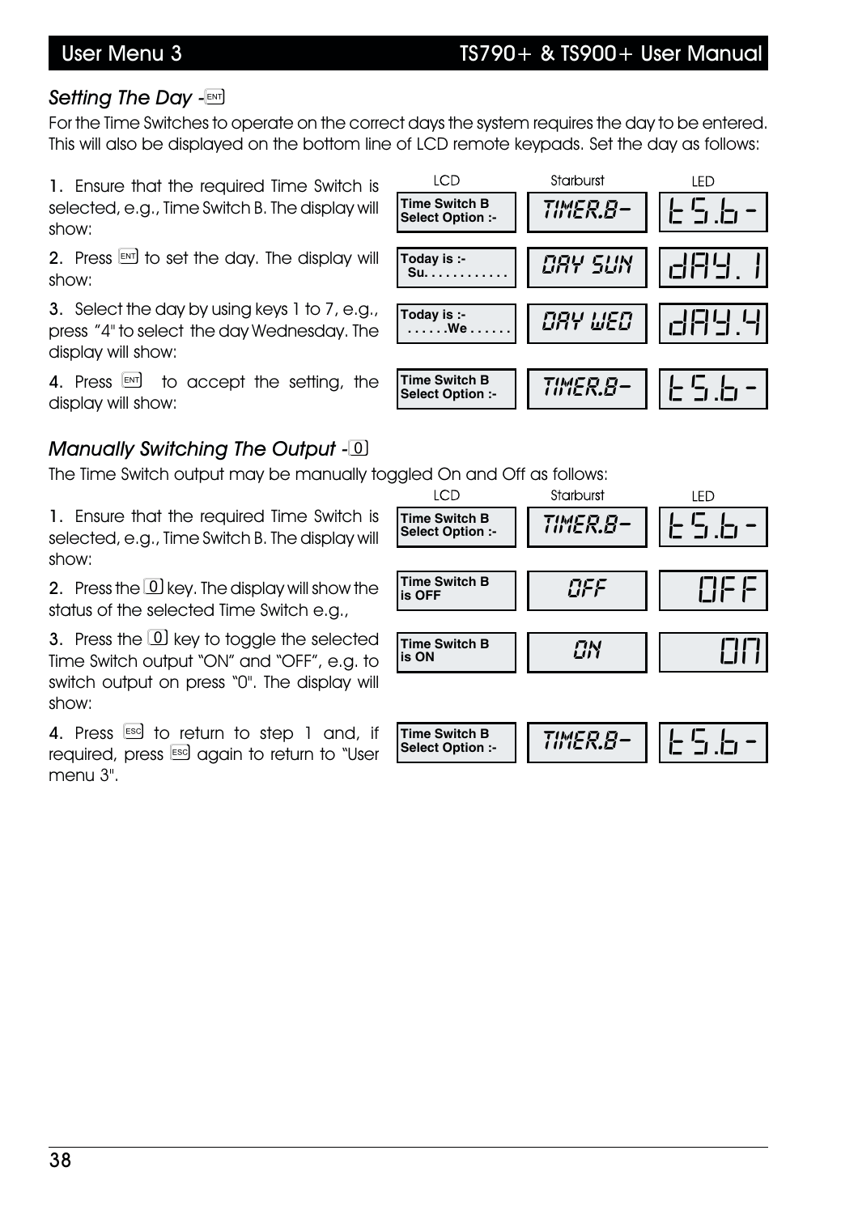## *Setting The Day* - ENT

For the Time Switches to operate on the correct days the system requires the day to be entered. This will also be displayed on the bottom line of LCD remote keypads. Set the day as follows:

| Step | LCD | Starburst | LED |
|---|---|---|---|
| 1. Ensure that the required Time Switch is selected, e.g., Time Switch B. The display will show: | Time Switch B<br>Select Option :- | TIMER.B- | tS.b- |
| 2. Press ENT to set the day. The display will show: | Today is :-<br>Su. . . . . . . . . . . . | DAY SUN | dAY. 1 |
| 3. Select the day by using keys 1 to 7, e.g., press "4" to select the day Wednesday. The display will show: | Today is :-<br>. . . . . .We . . . . . . | DAY WED | dAY.4 |
| 4. Press ENT to accept the setting, the display will show: | Time Switch B<br>Select Option :- | TIMER.B- | tS.b- |

## *Manually Switching The Output* - 0

The Time Switch output may be manually toggled On and Off as follows:

| Step | LCD | Starburst | LED |
|---|---|---|---|
| 1. Ensure that the required Time Switch is selected, e.g., Time Switch B. The display will show: | Time Switch B<br>Select Option :- | TIMER.B- | tS.b- |
| 2. Press the 0 key. The display will show the status of the selected Time Switch e.g., | Time Switch B<br>is OFF | OFF | OFF |
| 3. Press the 0 key to toggle the selected Time Switch output "ON" and "OFF", e.g. to switch output on press "0". The display will show: | Time Switch B<br>is ON | ON | ON |
| 4. Press ESC to return to step 1 and, if required, press ESC again to return to "User menu 3". | Time Switch B<br>Select Option :- | TIMER.B- | tS.b- |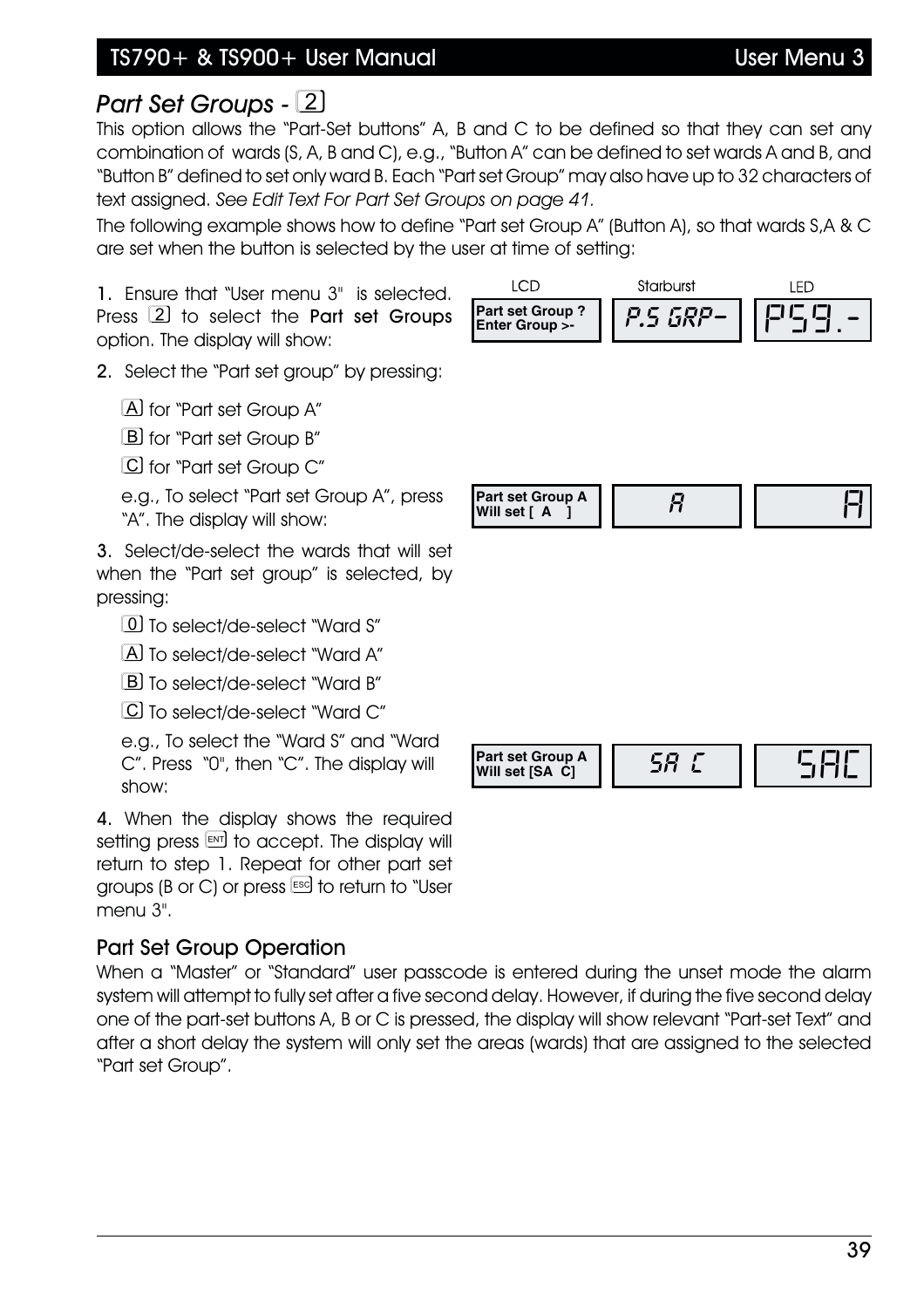## *Part Set Groups - 2*

This option allows the "Part-Set buttons" A, B and C to be defined so that they can set any combination of wards (S, A, B and C), e.g., "Button A" can be defined to set wards A and B, and "Button B" defined to set only ward B. Each "Part set Group" may also have up to 32 characters of text assigned. *See Edit Text For Part Set Groups on page 41.*

The following example shows how to define "Part set Group A" (Button A), so that wards S,A & C are set when the button is selected by the user at time of setting:

1. Ensure that "User menu 3" is selected. Press 2 to select the **Part set Groups** option. The display will show:

| LCD | Starburst | LED |
|---|---|---|
| Part set Group ? Enter Group >- | P.S GRP- | PS9.- |

2. Select the "Part set group" by pressing:

   A for "Part set Group A"

   B for "Part set Group B"

   C for "Part set Group C"

   e.g., To select "Part set Group A", press "A". The display will show:

| LCD | Starburst | LED |
|---|---|---|
| Part set Group A Will set [ A ] | A | A |

3. Select/de-select the wards that will set when the "Part set group" is selected, by pressing:

   0 To select/de-select "Ward S"

   A To select/de-select "Ward A"

   B To select/de-select "Ward B"

   C To select/de-select "Ward C"

   e.g., To select the "Ward S" and "Ward C". Press "0", then "C". The display will show:

| LCD | Starburst | LED |
|---|---|---|
| Part set Group A Will set [SA C] | SA C | SAC |

4. When the display shows the required setting press ENT to accept. The display will return to step 1. Repeat for other part set groups (B or C) or press ESC to return to "User menu 3".

### Part Set Group Operation

When a "Master" or "Standard" user passcode is entered during the unset mode the alarm system will attempt to fully set after a five second delay. However, if during the five second delay one of the part-set buttons A, B or C is pressed, the display will show relevant "Part-set Text" and after a short delay the system will only set the areas (wards) that are assigned to the selected "Part set Group".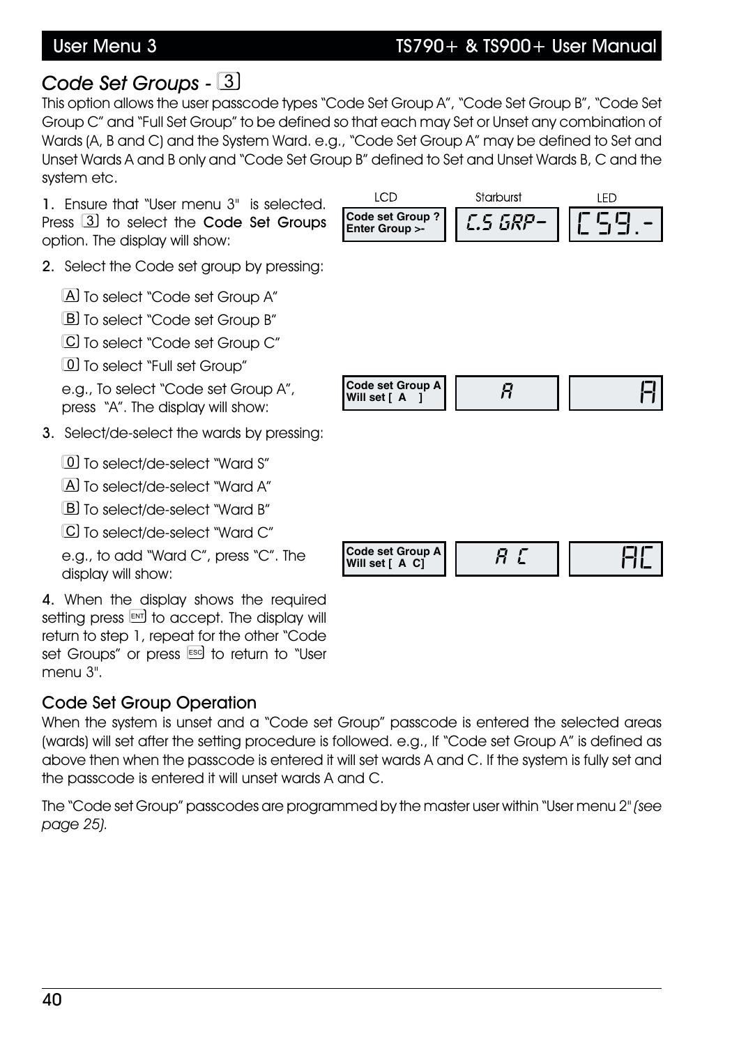## *Code Set Groups* - 3

This option allows the user passcode types "Code Set Group A", "Code Set Group B", "Code Set Group C" and "Full Set Group" to be defined so that each may Set or Unset any combination of Wards (A, B and C) and the System Ward. e.g., "Code Set Group A" may be defined to Set and Unset Wards A and B only and "Code Set Group B" defined to Set and Unset Wards B, C and the system etc.

1. Ensure that "User menu 3" is selected. Press 3 to select the **Code Set Groups** option. The display will show:

| LCD | Starburst | LED |
|---|---|---|
| Code set Group ? Enter Group >- | C.S GRP- | CS9.- |

2. Select the Code set group by pressing:

   A To select "Code set Group A"

   B To select "Code set Group B"

   C To select "Code set Group C"

   0 To select "Full set Group"

   e.g., To select "Code set Group A", press "A". The display will show:

| LCD | Starburst | LED |
|---|---|---|
| Code set Group A Will set [ A ] | A | A |

3. Select/de-select the wards by pressing:

   0 To select/de-select "Ward S"

   A To select/de-select "Ward A"

   B To select/de-select "Ward B"

   C To select/de-select "Ward C"

   e.g., to add "Ward C", press "C". The display will show:

| LCD | Starburst | LED |
|---|---|---|
| Code set Group A Will set [ A C] | A C | AC |

4. When the display shows the required setting press ENT to accept. The display will return to step 1, repeat for the other "Code set Groups" or press ESC to return to "User menu 3".

### Code Set Group Operation

When the system is unset and a "Code set Group" passcode is entered the selected areas (wards) will set after the setting procedure is followed. e.g., If "Code set Group A" is defined as above then when the passcode is entered it will set wards A and C. If the system is fully set and the passcode is entered it will unset wards A and C.

The "Code set Group" passcodes are programmed by the master user within "User menu 2" *(see page 25).*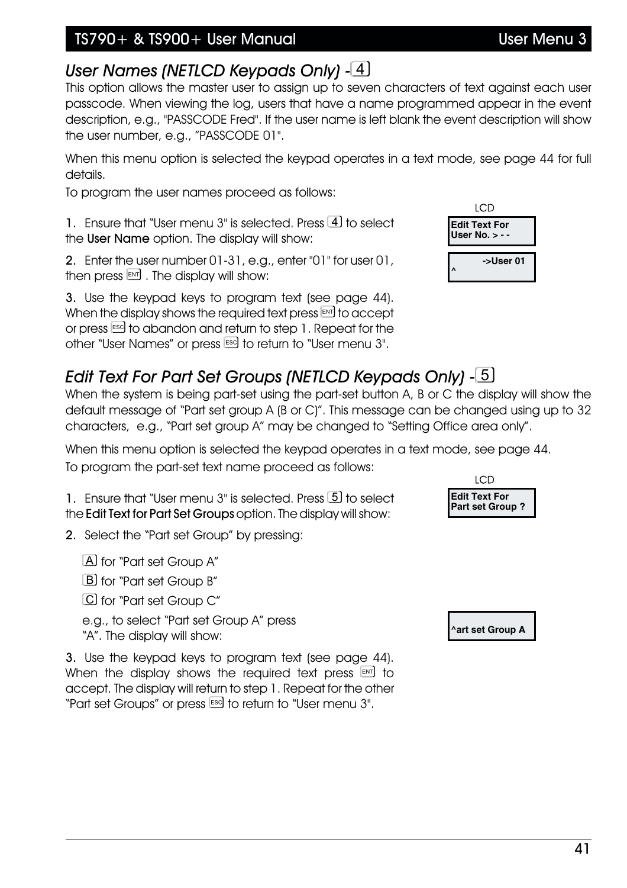## *User Names (NETLCD Keypads Only) -* [4]

This option allows the master user to assign up to seven characters of text against each user passcode. When viewing the log, users that have a name programmed appear in the event description, e.g., "PASSCODE Fred". If the user name is left blank the event description will show the user number, e.g., "PASSCODE 01".

When this menu option is selected the keypad operates in a text mode, see page 44 for full details.

To program the user names proceed as follows:

1. Ensure that "User menu 3" is selected. Press [4] to select the **User Name** option. The display will show:

LCD

```
Edit Text For
User No. > - -
```

2. Enter the user number 01-31, e.g., enter "01" for user 01, then press [ENT]. The display will show:

```
        ->User 01
^
```

3. Use the keypad keys to program text (see page 44). When the display shows the required text press [ENT] to accept or press [ESC] to abandon and return to step 1. Repeat for the other "User Names" or press [ESC] to return to "User menu 3".

## *Edit Text For Part Set Groups (NETLCD Keypads Only) -* [5]

When the system is being part-set using the part-set button A, B or C the display will show the default message of "Part set group A (B or C)". This message can be changed using up to 32 characters, e.g., "Part set group A" may be changed to "Setting Office area only".

When this menu option is selected the keypad operates in a text mode, see page 44.

To program the part-set text name proceed as follows:

1. Ensure that "User menu 3" is selected. Press [5] to select the **Edit Text for Part Set Groups** option. The display will show:

LCD

```
Edit Text For
Part set Group ?
```

2. Select the "Part set Group" by pressing:

   [A] for "Part set Group A"

   [B] for "Part set Group B"

   [C] for "Part set Group C"

   e.g., to select "Part set Group A" press "A". The display will show:

```
^art set Group A
```

3. Use the keypad keys to program text (see page 44). When the display shows the required text press [ENT] to accept. The display will return to step 1. Repeat for the other "Part set Groups" or press [ESC] to return to "User menu 3".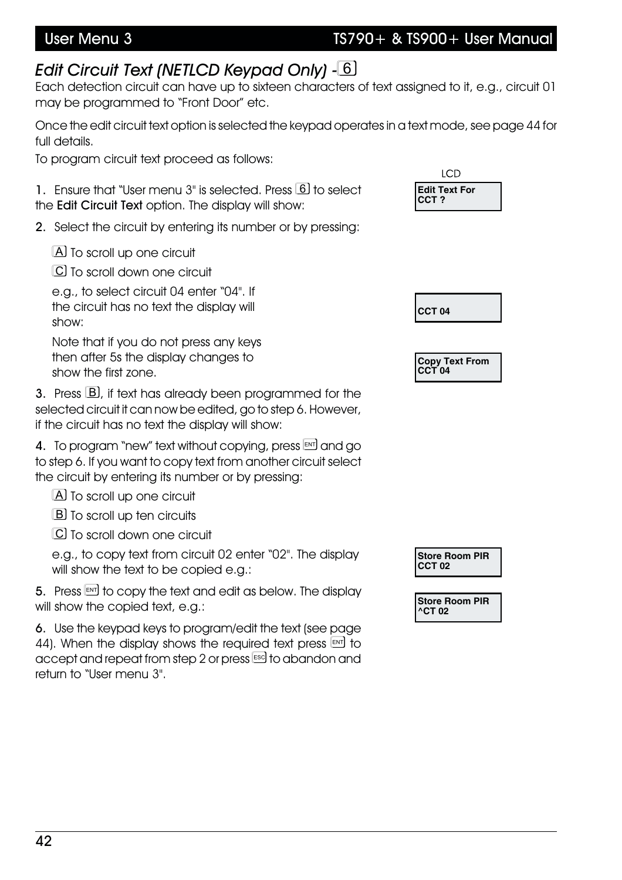## *Edit Circuit Text (NETLCD Keypad Only) -* 6

Each detection circuit can have up to sixteen characters of text assigned to it, e.g., circuit 01 may be programmed to "Front Door" etc.

Once the edit circuit text option is selected the keypad operates in a text mode, see page 44 for full details.

To program circuit text proceed as follows:

LCD

1. Ensure that "User menu 3" is selected. Press 6 to select the **Edit Circuit Text** option. The display will show:

```
Edit Text For
CCT ?
```

2. Select the circuit by entering its number or by pressing:

   A To scroll up one circuit

   C To scroll down one circuit

   e.g., to select circuit 04 enter "04". If the circuit has no text the display will show:

```
CCT 04
```

   Note that if you do not press any keys then after 5s the display changes to show the first zone.

3. Press B, if text has already been programmed for the selected circuit it can now be edited, go to step 6. However, if the circuit has no text the display will show:

```
Copy Text From
CCT 04
```

4. To program "new" text without copying, press ENT and go to step 6. If you want to copy text from another circuit select the circuit by entering its number or by pressing:

   A To scroll up one circuit

   B To scroll up ten circuits

   C To scroll down one circuit

   e.g., to copy text from circuit 02 enter "02". The display will show the text to be copied e.g.:

```
Store Room PIR
CCT 02
```

5. Press ENT to copy the text and edit as below. The display will show the copied text, e.g.:

```
Store Room PIR
^CT 02
```

6. Use the keypad keys to program/edit the text (see page 44). When the display shows the required text press ENT to accept and repeat from step 2 or press ESC to abandon and return to "User menu 3".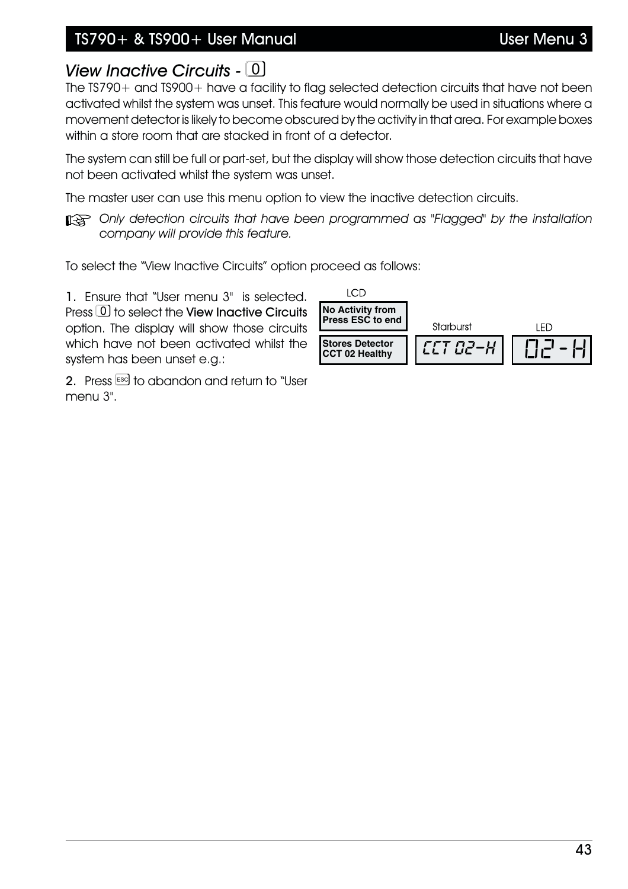## *View Inactive Circuits* - [0]

The TS790+ and TS900+ have a facility to flag selected detection circuits that have not been activated whilst the system was unset. This feature would normally be used in situations where a movement detector is likely to become obscured by the activity in that area. For example boxes within a store room that are stacked in front of a detector.

The system can still be full or part-set, but the display will show those detection circuits that have not been activated whilst the system was unset.

The master user can use this menu option to view the inactive detection circuits.

☞ *Only detection circuits that have been programmed as "Flagged" by the installation company will provide this feature.*

To select the "View Inactive Circuits" option proceed as follows:

1. Ensure that "User menu 3" is selected. Press [0] to select the **View Inactive Circuits** option. The display will show those circuits which have not been activated whilst the system has been unset e.g.:

LCD

```
No Activity from
Press ESC to end
```

```
Stores Detector
CCT 02 Healthy
```

Starburst

```
CCT 02-H
```

LED

```
02 - H
```

2. Press [ESC] to abandon and return to "User menu 3".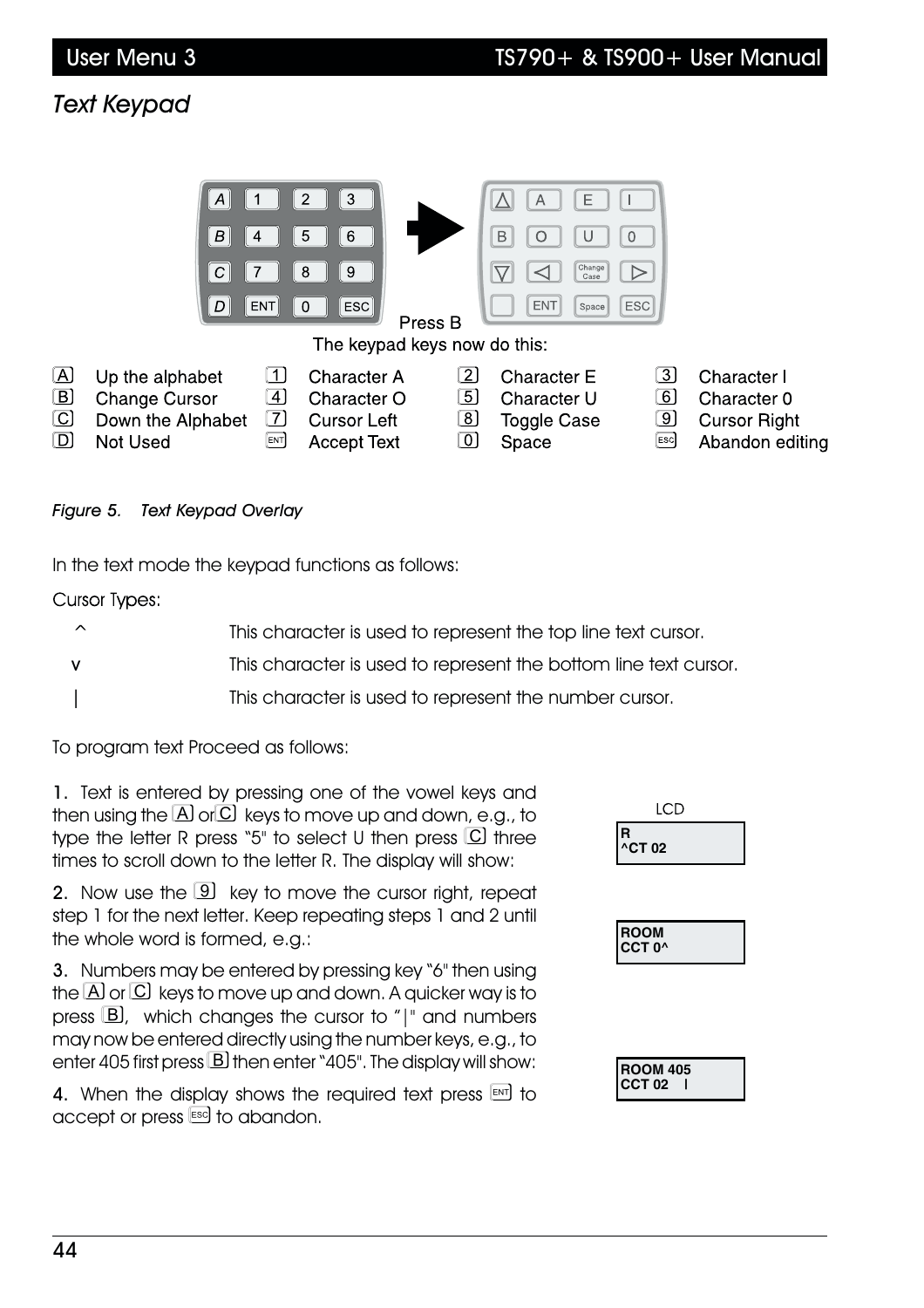## Text Keypad

Press B

The keypad keys now do this:

| | | | | | | | |
|---|---|---|---|---|---|---|---|
| A | Up the alphabet | 1 | Character A | 2 | Character E | 3 | Character I |
| B | Change Cursor | 4 | Character O | 5 | Character U | 6 | Character 0 |
| C | Down the Alphabet | 7 | Cursor Left | 8 | Toggle Case | 9 | Cursor Right |
| D | Not Used | ENT | Accept Text | 0 | Space | ESC | Abandon editing |

*Figure 5. Text Keypad Overlay*

In the text mode the keypad functions as follows:

Cursor Types:

| | |
|---|---|
| ^ | This character is used to represent the top line text cursor. |
| v | This character is used to represent the bottom line text cursor. |
| \| | This character is used to represent the number cursor. |

To program text Proceed as follows:

1. Text is entered by pressing one of the vowel keys and then using the A or C keys to move up and down, e.g., to type the letter R press "5" to select U then press C three times to scroll down to the letter R. The display will show:

LCD

```
R
^CT 02
```

2. Now use the 9 key to move the cursor right, repeat step 1 for the next letter. Keep repeating steps 1 and 2 until the whole word is formed, e.g.:

```
ROOM
CCT 0^
```

3. Numbers may be entered by pressing key "6" then using the A or C keys to move up and down. A quicker way is to press B, which changes the cursor to "|" and numbers may now be entered directly using the number keys, e.g., to enter 405 first press B then enter "405". The display will show:

```
ROOM 405
CCT 02   |
```

4. When the display shows the required text press ENT to accept or press ESC to abandon.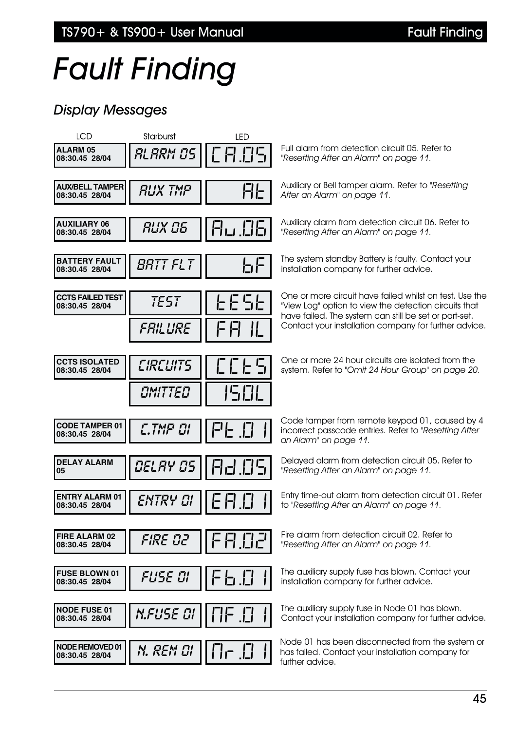# Fault Finding

## *Display Messages*

| LCD | Starburst | LED | |
|---|---|---|---|
| ALARM 05<br>08:30.45 28/04 | ALARM 05 | CA.05 | Full alarm from detection circuit 05. Refer to "*Resetting After an Alarm" on page 11.* |
| AUX/BELL TAMPER<br>08:30.45 28/04 | AUX TMP | At | Auxiliary or Bell tamper alarm. Refer to "*Resetting After an Alarm" on page 11.* |
| AUXILIARY 06<br>08:30.45 28/04 | AUX 06 | Au.06 | Auxiliary alarm from detection circuit 06. Refer to "*Resetting After an Alarm" on page 11.* |
| BATTERY FAULT<br>08:30.45 28/04 | BATT FLT | bF | The system standby Battery is faulty. Contact your installation company for further advice. |
| CCTS FAILED TEST<br>08:30.45 28/04 | TEST<br>FAILURE | tESt<br>FA IL | One or more circuit have failed whilst on test. Use the "View Log" option to view the detection circuits that have failed. The system can still be set or part-set. Contact your installation company for further advice. |
| CCTS ISOLATED<br>08:30.45 28/04 | CIRCUITS<br>OMITTED | CCtS<br>ISOL | One or more 24 hour circuits are isolated from the system. Refer to "*Omit 24 Hour Group" on page 20.* |
| CODE TAMPER 01<br>08:30.45 28/04 | C.TMP 01 | Pt.01 | Code tamper from remote keypad 01, caused by 4 incorrect passcode entries. Refer to "*Resetting After an Alarm" on page 11.* |
| DELAY ALARM<br>05 | DELAY 05 | Ad.05 | Delayed alarm from detection circuit 05. Refer to "*Resetting After an Alarm" on page 11.* |
| ENTRY ALARM 01<br>08:30.45 28/04 | ENTRY 01 | EA.01 | Entry time-out alarm from detection circuit 01. Refer to "*Resetting After an Alarm" on page 11.* |
| FIRE ALARM 02<br>08:30.45 28/04 | FIRE 02 | FA.02 | Fire alarm from detection circuit 02. Refer to "*Resetting After an Alarm" on page 11.* |
| FUSE BLOWN 01<br>08:30.45 28/04 | FUSE 01 | Fb.01 | The auxiliary supply fuse has blown. Contact your installation company for further advice. |
| NODE FUSE 01<br>08:30.45 28/04 | N.FUSE 01 | nF.01 | The auxiliary supply fuse in Node 01 has blown. Contact your installation company for further advice. |
| NODE REMOVED 01<br>08:30.45 28/04 | N. REM 01 | nr.01 | Node 01 has been disconnected from the system or has failed. Contact your installation company for further advice. |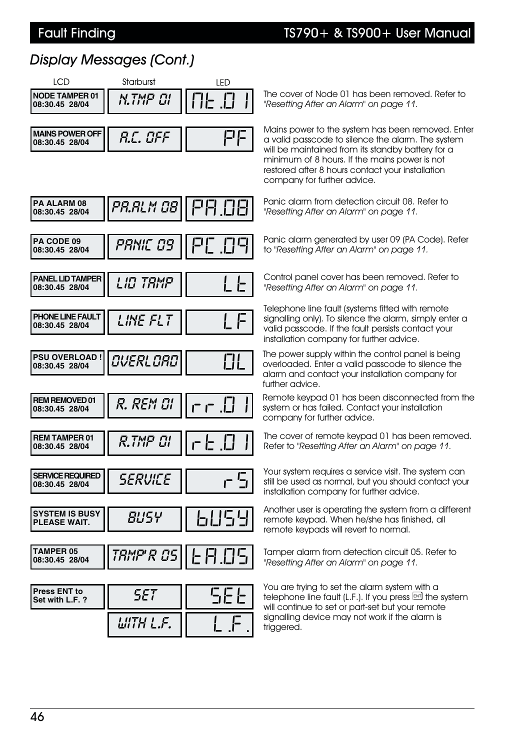## Display Messages (Cont.)

| LCD | Starburst | LED | Description |
|---|---|---|---|
| NODE TAMPER 01<br>08:30.45 28/04 | N.TMP 01 | nt.01 | The cover of Node 01 has been removed. Refer to "*Resetting After an Alarm*" *on page 11.* |
| MAINS POWER OFF<br>08:30.45 28/04 | A.C. OFF | PF | Mains power to the system has been removed. Enter a valid passcode to silence the alarm. The system will be maintained from its standby battery for a minimum of 8 hours. If the mains power is not restored after 8 hours contact your installation company for further advice. |
| PA ALARM 08<br>08:30.45 28/04 | PA.ALM 08 | PA.08 | Panic alarm from detection circuit 08. Refer to "*Resetting After an Alarm*" *on page 11.* |
| PA CODE 09<br>08:30.45 28/04 | PANIC 09 | PC.09 | Panic alarm generated by user 09 (PA Code). Refer to "*Resetting After an Alarm*" *on page 11.* |
| PANEL LID TAMPER<br>08:30.45 28/04 | LID TAMP | Lt | Control panel cover has been removed. Refer to "*Resetting After an Alarm*" *on page 11.* |
| PHONE LINE FAULT<br>08:30.45 28/04 | LINE FLT | LF | Telephone line fault (systems fitted with remote signalling only). To silence the alarm, simply enter a valid passcode. If the fault persists contact your installation company for further advice. |
| PSU OVERLOAD !<br>08:30.45 28/04 | OVERLOAD | OL | The power supply within the control panel is being overloaded. Enter a valid passcode to silence the alarm and contact your installation company for further advice. |
| REM REMOVED 01<br>08:30.45 28/04 | R. REM 01 | rr.01 | Remote keypad 01 has been disconnected from the system or has failed. Contact your installation company for further advice. |
| REM TAMPER 01<br>08:30.45 28/04 | R.TMP 01 | rt.01 | The cover of remote keypad 01 has been removed. Refer to "*Resetting After an Alarm*" *on page 11.* |
| SERVICE REQUIRED<br>08:30.45 28/04 | SERVICE | rS | Your system requires a service visit. The system can still be used as normal, but you should contact your installation company for further advice. |
| SYSTEM IS BUSY<br>PLEASE WAIT. | BUSY | bUSY | Another user is operating the system from a different remote keypad. When he/she has finished, all remote keypads will revert to normal. |
| TAMPER 05<br>08:30.45 28/04 | TAMP'R 05 | tA.05 | Tamper alarm from detection circuit 05. Refer to "*Resetting After an Alarm*" *on page 11.* |
| Press ENT to<br>Set with L.F. ? | SET<br>WITH L.F. | SEt<br>L.F. | You are trying to set the alarm system with a telephone line fault (L.F.). If you press ENT the system will continue to set or part-set but your remote signalling device may not work if the alarm is triggered. |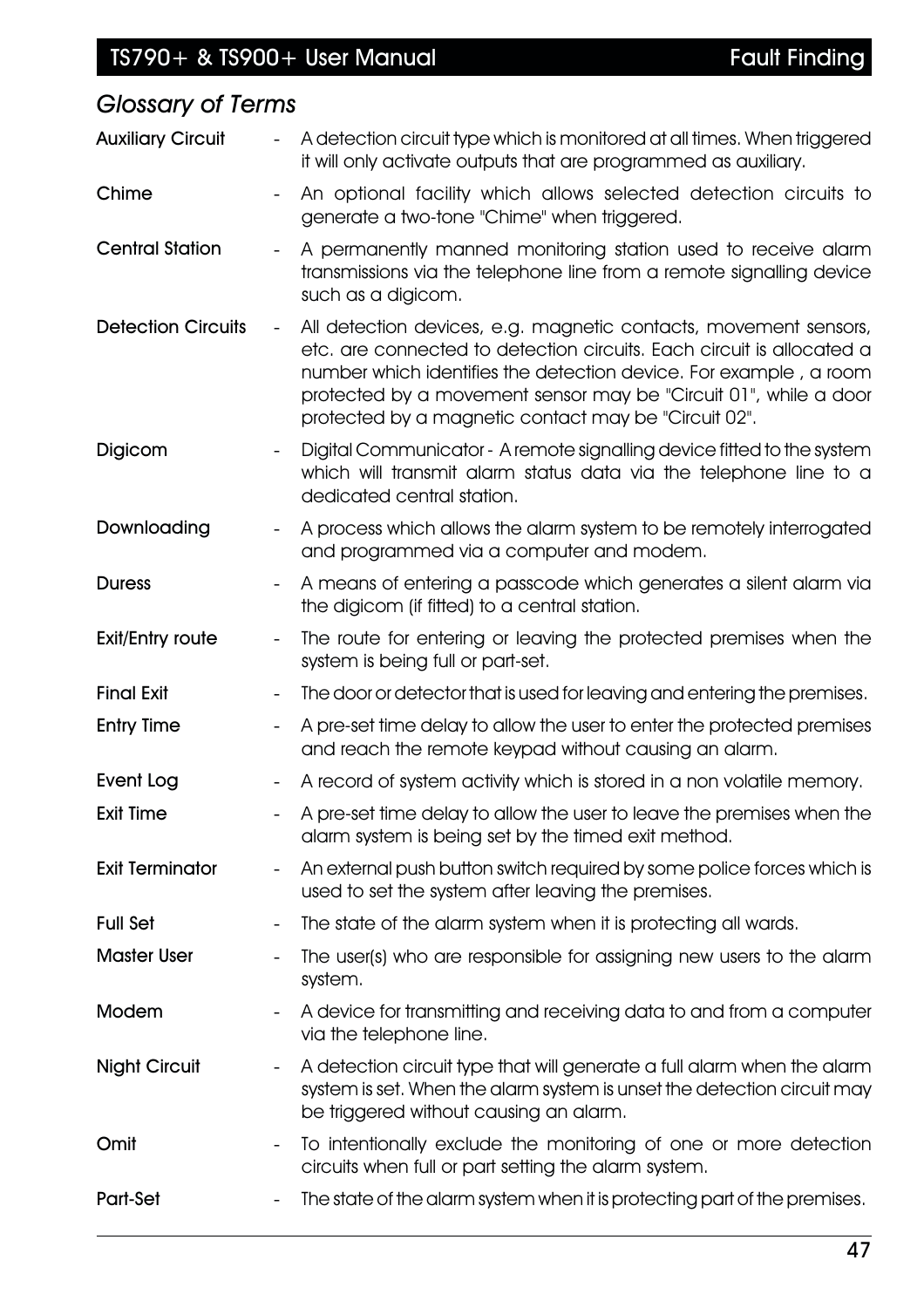## *Glossary of Terms*

**Auxiliary Circuit** - A detection circuit type which is monitored at all times. When triggered it will only activate outputs that are programmed as auxiliary.

**Chime** - An optional facility which allows selected detection circuits to generate a two-tone "Chime" when triggered.

**Central Station** - A permanently manned monitoring station used to receive alarm transmissions via the telephone line from a remote signalling device such as a digicom.

**Detection Circuits** - All detection devices, e.g. magnetic contacts, movement sensors, etc. are connected to detection circuits. Each circuit is allocated a number which identifies the detection device. For example , a room protected by a movement sensor may be "Circuit 01", while a door protected by a magnetic contact may be "Circuit 02".

**Digicom** - Digital Communicator - A remote signalling device fitted to the system which will transmit alarm status data via the telephone line to a dedicated central station.

**Downloading** - A process which allows the alarm system to be remotely interrogated and programmed via a computer and modem.

**Duress** - A means of entering a passcode which generates a silent alarm via the digicom (if fitted) to a central station.

**Exit/Entry route** - The route for entering or leaving the protected premises when the system is being full or part-set.

**Final Exit** - The door or detector that is used for leaving and entering the premises.

**Entry Time** - A pre-set time delay to allow the user to enter the protected premises and reach the remote keypad without causing an alarm.

**Event Log** - A record of system activity which is stored in a non volatile memory.

**Exit Time** - A pre-set time delay to allow the user to leave the premises when the alarm system is being set by the timed exit method.

**Exit Terminator** - An external push button switch required by some police forces which is used to set the system after leaving the premises.

**Full Set** - The state of the alarm system when it is protecting all wards.

**Master User** - The user(s) who are responsible for assigning new users to the alarm system.

**Modem** - A device for transmitting and receiving data to and from a computer via the telephone line.

**Night Circuit** - A detection circuit type that will generate a full alarm when the alarm system is set. When the alarm system is unset the detection circuit may be triggered without causing an alarm.

**Omit** - To intentionally exclude the monitoring of one or more detection circuits when full or part setting the alarm system.

**Part-Set** - The state of the alarm system when it is protecting part of the premises.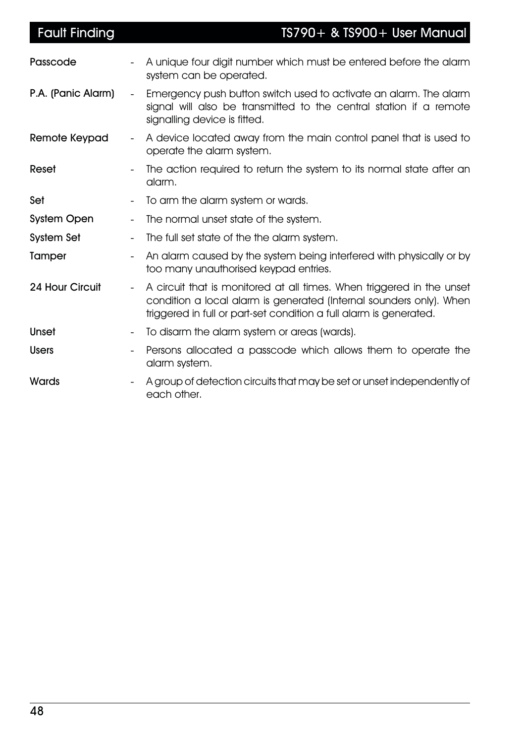**Passcode** - A unique four digit number which must be entered before the alarm system can be operated.

**P.A. (Panic Alarm)** - Emergency push button switch used to activate an alarm. The alarm signal will also be transmitted to the central station if a remote signalling device is fitted.

**Remote Keypad** - A device located away from the main control panel that is used to operate the alarm system.

**Reset** - The action required to return the system to its normal state after an alarm.

**Set** - To arm the alarm system or wards.

**System Open** - The normal unset state of the system.

**System Set** - The full set state of the the alarm system.

**Tamper** - An alarm caused by the system being interfered with physically or by too many unauthorised keypad entries.

**24 Hour Circuit** - A circuit that is monitored at all times. When triggered in the unset condition a local alarm is generated (Internal sounders only). When triggered in full or part-set condition a full alarm is generated.

**Unset** - To disarm the alarm system or areas (wards).

**Users** - Persons allocated a passcode which allows them to operate the alarm system.

**Wards** - A group of detection circuits that may be set or unset independently of each other.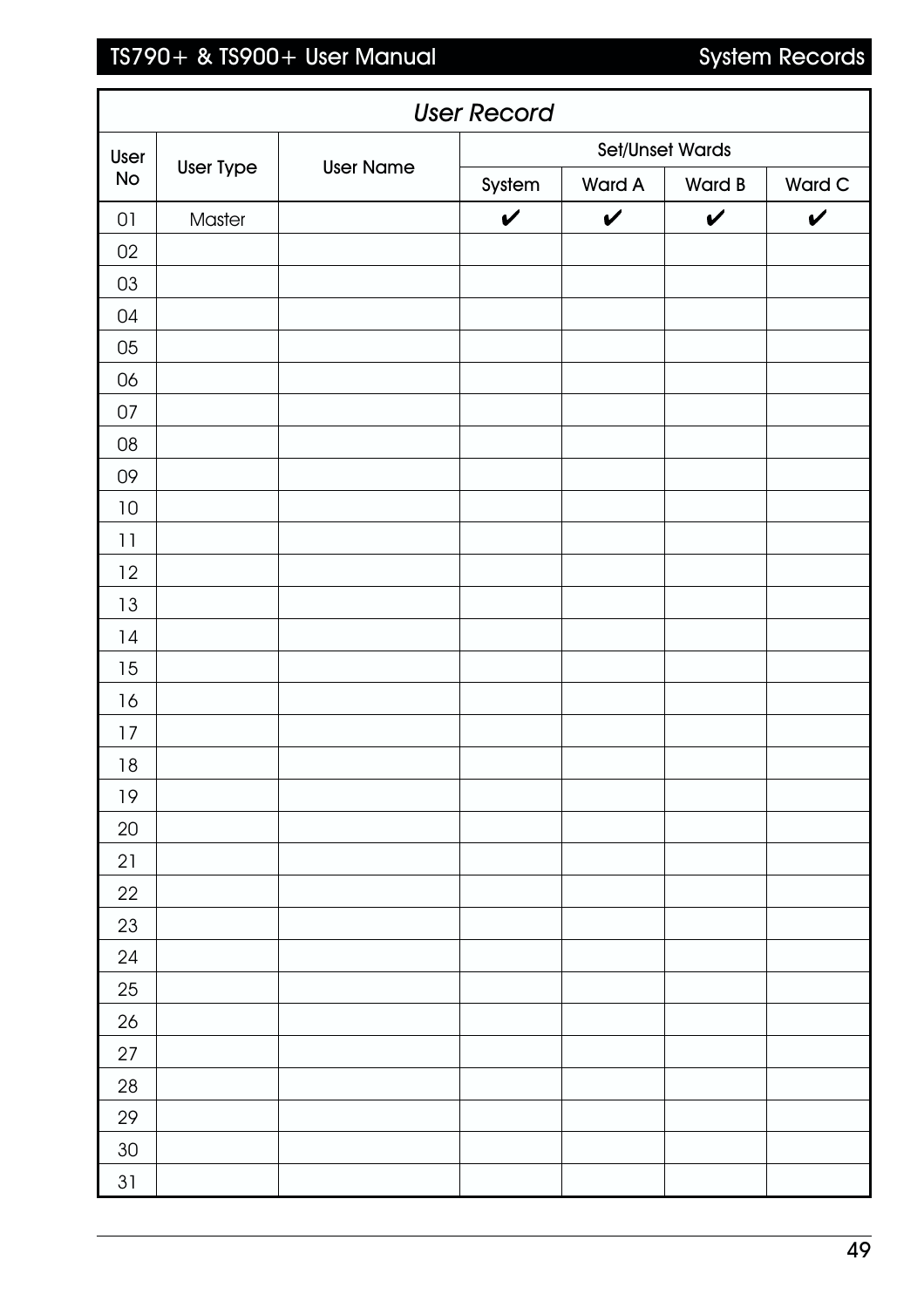## User Record

| User No | User Type | User Name | Set/Unset Wards | | | |
|---|---|---|---|---|---|---|
| | | | System | Ward A | Ward B | Ward C |
| 01 | Master | | ✔ | ✔ | ✔ | ✔ |
| 02 | | | | | | |
| 03 | | | | | | |
| 04 | | | | | | |
| 05 | | | | | | |
| 06 | | | | | | |
| 07 | | | | | | |
| 08 | | | | | | |
| 09 | | | | | | |
| 10 | | | | | | |
| 11 | | | | | | |
| 12 | | | | | | |
| 13 | | | | | | |
| 14 | | | | | | |
| 15 | | | | | | |
| 16 | | | | | | |
| 17 | | | | | | |
| 18 | | | | | | |
| 19 | | | | | | |
| 20 | | | | | | |
| 21 | | | | | | |
| 22 | | | | | | |
| 23 | | | | | | |
| 24 | | | | | | |
| 25 | | | | | | |
| 26 | | | | | | |
| 27 | | | | | | |
| 28 | | | | | | |
| 29 | | | | | | |
| 30 | | | | | | |
| 31 | | | | | | |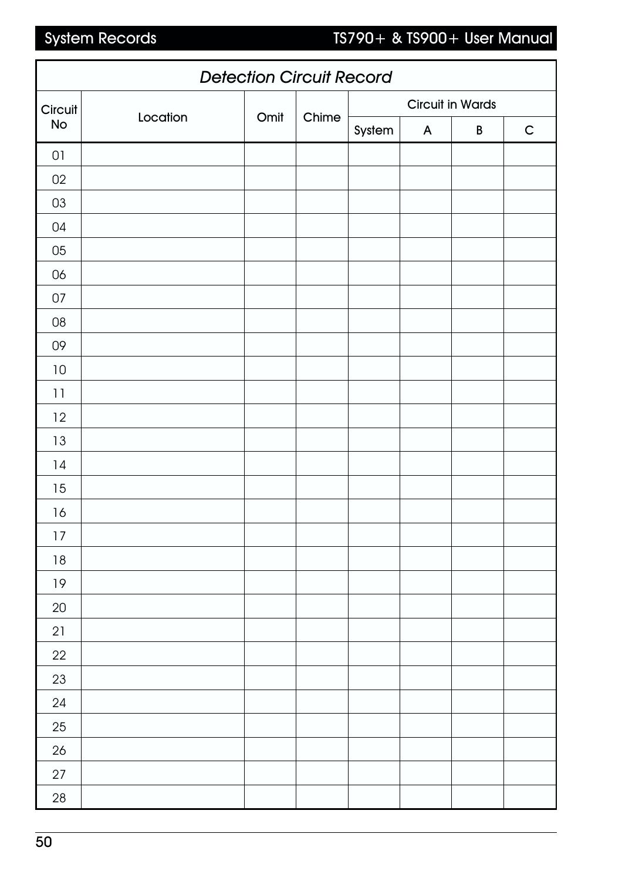## *Detection Circuit Record*

| Circuit No | Location | Omit | Chime | Circuit in Wards | | | |
|---|---|---|---|---|---|---|---|
| | | | | System | A | B | C |
| 01 | | | | | | | |
| 02 | | | | | | | |
| 03 | | | | | | | |
| 04 | | | | | | | |
| 05 | | | | | | | |
| 06 | | | | | | | |
| 07 | | | | | | | |
| 08 | | | | | | | |
| 09 | | | | | | | |
| 10 | | | | | | | |
| 11 | | | | | | | |
| 12 | | | | | | | |
| 13 | | | | | | | |
| 14 | | | | | | | |
| 15 | | | | | | | |
| 16 | | | | | | | |
| 17 | | | | | | | |
| 18 | | | | | | | |
| 19 | | | | | | | |
| 20 | | | | | | | |
| 21 | | | | | | | |
| 22 | | | | | | | |
| 23 | | | | | | | |
| 24 | | | | | | | |
| 25 | | | | | | | |
| 26 | | | | | | | |
| 27 | | | | | | | |
| 28 | | | | | | | |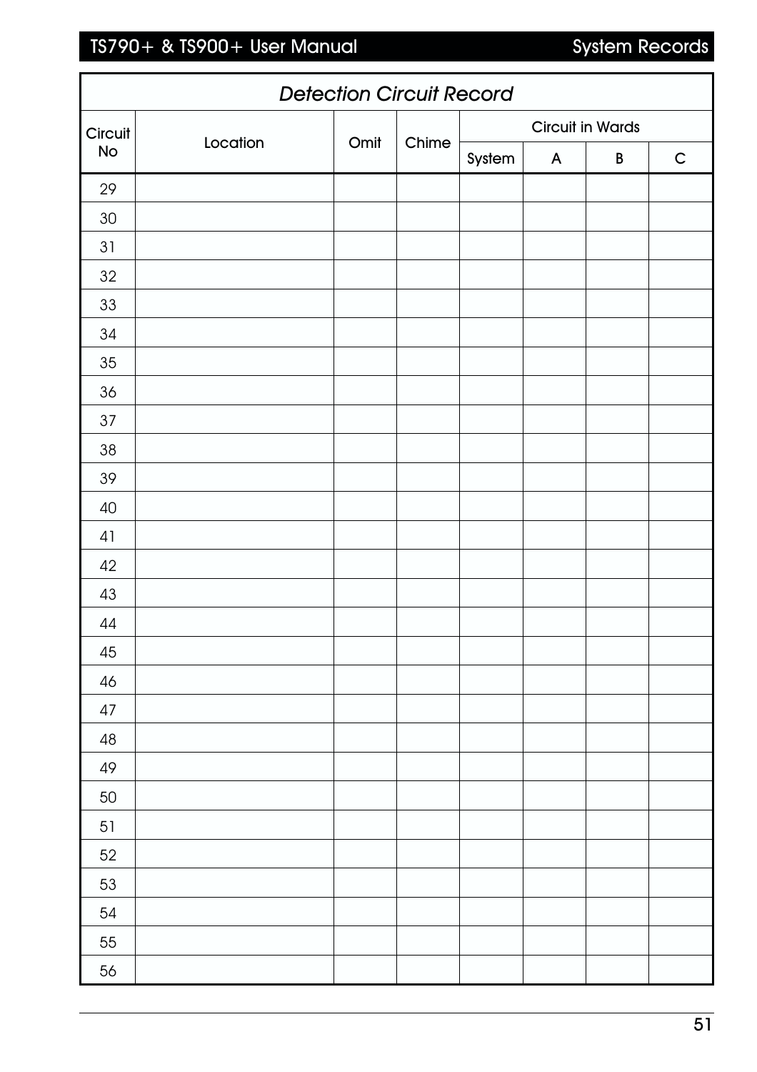## *Detection Circuit Record*

| Circuit No | Location | Omit | Chime | Circuit in Wards | | | |
|---|---|---|---|---|---|---|---|
| | | | | System | A | B | C |
| 29 | | | | | | | |
| 30 | | | | | | | |
| 31 | | | | | | | |
| 32 | | | | | | | |
| 33 | | | | | | | |
| 34 | | | | | | | |
| 35 | | | | | | | |
| 36 | | | | | | | |
| 37 | | | | | | | |
| 38 | | | | | | | |
| 39 | | | | | | | |
| 40 | | | | | | | |
| 41 | | | | | | | |
| 42 | | | | | | | |
| 43 | | | | | | | |
| 44 | | | | | | | |
| 45 | | | | | | | |
| 46 | | | | | | | |
| 47 | | | | | | | |
| 48 | | | | | | | |
| 49 | | | | | | | |
| 50 | | | | | | | |
| 51 | | | | | | | |
| 52 | | | | | | | |
| 53 | | | | | | | |
| 54 | | | | | | | |
| 55 | | | | | | | |
| 56 | | | | | | | |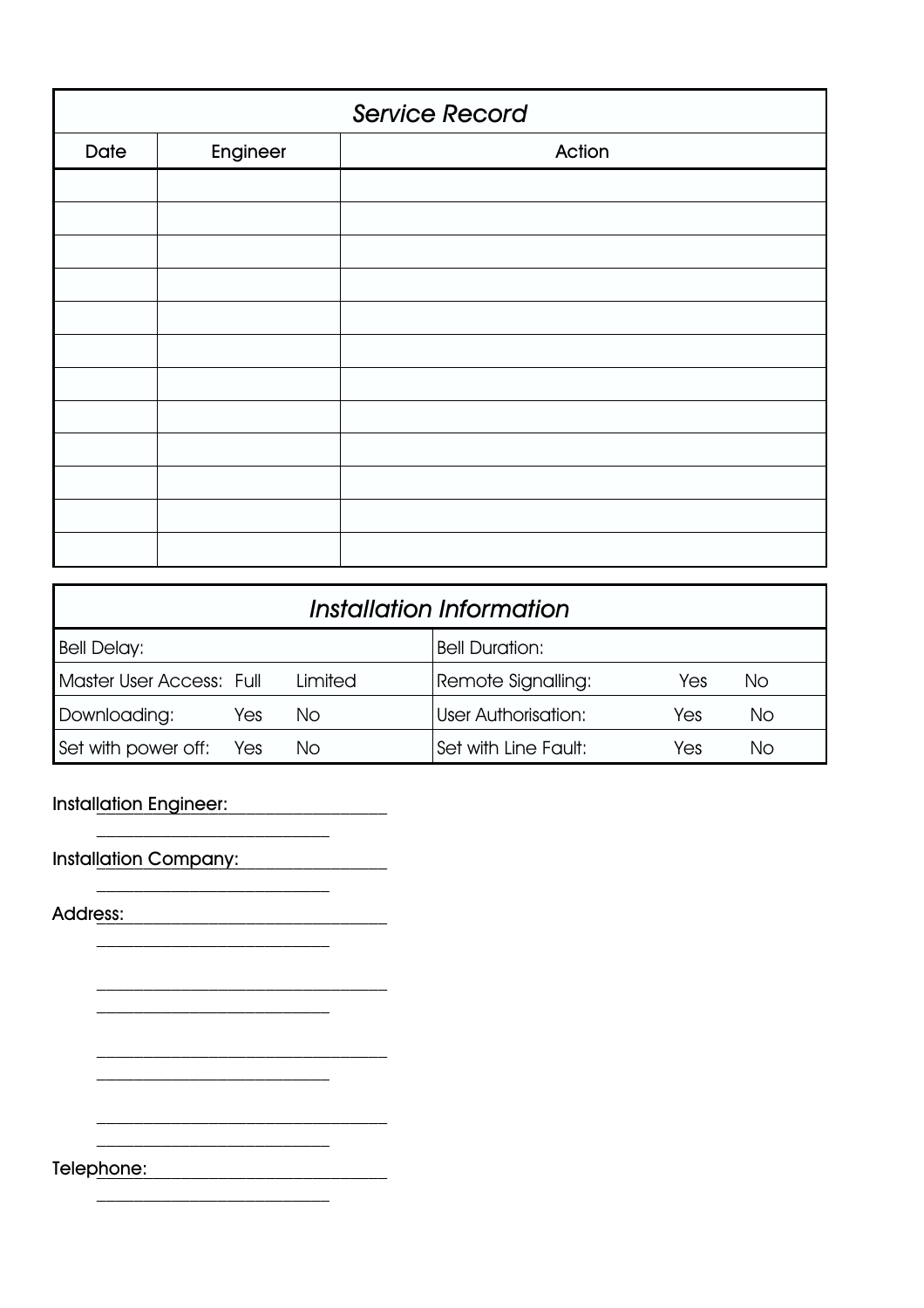## *Service Record*

| Date | Engineer | Action |
|---|---|---|
| | | |
| | | |
| | | |
| | | |
| | | |
| | | |
| | | |
| | | |
| | | |
| | | |
| | | |
| | | |

## *Installation Information*

| | |
|---|---|
| Bell Delay: | Bell Duration: |
| Master User Access: Full Limited | Remote Signalling: Yes No |
| Downloading: Yes No | User Authorisation: Yes No |
| Set with power off: Yes No | Set with Line Fault: Yes No |

Installation Engineer: ______________________

______________________

Installation Company: ______________________

______________________

Address: ______________________

______________________

______________________

______________________

______________________

______________________

______________________

______________________

Telephone: ______________________

______________________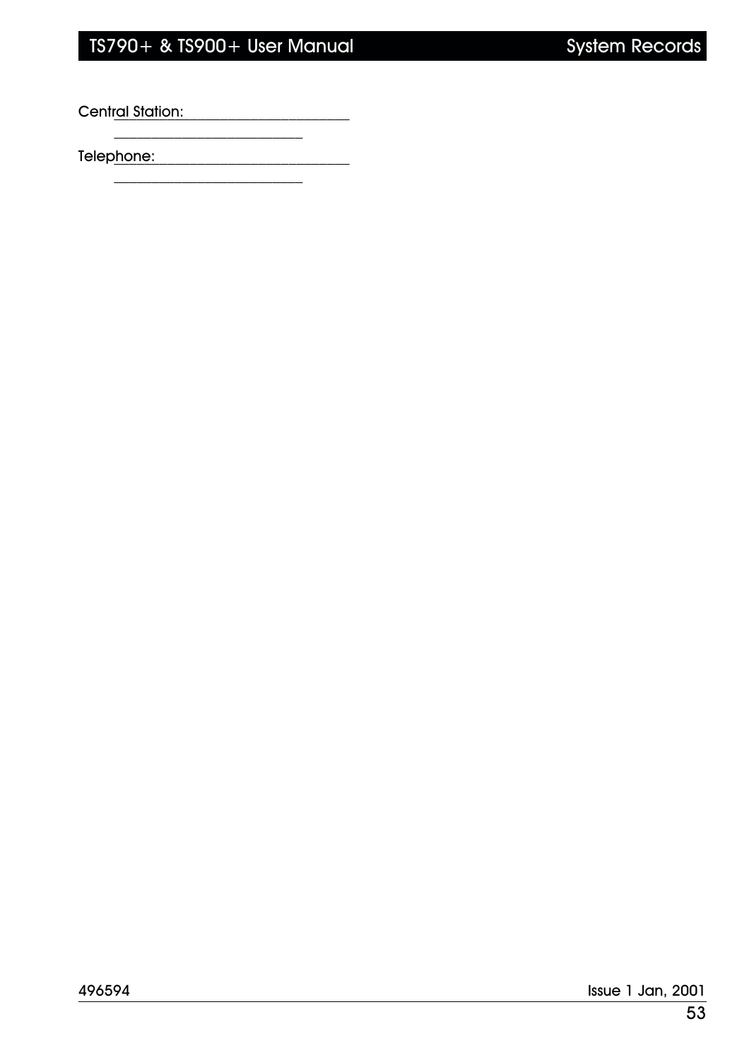Central Station: ______________________

______________________

Telephone: ______________________

______________________